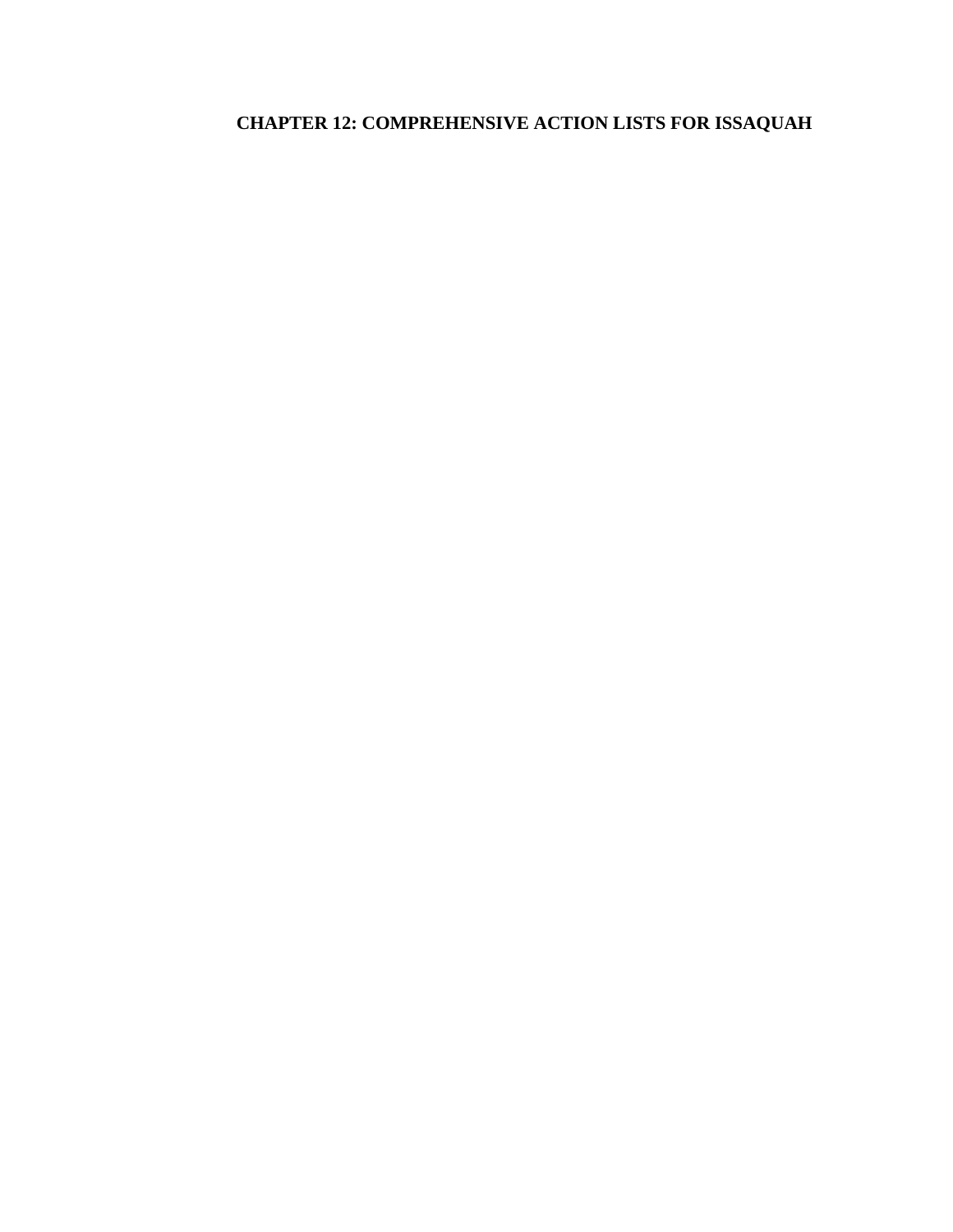# CHAPTER 12: COMPREHENSIVE ACTION LISTS FOR ISSAQUAH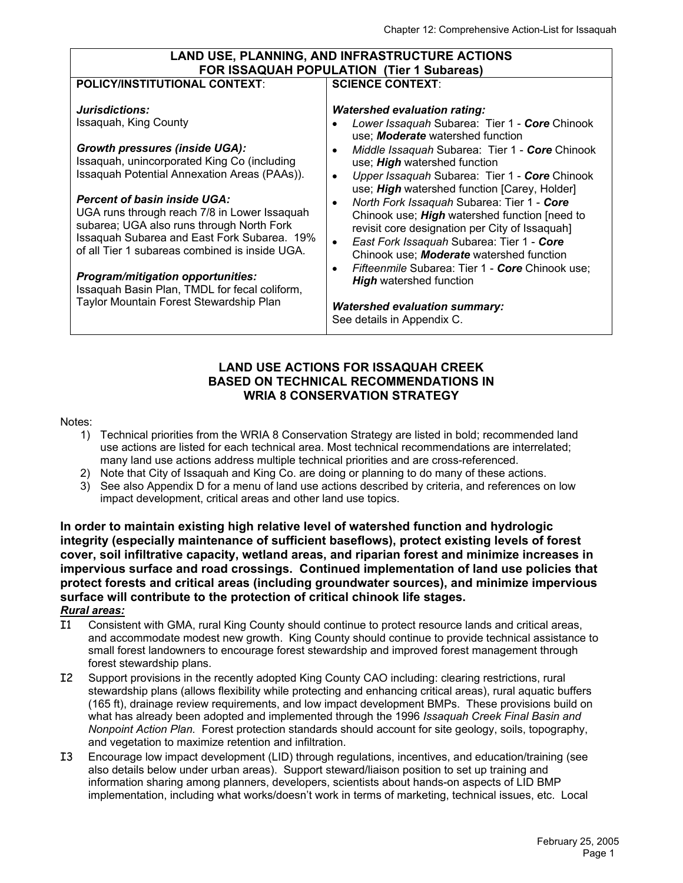| LAND USE, PLANNING, AND INFRASTRUCTURE ACTIONS FOR ISSAQUAH POPULATION (Tier 1 Subareas) | |
|---|---|
| **POLICY/INSTITUTIONAL CONTEXT**: <br><br> ***Jurisdictions:*** <br> Issaquah, King County <br><br> ***Growth pressures (inside UGA):*** <br> Issaquah, unincorporated King Co (including Issaquah Potential Annexation Areas (PAAs)). <br><br> ***Percent of basin inside UGA:*** <br> UGA runs through reach 7/8 in Lower Issaquah subarea; UGA also runs through North Fork Issaquah Subarea and East Fork Subarea. 19% of all Tier 1 subareas combined is inside UGA. <br><br> ***Program/mitigation opportunities:*** <br> Issaquah Basin Plan, TMDL for fecal coliform, Taylor Mountain Forest Stewardship Plan | **SCIENCE CONTEXT**: <br><br> ***Watershed evaluation rating:*** <br> • *Lower Issaquah* Subarea: Tier 1 - ***Core*** Chinook use; ***Moderate*** watershed function <br> • *Middle Issaquah* Subarea: Tier 1 - ***Core*** Chinook use; ***High*** watershed function <br> • *Upper Issaquah* Subarea: Tier 1 - ***Core*** Chinook use; ***High*** watershed function [Carey, Holder] <br> • *North Fork Issaquah* Subarea: Tier 1 - ***Core*** Chinook use; ***High*** watershed function [need to revisit core designation per City of Issaquah] <br> • *East Fork Issaquah* Subarea: Tier 1 - ***Core*** Chinook use; ***Moderate*** watershed function <br> • *Fifteenmile* Subarea: Tier 1 - ***Core*** Chinook use; ***High*** watershed function <br><br> ***Watershed evaluation summary:*** <br> See details in Appendix C. |

## LAND USE ACTIONS FOR ISSAQUAH CREEK BASED ON TECHNICAL RECOMMENDATIONS IN WRIA 8 CONSERVATION STRATEGY

Notes:

1) Technical priorities from the WRIA 8 Conservation Strategy are listed in bold; recommended land use actions are listed for each technical area. Most technical recommendations are interrelated; many land use actions address multiple technical priorities and are cross-referenced.
2) Note that City of Issaquah and King Co. are doing or planning to do many of these actions.
3) See also Appendix D for a menu of land use actions described by criteria, and references on low impact development, critical areas and other land use topics.

**In order to maintain existing high relative level of watershed function and hydrologic integrity (especially maintenance of sufficient baseflows), protect existing levels of forest cover, soil infiltrative capacity, wetland areas, and riparian forest and minimize increases in impervious surface and road crossings. Continued implementation of land use policies that protect forests and critical areas (including groundwater sources), and minimize impervious surface will contribute to the protection of critical chinook life stages.**

***Rural areas:***

I1 Consistent with GMA, rural King County should continue to protect resource lands and critical areas, and accommodate modest new growth. King County should continue to provide technical assistance to small forest landowners to encourage forest stewardship and improved forest management through forest stewardship plans.

I2 Support provisions in the recently adopted King County CAO including: clearing restrictions, rural stewardship plans (allows flexibility while protecting and enhancing critical areas), rural aquatic buffers (165 ft), drainage review requirements, and low impact development BMPs. These provisions build on what has already been adopted and implemented through the 1996 *Issaquah Creek Final Basin and Nonpoint Action Plan.* Forest protection standards should account for site geology, soils, topography, and vegetation to maximize retention and infiltration.

I3 Encourage low impact development (LID) through regulations, incentives, and education/training (see also details below under urban areas). Support steward/liaison position to set up training and information sharing among planners, developers, scientists about hands-on aspects of LID BMP implementation, including what works/doesn't work in terms of marketing, technical issues, etc. Local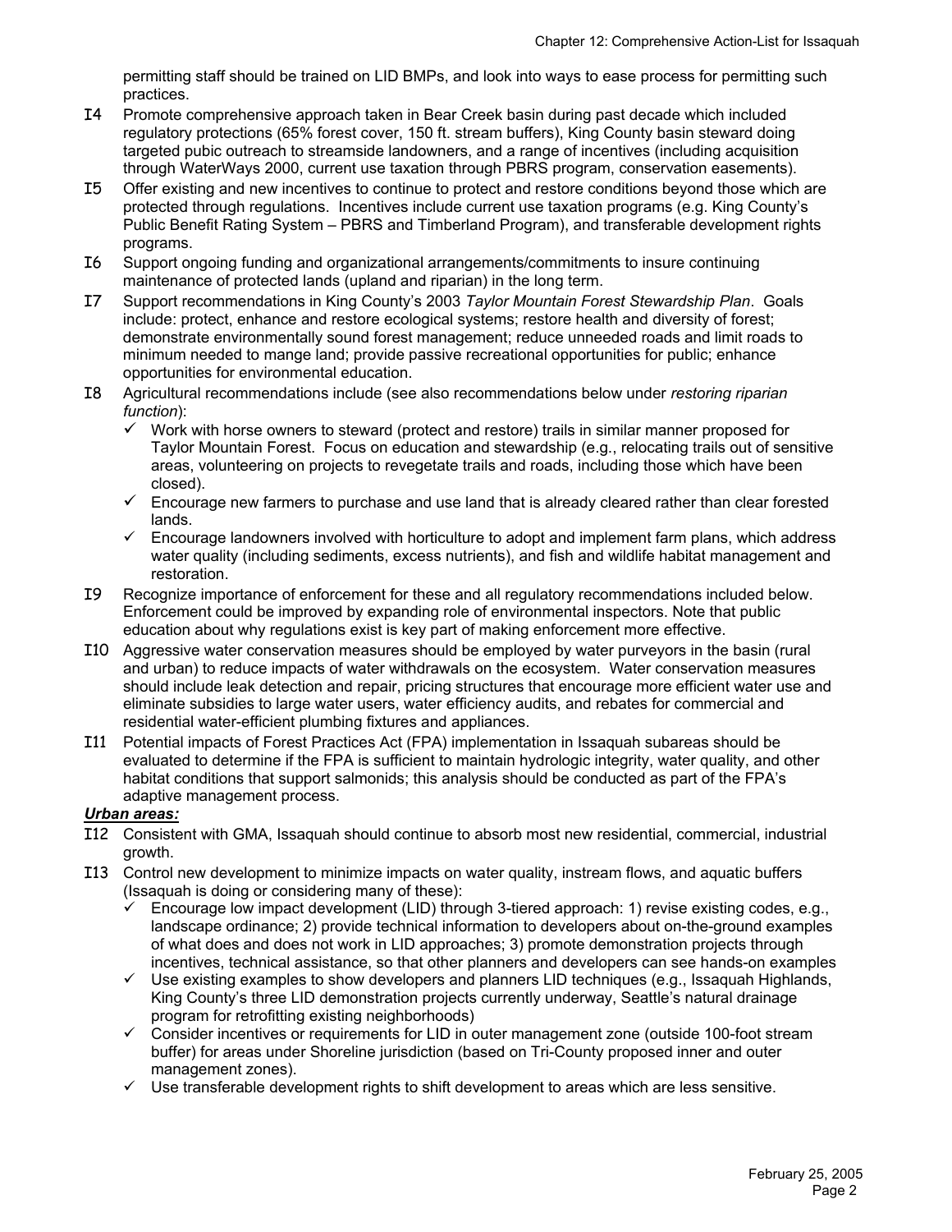permitting staff should be trained on LID BMPs, and look into ways to ease process for permitting such practices.

I4 Promote comprehensive approach taken in Bear Creek basin during past decade which included regulatory protections (65% forest cover, 150 ft. stream buffers), King County basin steward doing targeted pubic outreach to streamside landowners, and a range of incentives (including acquisition through WaterWays 2000, current use taxation through PBRS program, conservation easements).

I5 Offer existing and new incentives to continue to protect and restore conditions beyond those which are protected through regulations. Incentives include current use taxation programs (e.g. King County's Public Benefit Rating System – PBRS and Timberland Program), and transferable development rights programs.

I6 Support ongoing funding and organizational arrangements/commitments to insure continuing maintenance of protected lands (upland and riparian) in the long term.

I7 Support recommendations in King County's 2003 *Taylor Mountain Forest Stewardship Plan*. Goals include: protect, enhance and restore ecological systems; restore health and diversity of forest; demonstrate environmentally sound forest management; reduce unneeded roads and limit roads to minimum needed to mange land; provide passive recreational opportunities for public; enhance opportunities for environmental education.

I8 Agricultural recommendations include (see also recommendations below under *restoring riparian function*):

- ✓ Work with horse owners to steward (protect and restore) trails in similar manner proposed for Taylor Mountain Forest. Focus on education and stewardship (e.g., relocating trails out of sensitive areas, volunteering on projects to revegetate trails and roads, including those which have been closed).
- ✓ Encourage new farmers to purchase and use land that is already cleared rather than clear forested lands.
- ✓ Encourage landowners involved with horticulture to adopt and implement farm plans, which address water quality (including sediments, excess nutrients), and fish and wildlife habitat management and restoration.

I9 Recognize importance of enforcement for these and all regulatory recommendations included below. Enforcement could be improved by expanding role of environmental inspectors. Note that public education about why regulations exist is key part of making enforcement more effective.

I10 Aggressive water conservation measures should be employed by water purveyors in the basin (rural and urban) to reduce impacts of water withdrawals on the ecosystem. Water conservation measures should include leak detection and repair, pricing structures that encourage more efficient water use and eliminate subsidies to large water users, water efficiency audits, and rebates for commercial and residential water-efficient plumbing fixtures and appliances.

I11 Potential impacts of Forest Practices Act (FPA) implementation in Issaquah subareas should be evaluated to determine if the FPA is sufficient to maintain hydrologic integrity, water quality, and other habitat conditions that support salmonids; this analysis should be conducted as part of the FPA's adaptive management process.

***Urban areas:***

I12 Consistent with GMA, Issaquah should continue to absorb most new residential, commercial, industrial growth.

I13 Control new development to minimize impacts on water quality, instream flows, and aquatic buffers (Issaquah is doing or considering many of these):

- ✓ Encourage low impact development (LID) through 3-tiered approach: 1) revise existing codes, e.g., landscape ordinance; 2) provide technical information to developers about on-the-ground examples of what does and does not work in LID approaches; 3) promote demonstration projects through incentives, technical assistance, so that other planners and developers can see hands-on examples
- ✓ Use existing examples to show developers and planners LID techniques (e.g., Issaquah Highlands, King County's three LID demonstration projects currently underway, Seattle's natural drainage program for retrofitting existing neighborhoods)
- ✓ Consider incentives or requirements for LID in outer management zone (outside 100-foot stream buffer) for areas under Shoreline jurisdiction (based on Tri-County proposed inner and outer management zones).
- ✓ Use transferable development rights to shift development to areas which are less sensitive.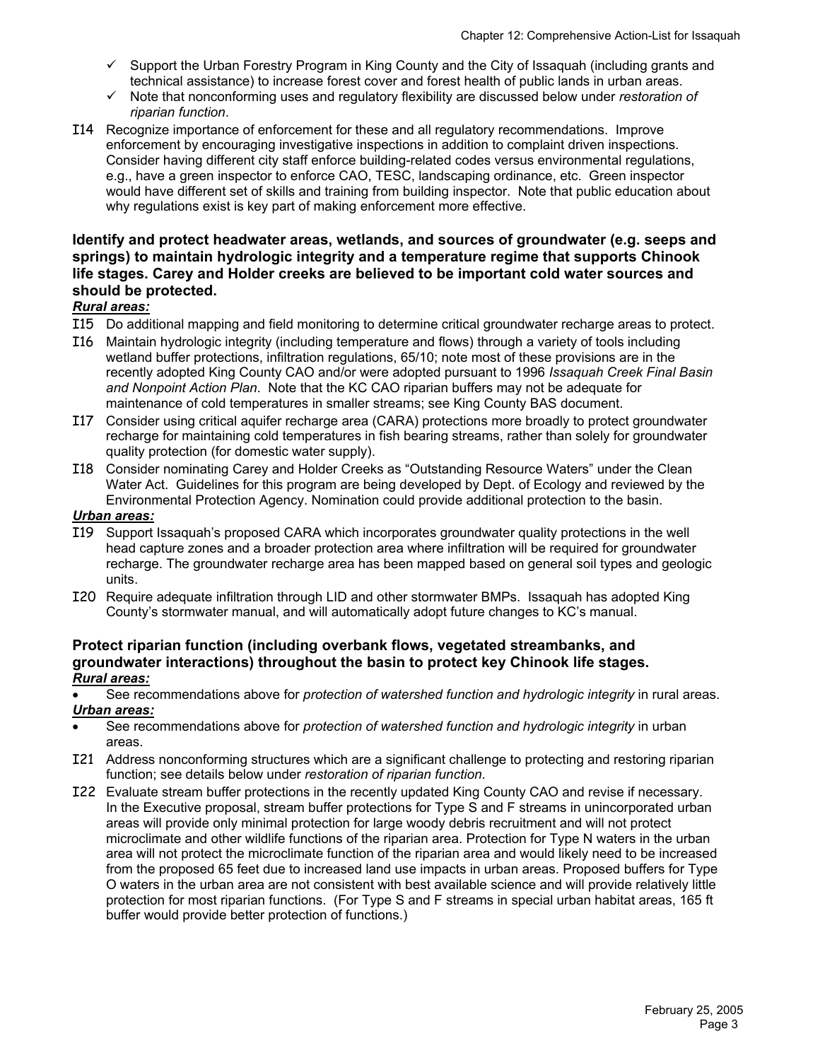- ✓ Support the Urban Forestry Program in King County and the City of Issaquah (including grants and technical assistance) to increase forest cover and forest health of public lands in urban areas.
- ✓ Note that nonconforming uses and regulatory flexibility are discussed below under *restoration of riparian function*.

I14 Recognize importance of enforcement for these and all regulatory recommendations. Improve enforcement by encouraging investigative inspections in addition to complaint driven inspections. Consider having different city staff enforce building-related codes versus environmental regulations, e.g., have a green inspector to enforce CAO, TESC, landscaping ordinance, etc. Green inspector would have different set of skills and training from building inspector. Note that public education about why regulations exist is key part of making enforcement more effective.

**Identify and protect headwater areas, wetlands, and sources of groundwater (e.g. seeps and springs) to maintain hydrologic integrity and a temperature regime that supports Chinook life stages. Carey and Holder creeks are believed to be important cold water sources and should be protected.**

***Rural areas:***

I15 Do additional mapping and field monitoring to determine critical groundwater recharge areas to protect.

I16 Maintain hydrologic integrity (including temperature and flows) through a variety of tools including wetland buffer protections, infiltration regulations, 65/10; note most of these provisions are in the recently adopted King County CAO and/or were adopted pursuant to 1996 *Issaquah Creek Final Basin and Nonpoint Action Plan*. Note that the KC CAO riparian buffers may not be adequate for maintenance of cold temperatures in smaller streams; see King County BAS document.

I17 Consider using critical aquifer recharge area (CARA) protections more broadly to protect groundwater recharge for maintaining cold temperatures in fish bearing streams, rather than solely for groundwater quality protection (for domestic water supply).

I18 Consider nominating Carey and Holder Creeks as "Outstanding Resource Waters" under the Clean Water Act. Guidelines for this program are being developed by Dept. of Ecology and reviewed by the Environmental Protection Agency. Nomination could provide additional protection to the basin.

***Urban areas:***

I19 Support Issaquah's proposed CARA which incorporates groundwater quality protections in the well head capture zones and a broader protection area where infiltration will be required for groundwater recharge. The groundwater recharge area has been mapped based on general soil types and geologic units.

I20 Require adequate infiltration through LID and other stormwater BMPs. Issaquah has adopted King County's stormwater manual, and will automatically adopt future changes to KC's manual.

**Protect riparian function (including overbank flows, vegetated streambanks, and groundwater interactions) throughout the basin to protect key Chinook life stages.**

***Rural areas:***

- See recommendations above for *protection of watershed function and hydrologic integrity* in rural areas.

***Urban areas:***

- See recommendations above for *protection of watershed function and hydrologic integrity* in urban areas.

I21 Address nonconforming structures which are a significant challenge to protecting and restoring riparian function; see details below under *restoration of riparian function*.

I22 Evaluate stream buffer protections in the recently updated King County CAO and revise if necessary. In the Executive proposal, stream buffer protections for Type S and F streams in unincorporated urban areas will provide only minimal protection for large woody debris recruitment and will not protect microclimate and other wildlife functions of the riparian area. Protection for Type N waters in the urban area will not protect the microclimate function of the riparian area and would likely need to be increased from the proposed 65 feet due to increased land use impacts in urban areas. Proposed buffers for Type O waters in the urban area are not consistent with best available science and will provide relatively little protection for most riparian functions. (For Type S and F streams in special urban habitat areas, 165 ft buffer would provide better protection of functions.)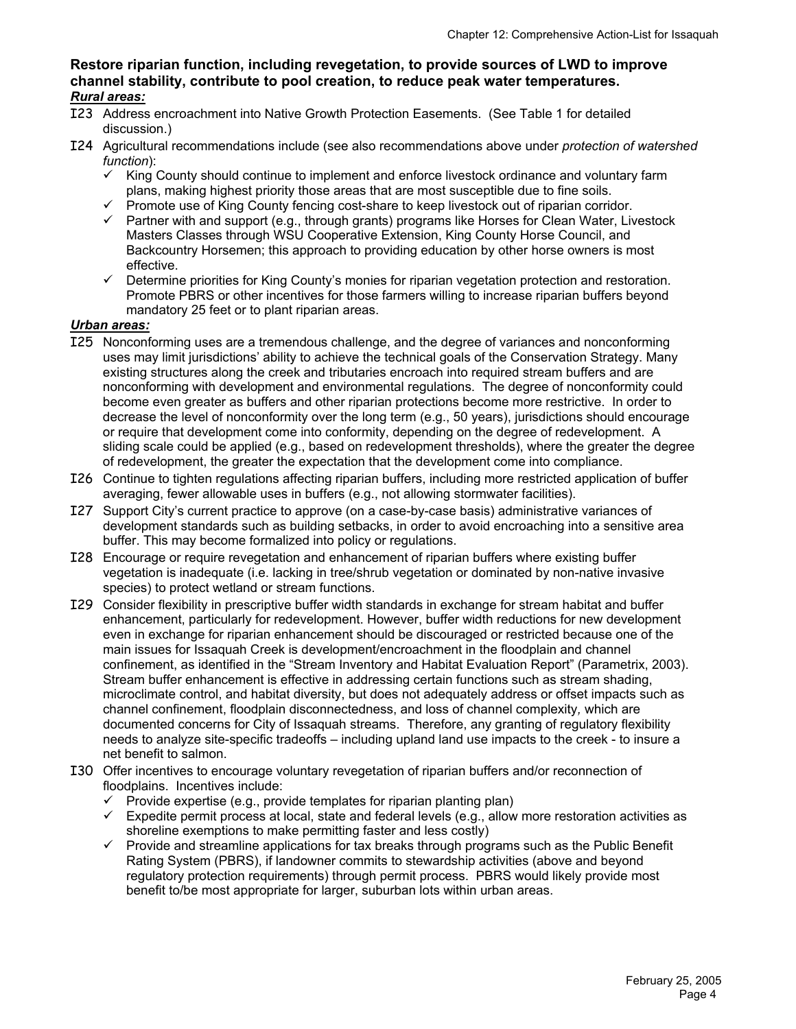### Restore riparian function, including revegetation, to provide sources of LWD to improve channel stability, contribute to pool creation, to reduce peak water temperatures.

***Rural areas:***

I23 Address encroachment into Native Growth Protection Easements. (See Table 1 for detailed discussion.)

I24 Agricultural recommendations include (see also recommendations above under *protection of watershed function*):

- ✓ King County should continue to implement and enforce livestock ordinance and voluntary farm plans, making highest priority those areas that are most susceptible due to fine soils.
- ✓ Promote use of King County fencing cost-share to keep livestock out of riparian corridor.
- ✓ Partner with and support (e.g., through grants) programs like Horses for Clean Water, Livestock Masters Classes through WSU Cooperative Extension, King County Horse Council, and Backcountry Horsemen; this approach to providing education by other horse owners is most effective.
- ✓ Determine priorities for King County's monies for riparian vegetation protection and restoration. Promote PBRS or other incentives for those farmers willing to increase riparian buffers beyond mandatory 25 feet or to plant riparian areas.

***Urban areas:***

I25 Nonconforming uses are a tremendous challenge, and the degree of variances and nonconforming uses may limit jurisdictions' ability to achieve the technical goals of the Conservation Strategy. Many existing structures along the creek and tributaries encroach into required stream buffers and are nonconforming with development and environmental regulations. The degree of nonconformity could become even greater as buffers and other riparian protections become more restrictive. In order to decrease the level of nonconformity over the long term (e.g., 50 years), jurisdictions should encourage or require that development come into conformity, depending on the degree of redevelopment. A sliding scale could be applied (e.g., based on redevelopment thresholds), where the greater the degree of redevelopment, the greater the expectation that the development come into compliance.

I26 Continue to tighten regulations affecting riparian buffers, including more restricted application of buffer averaging, fewer allowable uses in buffers (e.g., not allowing stormwater facilities).

I27 Support City's current practice to approve (on a case-by-case basis) administrative variances of development standards such as building setbacks, in order to avoid encroaching into a sensitive area buffer. This may become formalized into policy or regulations.

I28 Encourage or require revegetation and enhancement of riparian buffers where existing buffer vegetation is inadequate (i.e. lacking in tree/shrub vegetation or dominated by non-native invasive species) to protect wetland or stream functions.

I29 Consider flexibility in prescriptive buffer width standards in exchange for stream habitat and buffer enhancement, particularly for redevelopment. However, buffer width reductions for new development even in exchange for riparian enhancement should be discouraged or restricted because one of the main issues for Issaquah Creek is development/encroachment in the floodplain and channel confinement, as identified in the "Stream Inventory and Habitat Evaluation Report" (Parametrix, 2003). Stream buffer enhancement is effective in addressing certain functions such as stream shading, microclimate control, and habitat diversity, but does not adequately address or offset impacts such as channel confinement, floodplain disconnectedness, and loss of channel complexity*,* which are documented concerns for City of Issaquah streams. Therefore, any granting of regulatory flexibility needs to analyze site-specific tradeoffs – including upland land use impacts to the creek - to insure a net benefit to salmon.

I30 Offer incentives to encourage voluntary revegetation of riparian buffers and/or reconnection of floodplains. Incentives include:

- ✓ Provide expertise (e.g., provide templates for riparian planting plan)
- ✓ Expedite permit process at local, state and federal levels (e.g., allow more restoration activities as shoreline exemptions to make permitting faster and less costly)
- ✓ Provide and streamline applications for tax breaks through programs such as the Public Benefit Rating System (PBRS), if landowner commits to stewardship activities (above and beyond regulatory protection requirements) through permit process. PBRS would likely provide most benefit to/be most appropriate for larger, suburban lots within urban areas.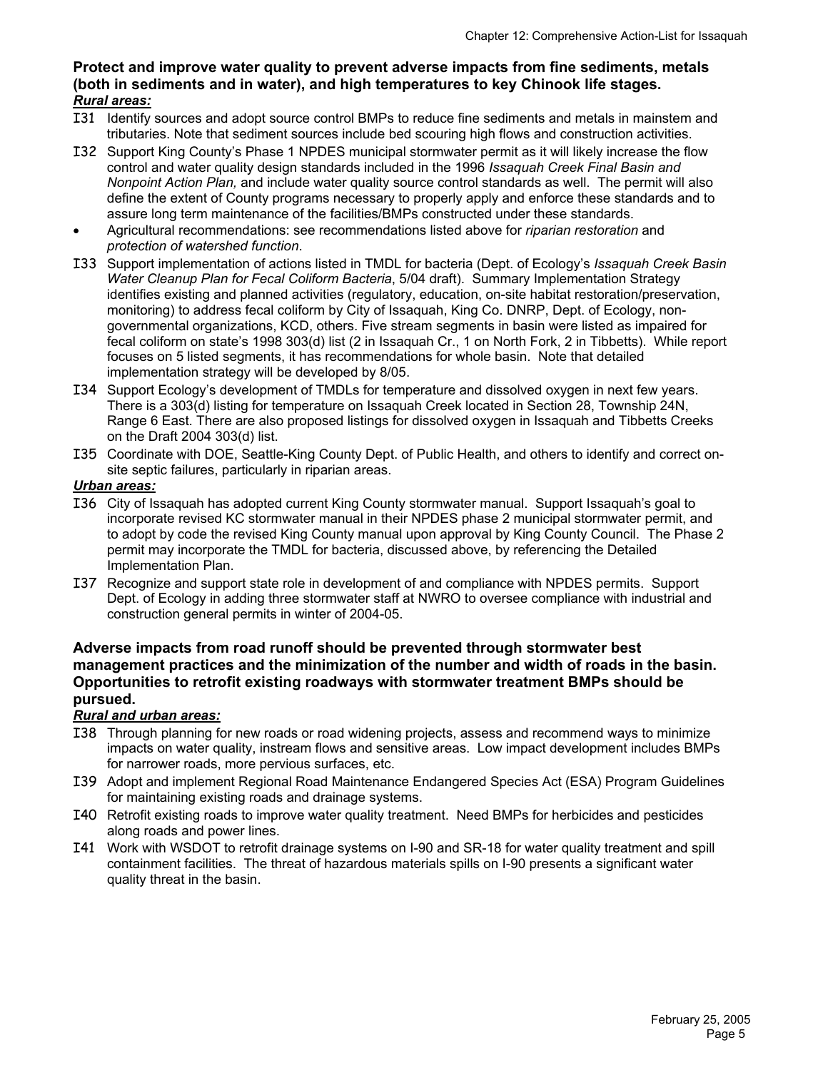**Protect and improve water quality to prevent adverse impacts from fine sediments, metals (both in sediments and in water), and high temperatures to key Chinook life stages.**

***Rural areas:***

- I31 Identify sources and adopt source control BMPs to reduce fine sediments and metals in mainstem and tributaries. Note that sediment sources include bed scouring high flows and construction activities.
- I32 Support King County's Phase 1 NPDES municipal stormwater permit as it will likely increase the flow control and water quality design standards included in the 1996 *Issaquah Creek Final Basin and Nonpoint Action Plan,* and include water quality source control standards as well. The permit will also define the extent of County programs necessary to properly apply and enforce these standards and to assure long term maintenance of the facilities/BMPs constructed under these standards.
- Agricultural recommendations: see recommendations listed above for *riparian restoration* and *protection of watershed function*.
- I33 Support implementation of actions listed in TMDL for bacteria (Dept. of Ecology's *Issaquah Creek Basin Water Cleanup Plan for Fecal Coliform Bacteria*, 5/04 draft). Summary Implementation Strategy identifies existing and planned activities (regulatory, education, on-site habitat restoration/preservation, monitoring) to address fecal coliform by City of Issaquah, King Co. DNRP, Dept. of Ecology, non-governmental organizations, KCD, others. Five stream segments in basin were listed as impaired for fecal coliform on state's 1998 303(d) list (2 in Issaquah Cr., 1 on North Fork, 2 in Tibbetts). While report focuses on 5 listed segments, it has recommendations for whole basin. Note that detailed implementation strategy will be developed by 8/05.
- I34 Support Ecology's development of TMDLs for temperature and dissolved oxygen in next few years. There is a 303(d) listing for temperature on Issaquah Creek located in Section 28, Township 24N, Range 6 East. There are also proposed listings for dissolved oxygen in Issaquah and Tibbetts Creeks on the Draft 2004 303(d) list.
- I35 Coordinate with DOE, Seattle-King County Dept. of Public Health, and others to identify and correct on-site septic failures, particularly in riparian areas.

***Urban areas:***

- I36 City of Issaquah has adopted current King County stormwater manual. Support Issaquah's goal to incorporate revised KC stormwater manual in their NPDES phase 2 municipal stormwater permit, and to adopt by code the revised King County manual upon approval by King County Council. The Phase 2 permit may incorporate the TMDL for bacteria, discussed above, by referencing the Detailed Implementation Plan.
- I37 Recognize and support state role in development of and compliance with NPDES permits. Support Dept. of Ecology in adding three stormwater staff at NWRO to oversee compliance with industrial and construction general permits in winter of 2004-05.

**Adverse impacts from road runoff should be prevented through stormwater best management practices and the minimization of the number and width of roads in the basin. Opportunities to retrofit existing roadways with stormwater treatment BMPs should be pursued.**

***Rural and urban areas:***

- I38 Through planning for new roads or road widening projects, assess and recommend ways to minimize impacts on water quality, instream flows and sensitive areas. Low impact development includes BMPs for narrower roads, more pervious surfaces, etc.
- I39 Adopt and implement Regional Road Maintenance Endangered Species Act (ESA) Program Guidelines for maintaining existing roads and drainage systems.
- I40 Retrofit existing roads to improve water quality treatment. Need BMPs for herbicides and pesticides along roads and power lines.
- I41 Work with WSDOT to retrofit drainage systems on I-90 and SR-18 for water quality treatment and spill containment facilities. The threat of hazardous materials spills on I-90 presents a significant water quality threat in the basin.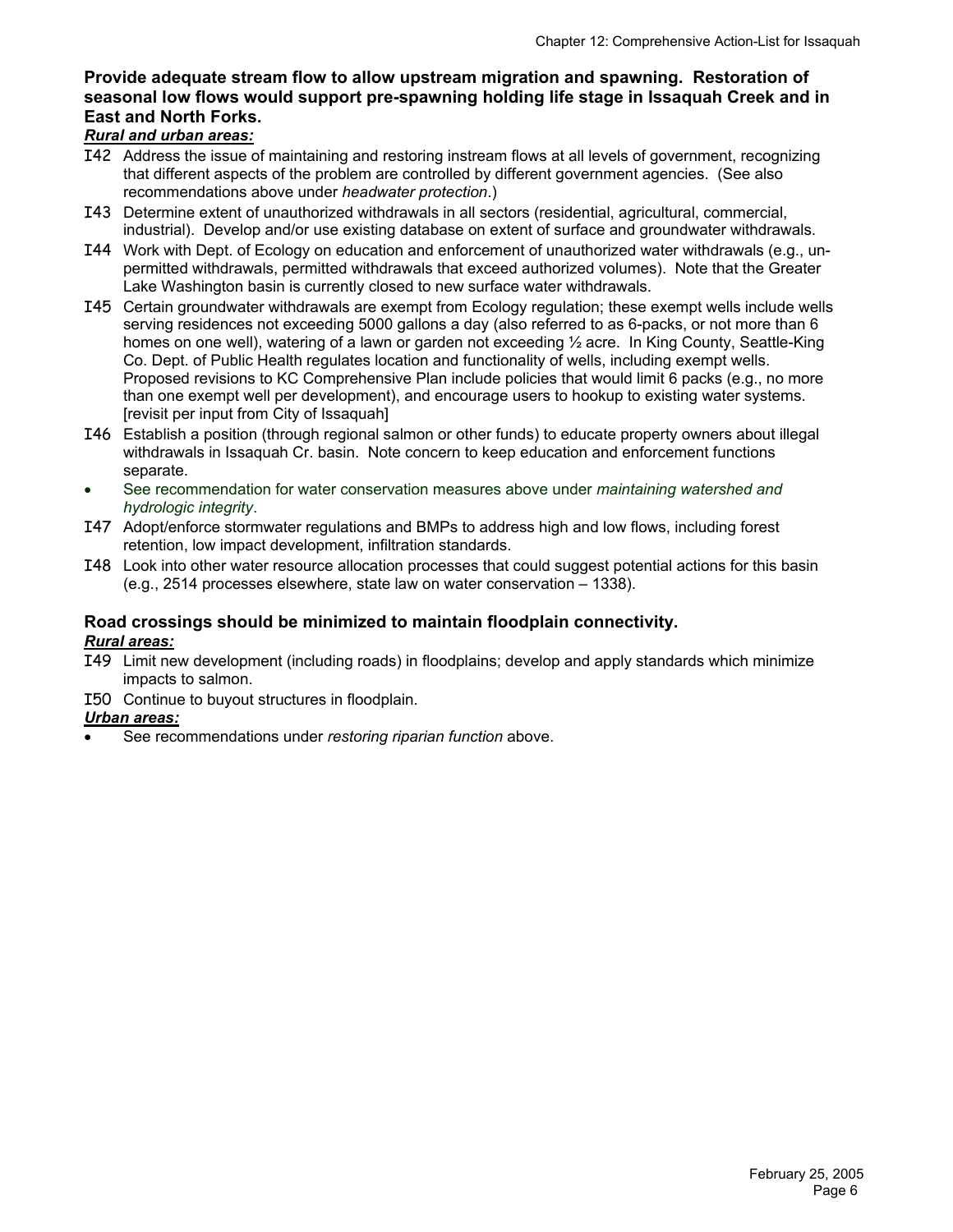**Provide adequate stream flow to allow upstream migration and spawning. Restoration of seasonal low flows would support pre-spawning holding life stage in Issaquah Creek and in East and North Forks.**

***Rural and urban areas:***

I42 Address the issue of maintaining and restoring instream flows at all levels of government, recognizing that different aspects of the problem are controlled by different government agencies. (See also recommendations above under *headwater protection*.)

I43 Determine extent of unauthorized withdrawals in all sectors (residential, agricultural, commercial, industrial). Develop and/or use existing database on extent of surface and groundwater withdrawals.

I44 Work with Dept. of Ecology on education and enforcement of unauthorized water withdrawals (e.g., un-permitted withdrawals, permitted withdrawals that exceed authorized volumes). Note that the Greater Lake Washington basin is currently closed to new surface water withdrawals.

I45 Certain groundwater withdrawals are exempt from Ecology regulation; these exempt wells include wells serving residences not exceeding 5000 gallons a day (also referred to as 6-packs, or not more than 6 homes on one well), watering of a lawn or garden not exceeding ½ acre. In King County, Seattle-King Co. Dept. of Public Health regulates location and functionality of wells, including exempt wells. Proposed revisions to KC Comprehensive Plan include policies that would limit 6 packs (e.g., no more than one exempt well per development), and encourage users to hookup to existing water systems. [revisit per input from City of Issaquah]

I46 Establish a position (through regional salmon or other funds) to educate property owners about illegal withdrawals in Issaquah Cr. basin. Note concern to keep education and enforcement functions separate.

- See recommendation for water conservation measures above under *maintaining watershed and hydrologic integrity*.

I47 Adopt/enforce stormwater regulations and BMPs to address high and low flows, including forest retention, low impact development, infiltration standards.

I48 Look into other water resource allocation processes that could suggest potential actions for this basin (e.g., 2514 processes elsewhere, state law on water conservation – 1338).

**Road crossings should be minimized to maintain floodplain connectivity.**

***Rural areas:***

I49 Limit new development (including roads) in floodplains; develop and apply standards which minimize impacts to salmon.

I50 Continue to buyout structures in floodplain.

***Urban areas:***

- See recommendations under *restoring riparian function* above.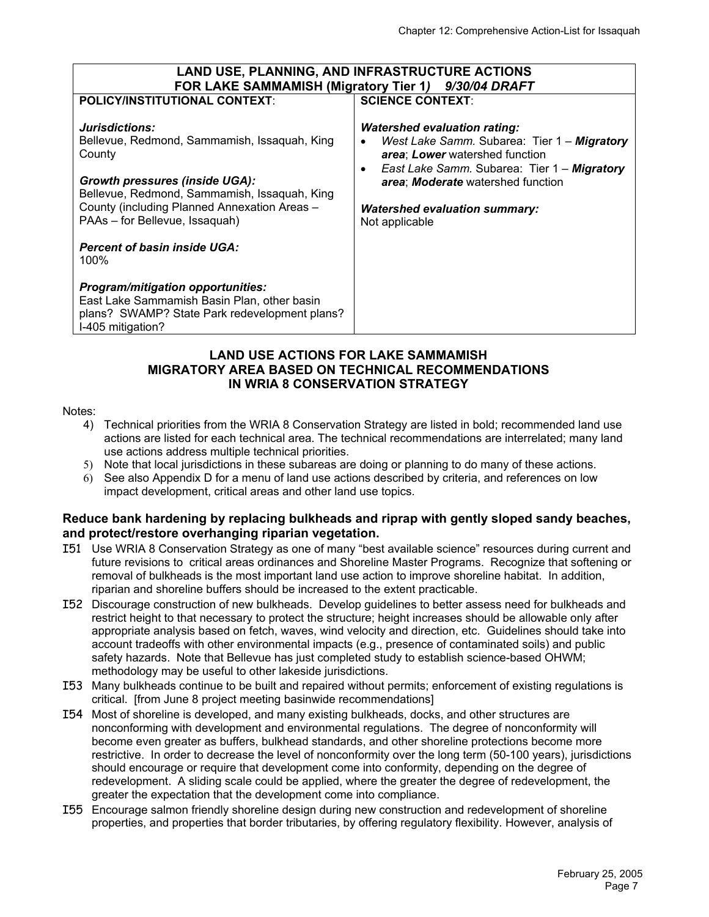| LAND USE, PLANNING, AND INFRASTRUCTURE ACTIONS FOR LAKE SAMMAMISH (Migratory Tier 1) *9/30/04 DRAFT* | |
|---|---|
| **POLICY/INSTITUTIONAL CONTEXT**:<br><br>***Jurisdictions:***<br>Bellevue, Redmond, Sammamish, Issaquah, King County<br><br>***Growth pressures (inside UGA):***<br>Bellevue, Redmond, Sammamish, Issaquah, King County (including Planned Annexation Areas – PAAs – for Bellevue, Issaquah)<br><br>***Percent of basin inside UGA:***<br>100%<br><br>***Program/mitigation opportunities:***<br>East Lake Sammamish Basin Plan, other basin plans? SWAMP? State Park redevelopment plans? I-405 mitigation? | **SCIENCE CONTEXT**:<br><br>***Watershed evaluation rating:***<br>• *West Lake Samm.* Subarea: Tier 1 – ***Migratory area***; ***Lower*** watershed function<br>• *East Lake Samm.* Subarea: Tier 1 – ***Migratory area***; ***Moderate*** watershed function<br><br>***Watershed evaluation summary:***<br>Not applicable |

## LAND USE ACTIONS FOR LAKE SAMMAMISH MIGRATORY AREA BASED ON TECHNICAL RECOMMENDATIONS IN WRIA 8 CONSERVATION STRATEGY

Notes:

4) Technical priorities from the WRIA 8 Conservation Strategy are listed in bold; recommended land use actions are listed for each technical area. The technical recommendations are interrelated; many land use actions address multiple technical priorities.
5) Note that local jurisdictions in these subareas are doing or planning to do many of these actions.
6) See also Appendix D for a menu of land use actions described by criteria, and references on low impact development, critical areas and other land use topics.

**Reduce bank hardening by replacing bulkheads and riprap with gently sloped sandy beaches, and protect/restore overhanging riparian vegetation.**

I51 Use WRIA 8 Conservation Strategy as one of many "best available science" resources during current and future revisions to critical areas ordinances and Shoreline Master Programs. Recognize that softening or removal of bulkheads is the most important land use action to improve shoreline habitat. In addition, riparian and shoreline buffers should be increased to the extent practicable.

I52 Discourage construction of new bulkheads. Develop guidelines to better assess need for bulkheads and restrict height to that necessary to protect the structure; height increases should be allowable only after appropriate analysis based on fetch, waves, wind velocity and direction, etc. Guidelines should take into account tradeoffs with other environmental impacts (e.g., presence of contaminated soils) and public safety hazards. Note that Bellevue has just completed study to establish science-based OHWM; methodology may be useful to other lakeside jurisdictions.

I53 Many bulkheads continue to be built and repaired without permits; enforcement of existing regulations is critical. [from June 8 project meeting basinwide recommendations]

I54 Most of shoreline is developed, and many existing bulkheads, docks, and other structures are nonconforming with development and environmental regulations. The degree of nonconformity will become even greater as buffers, bulkhead standards, and other shoreline protections become more restrictive. In order to decrease the level of nonconformity over the long term (50-100 years), jurisdictions should encourage or require that development come into conformity, depending on the degree of redevelopment. A sliding scale could be applied, where the greater the degree of redevelopment, the greater the expectation that the development come into compliance.

I55 Encourage salmon friendly shoreline design during new construction and redevelopment of shoreline properties, and properties that border tributaries, by offering regulatory flexibility. However, analysis of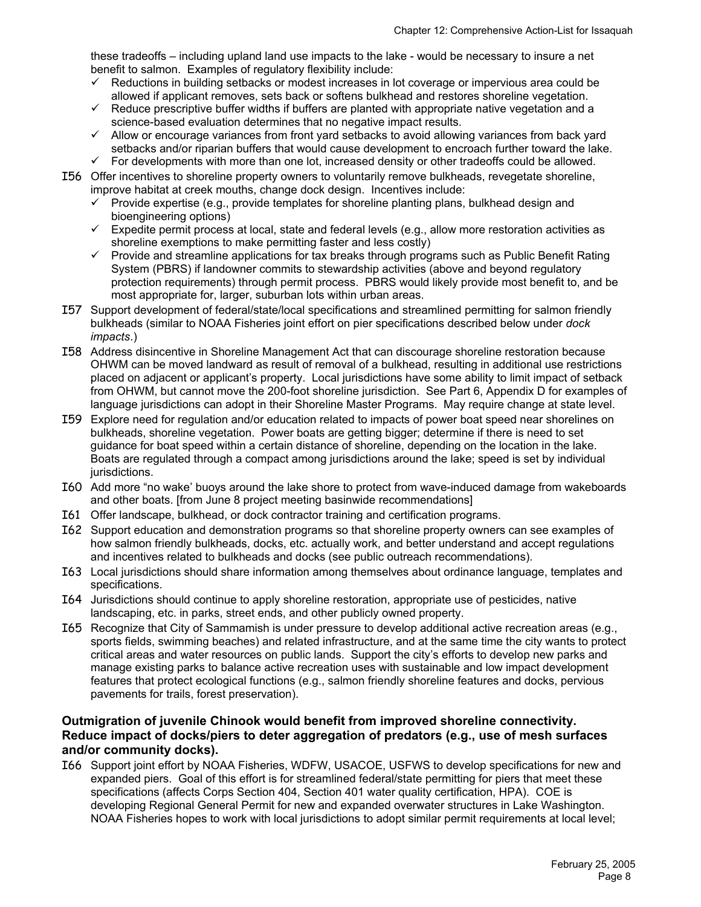these tradeoffs – including upland land use impacts to the lake - would be necessary to insure a net benefit to salmon. Examples of regulatory flexibility include:

- ✓ Reductions in building setbacks or modest increases in lot coverage or impervious area could be allowed if applicant removes, sets back or softens bulkhead and restores shoreline vegetation.
- ✓ Reduce prescriptive buffer widths if buffers are planted with appropriate native vegetation and a science-based evaluation determines that no negative impact results.
- ✓ Allow or encourage variances from front yard setbacks to avoid allowing variances from back yard setbacks and/or riparian buffers that would cause development to encroach further toward the lake.
- ✓ For developments with more than one lot, increased density or other tradeoffs could be allowed.

I56 Offer incentives to shoreline property owners to voluntarily remove bulkheads, revegetate shoreline, improve habitat at creek mouths, change dock design. Incentives include:

- ✓ Provide expertise (e.g., provide templates for shoreline planting plans, bulkhead design and bioengineering options)
- ✓ Expedite permit process at local, state and federal levels (e.g., allow more restoration activities as shoreline exemptions to make permitting faster and less costly)
- ✓ Provide and streamline applications for tax breaks through programs such as Public Benefit Rating System (PBRS) if landowner commits to stewardship activities (above and beyond regulatory protection requirements) through permit process. PBRS would likely provide most benefit to, and be most appropriate for, larger, suburban lots within urban areas.

I57 Support development of federal/state/local specifications and streamlined permitting for salmon friendly bulkheads (similar to NOAA Fisheries joint effort on pier specifications described below under *dock impacts*.)

I58 Address disincentive in Shoreline Management Act that can discourage shoreline restoration because OHWM can be moved landward as result of removal of a bulkhead, resulting in additional use restrictions placed on adjacent or applicant's property. Local jurisdictions have some ability to limit impact of setback from OHWM, but cannot move the 200-foot shoreline jurisdiction. See Part 6, Appendix D for examples of language jurisdictions can adopt in their Shoreline Master Programs. May require change at state level.

I59 Explore need for regulation and/or education related to impacts of power boat speed near shorelines on bulkheads, shoreline vegetation. Power boats are getting bigger; determine if there is need to set guidance for boat speed within a certain distance of shoreline, depending on the location in the lake. Boats are regulated through a compact among jurisdictions around the lake; speed is set by individual jurisdictions.

I60 Add more "no wake' buoys around the lake shore to protect from wave-induced damage from wakeboards and other boats. [from June 8 project meeting basinwide recommendations]

I61 Offer landscape, bulkhead, or dock contractor training and certification programs.

I62 Support education and demonstration programs so that shoreline property owners can see examples of how salmon friendly bulkheads, docks, etc. actually work, and better understand and accept regulations and incentives related to bulkheads and docks (see public outreach recommendations).

I63 Local jurisdictions should share information among themselves about ordinance language, templates and specifications.

I64 Jurisdictions should continue to apply shoreline restoration, appropriate use of pesticides, native landscaping, etc. in parks, street ends, and other publicly owned property.

I65 Recognize that City of Sammamish is under pressure to develop additional active recreation areas (e.g., sports fields, swimming beaches) and related infrastructure, and at the same time the city wants to protect critical areas and water resources on public lands. Support the city's efforts to develop new parks and manage existing parks to balance active recreation uses with sustainable and low impact development features that protect ecological functions (e.g., salmon friendly shoreline features and docks, pervious pavements for trails, forest preservation).

**Outmigration of juvenile Chinook would benefit from improved shoreline connectivity. Reduce impact of docks/piers to deter aggregation of predators (e.g., use of mesh surfaces and/or community docks).**

I66 Support joint effort by NOAA Fisheries, WDFW, USACOE, USFWS to develop specifications for new and expanded piers. Goal of this effort is for streamlined federal/state permitting for piers that meet these specifications (affects Corps Section 404, Section 401 water quality certification, HPA). COE is developing Regional General Permit for new and expanded overwater structures in Lake Washington. NOAA Fisheries hopes to work with local jurisdictions to adopt similar permit requirements at local level;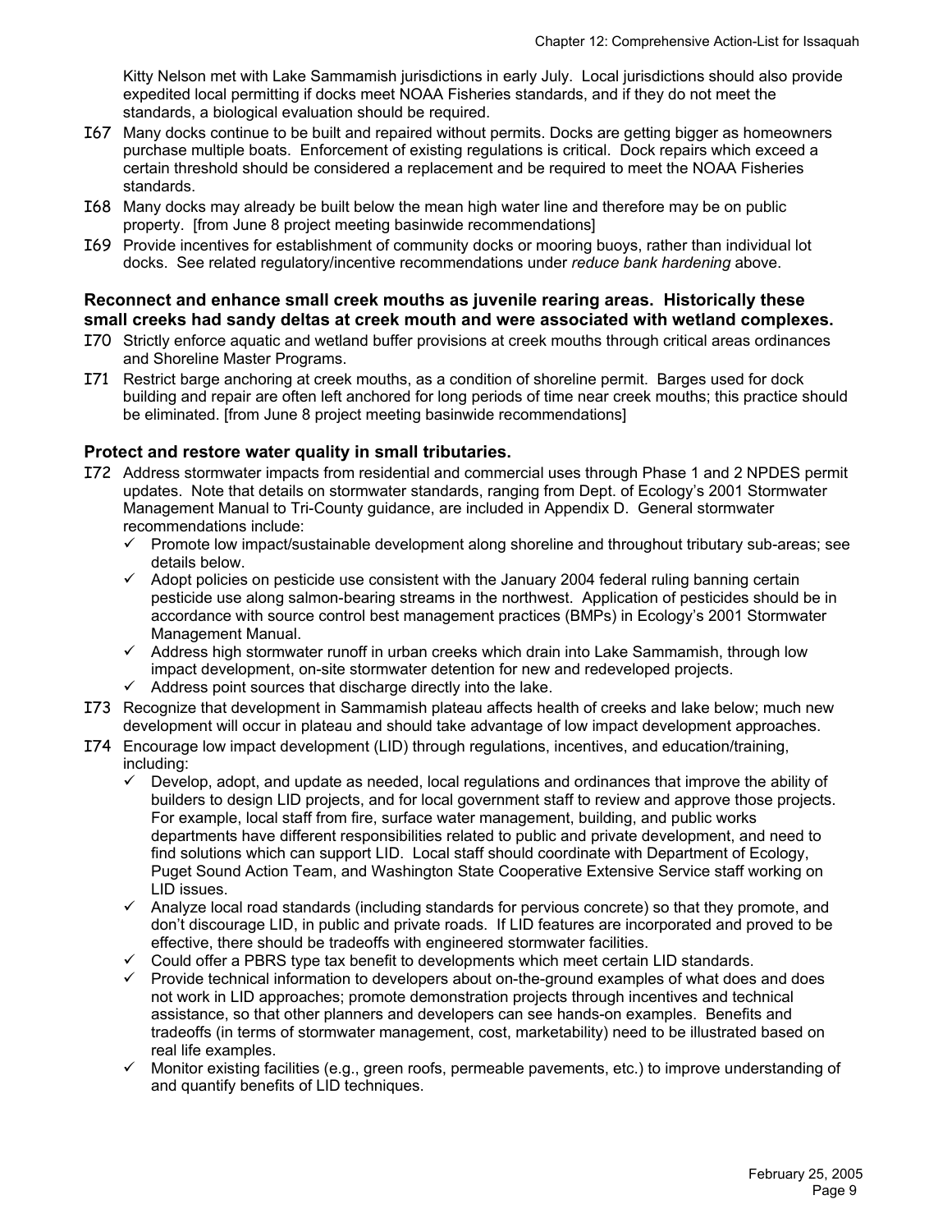Kitty Nelson met with Lake Sammamish jurisdictions in early July. Local jurisdictions should also provide expedited local permitting if docks meet NOAA Fisheries standards, and if they do not meet the standards, a biological evaluation should be required.

I67 Many docks continue to be built and repaired without permits. Docks are getting bigger as homeowners purchase multiple boats. Enforcement of existing regulations is critical. Dock repairs which exceed a certain threshold should be considered a replacement and be required to meet the NOAA Fisheries standards.

I68 Many docks may already be built below the mean high water line and therefore may be on public property. [from June 8 project meeting basinwide recommendations]

I69 Provide incentives for establishment of community docks or mooring buoys, rather than individual lot docks. See related regulatory/incentive recommendations under *reduce bank hardening* above.

### Reconnect and enhance small creek mouths as juvenile rearing areas. Historically these small creeks had sandy deltas at creek mouth and were associated with wetland complexes.

I70 Strictly enforce aquatic and wetland buffer provisions at creek mouths through critical areas ordinances and Shoreline Master Programs.

I71 Restrict barge anchoring at creek mouths, as a condition of shoreline permit. Barges used for dock building and repair are often left anchored for long periods of time near creek mouths; this practice should be eliminated. [from June 8 project meeting basinwide recommendations]

### Protect and restore water quality in small tributaries.

I72 Address stormwater impacts from residential and commercial uses through Phase 1 and 2 NPDES permit updates. Note that details on stormwater standards, ranging from Dept. of Ecology's 2001 Stormwater Management Manual to Tri-County guidance, are included in Appendix D. General stormwater recommendations include:

- ✓ Promote low impact/sustainable development along shoreline and throughout tributary sub-areas; see details below.
- ✓ Adopt policies on pesticide use consistent with the January 2004 federal ruling banning certain pesticide use along salmon-bearing streams in the northwest. Application of pesticides should be in accordance with source control best management practices (BMPs) in Ecology's 2001 Stormwater Management Manual.
- ✓ Address high stormwater runoff in urban creeks which drain into Lake Sammamish, through low impact development, on-site stormwater detention for new and redeveloped projects.
- ✓ Address point sources that discharge directly into the lake.

I73 Recognize that development in Sammamish plateau affects health of creeks and lake below; much new development will occur in plateau and should take advantage of low impact development approaches.

I74 Encourage low impact development (LID) through regulations, incentives, and education/training, including:

- ✓ Develop, adopt, and update as needed, local regulations and ordinances that improve the ability of builders to design LID projects, and for local government staff to review and approve those projects. For example, local staff from fire, surface water management, building, and public works departments have different responsibilities related to public and private development, and need to find solutions which can support LID. Local staff should coordinate with Department of Ecology, Puget Sound Action Team, and Washington State Cooperative Extensive Service staff working on LID issues.
- ✓ Analyze local road standards (including standards for pervious concrete) so that they promote, and don't discourage LID, in public and private roads. If LID features are incorporated and proved to be effective, there should be tradeoffs with engineered stormwater facilities.
- ✓ Could offer a PBRS type tax benefit to developments which meet certain LID standards.
- ✓ Provide technical information to developers about on-the-ground examples of what does and does not work in LID approaches; promote demonstration projects through incentives and technical assistance, so that other planners and developers can see hands-on examples. Benefits and tradeoffs (in terms of stormwater management, cost, marketability) need to be illustrated based on real life examples.
- ✓ Monitor existing facilities (e.g., green roofs, permeable pavements, etc.) to improve understanding of and quantify benefits of LID techniques.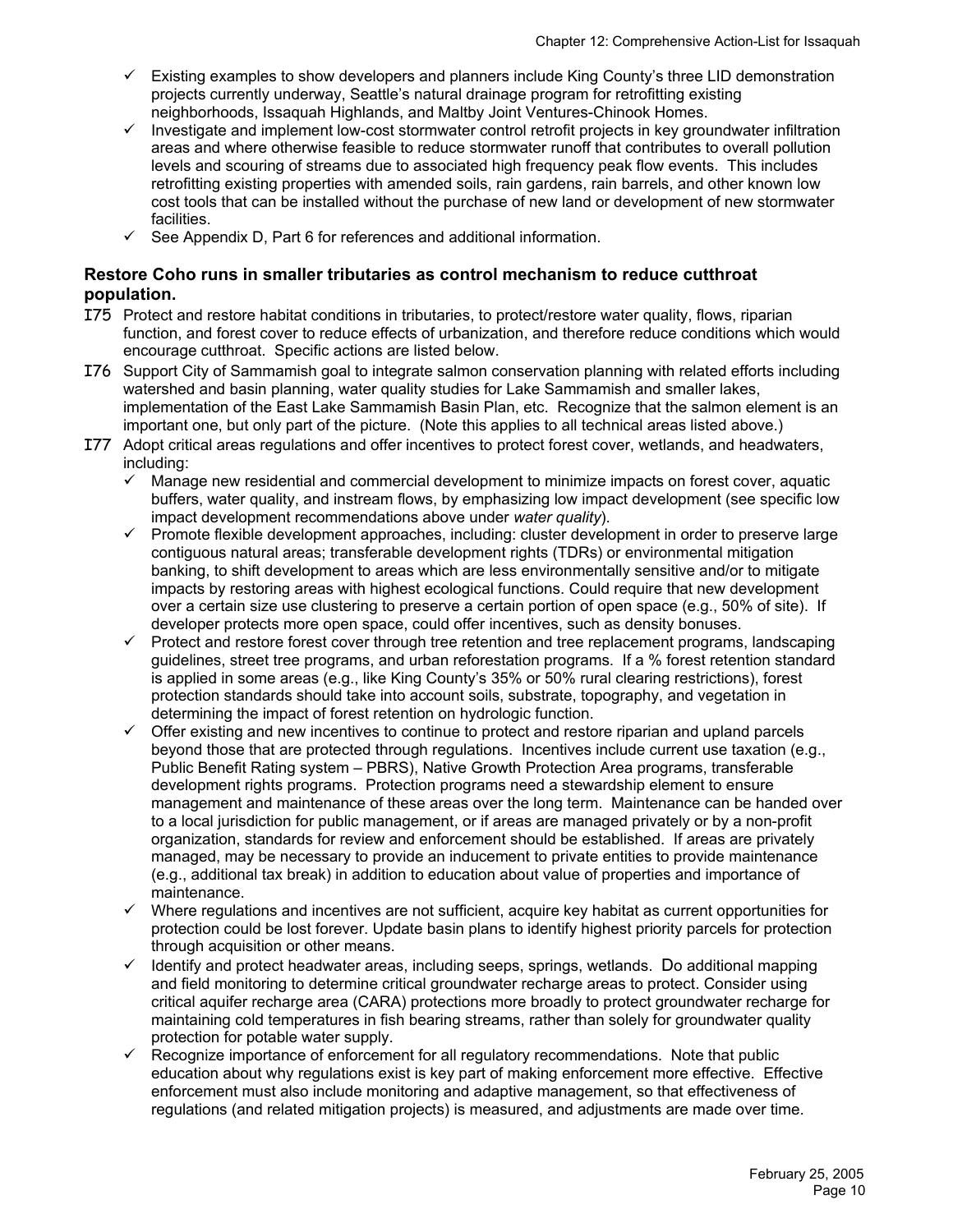- ✓ Existing examples to show developers and planners include King County's three LID demonstration projects currently underway, Seattle's natural drainage program for retrofitting existing neighborhoods, Issaquah Highlands, and Maltby Joint Ventures-Chinook Homes.
- ✓ Investigate and implement low-cost stormwater control retrofit projects in key groundwater infiltration areas and where otherwise feasible to reduce stormwater runoff that contributes to overall pollution levels and scouring of streams due to associated high frequency peak flow events. This includes retrofitting existing properties with amended soils, rain gardens, rain barrels, and other known low cost tools that can be installed without the purchase of new land or development of new stormwater facilities.
- ✓ See Appendix D, Part 6 for references and additional information.

**Restore Coho runs in smaller tributaries as control mechanism to reduce cutthroat population.**

I75 Protect and restore habitat conditions in tributaries, to protect/restore water quality, flows, riparian function, and forest cover to reduce effects of urbanization, and therefore reduce conditions which would encourage cutthroat. Specific actions are listed below.

I76 Support City of Sammamish goal to integrate salmon conservation planning with related efforts including watershed and basin planning, water quality studies for Lake Sammamish and smaller lakes, implementation of the East Lake Sammamish Basin Plan, etc. Recognize that the salmon element is an important one, but only part of the picture. (Note this applies to all technical areas listed above.)

I77 Adopt critical areas regulations and offer incentives to protect forest cover, wetlands, and headwaters, including:

- ✓ Manage new residential and commercial development to minimize impacts on forest cover, aquatic buffers, water quality, and instream flows, by emphasizing low impact development (see specific low impact development recommendations above under *water quality*).
- ✓ Promote flexible development approaches, including: cluster development in order to preserve large contiguous natural areas; transferable development rights (TDRs) or environmental mitigation banking, to shift development to areas which are less environmentally sensitive and/or to mitigate impacts by restoring areas with highest ecological functions. Could require that new development over a certain size use clustering to preserve a certain portion of open space (e.g., 50% of site). If developer protects more open space, could offer incentives, such as density bonuses.
- ✓ Protect and restore forest cover through tree retention and tree replacement programs, landscaping guidelines, street tree programs, and urban reforestation programs. If a % forest retention standard is applied in some areas (e.g., like King County's 35% or 50% rural clearing restrictions), forest protection standards should take into account soils, substrate, topography, and vegetation in determining the impact of forest retention on hydrologic function.
- ✓ Offer existing and new incentives to continue to protect and restore riparian and upland parcels beyond those that are protected through regulations. Incentives include current use taxation (e.g., Public Benefit Rating system – PBRS), Native Growth Protection Area programs, transferable development rights programs. Protection programs need a stewardship element to ensure management and maintenance of these areas over the long term. Maintenance can be handed over to a local jurisdiction for public management, or if areas are managed privately or by a non-profit organization, standards for review and enforcement should be established. If areas are privately managed, may be necessary to provide an inducement to private entities to provide maintenance (e.g., additional tax break) in addition to education about value of properties and importance of maintenance.
- ✓ Where regulations and incentives are not sufficient, acquire key habitat as current opportunities for protection could be lost forever. Update basin plans to identify highest priority parcels for protection through acquisition or other means.
- ✓ Identify and protect headwater areas, including seeps, springs, wetlands. Do additional mapping and field monitoring to determine critical groundwater recharge areas to protect. Consider using critical aquifer recharge area (CARA) protections more broadly to protect groundwater recharge for maintaining cold temperatures in fish bearing streams, rather than solely for groundwater quality protection for potable water supply.
- ✓ Recognize importance of enforcement for all regulatory recommendations. Note that public education about why regulations exist is key part of making enforcement more effective. Effective enforcement must also include monitoring and adaptive management, so that effectiveness of regulations (and related mitigation projects) is measured, and adjustments are made over time.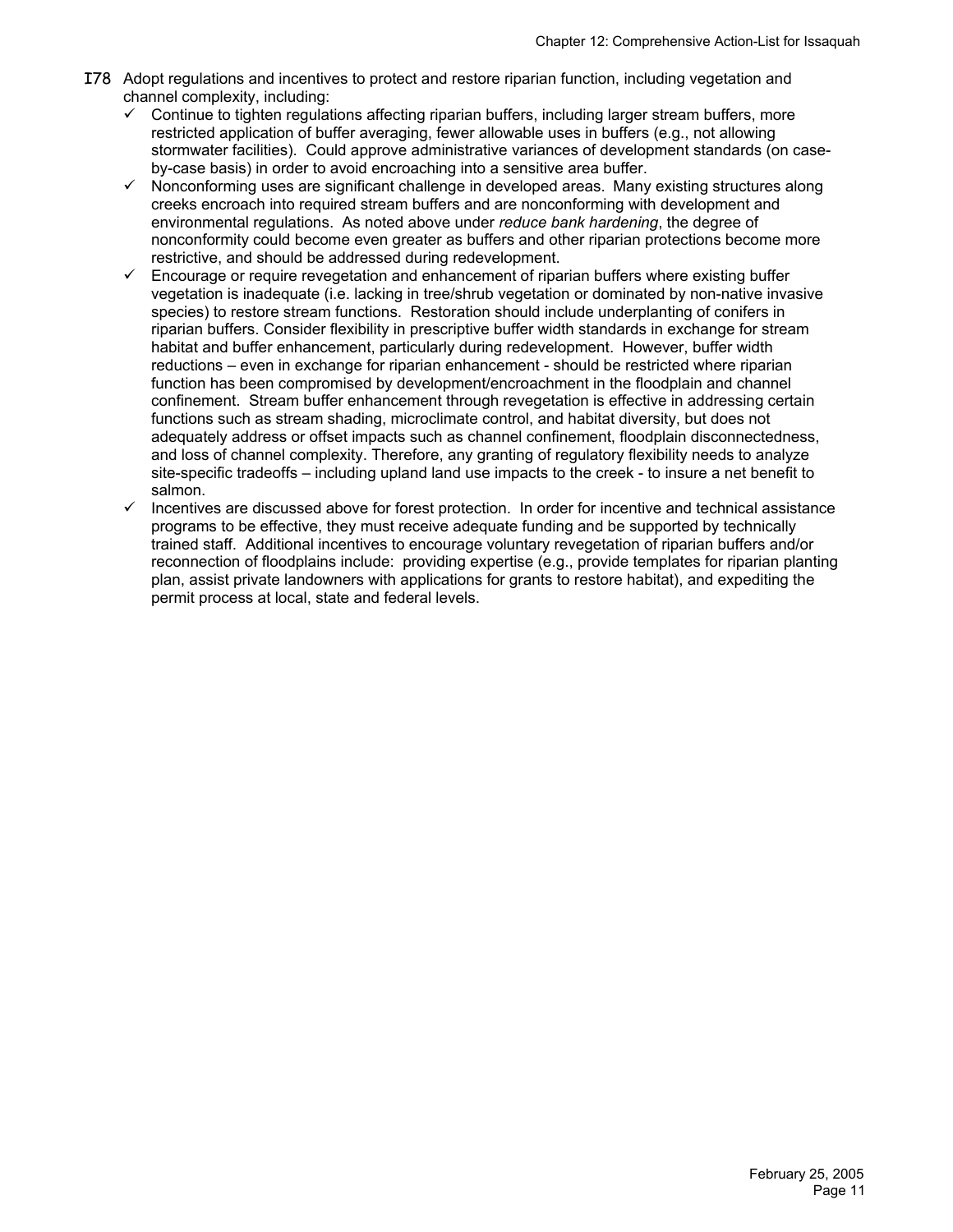I78 Adopt regulations and incentives to protect and restore riparian function, including vegetation and channel complexity, including:

- ✓ Continue to tighten regulations affecting riparian buffers, including larger stream buffers, more restricted application of buffer averaging, fewer allowable uses in buffers (e.g., not allowing stormwater facilities). Could approve administrative variances of development standards (on case-by-case basis) in order to avoid encroaching into a sensitive area buffer.
- ✓ Nonconforming uses are significant challenge in developed areas. Many existing structures along creeks encroach into required stream buffers and are nonconforming with development and environmental regulations. As noted above under *reduce bank hardening*, the degree of nonconformity could become even greater as buffers and other riparian protections become more restrictive, and should be addressed during redevelopment.
- ✓ Encourage or require revegetation and enhancement of riparian buffers where existing buffer vegetation is inadequate (i.e. lacking in tree/shrub vegetation or dominated by non-native invasive species) to restore stream functions. Restoration should include underplanting of conifers in riparian buffers. Consider flexibility in prescriptive buffer width standards in exchange for stream habitat and buffer enhancement, particularly during redevelopment. However, buffer width reductions – even in exchange for riparian enhancement - should be restricted where riparian function has been compromised by development/encroachment in the floodplain and channel confinement. Stream buffer enhancement through revegetation is effective in addressing certain functions such as stream shading, microclimate control, and habitat diversity, but does not adequately address or offset impacts such as channel confinement, floodplain disconnectedness, and loss of channel complexity. Therefore, any granting of regulatory flexibility needs to analyze site-specific tradeoffs – including upland land use impacts to the creek - to insure a net benefit to salmon.
- ✓ Incentives are discussed above for forest protection. In order for incentive and technical assistance programs to be effective, they must receive adequate funding and be supported by technically trained staff. Additional incentives to encourage voluntary revegetation of riparian buffers and/or reconnection of floodplains include: providing expertise (e.g., provide templates for riparian planting plan, assist private landowners with applications for grants to restore habitat), and expediting the permit process at local, state and federal levels.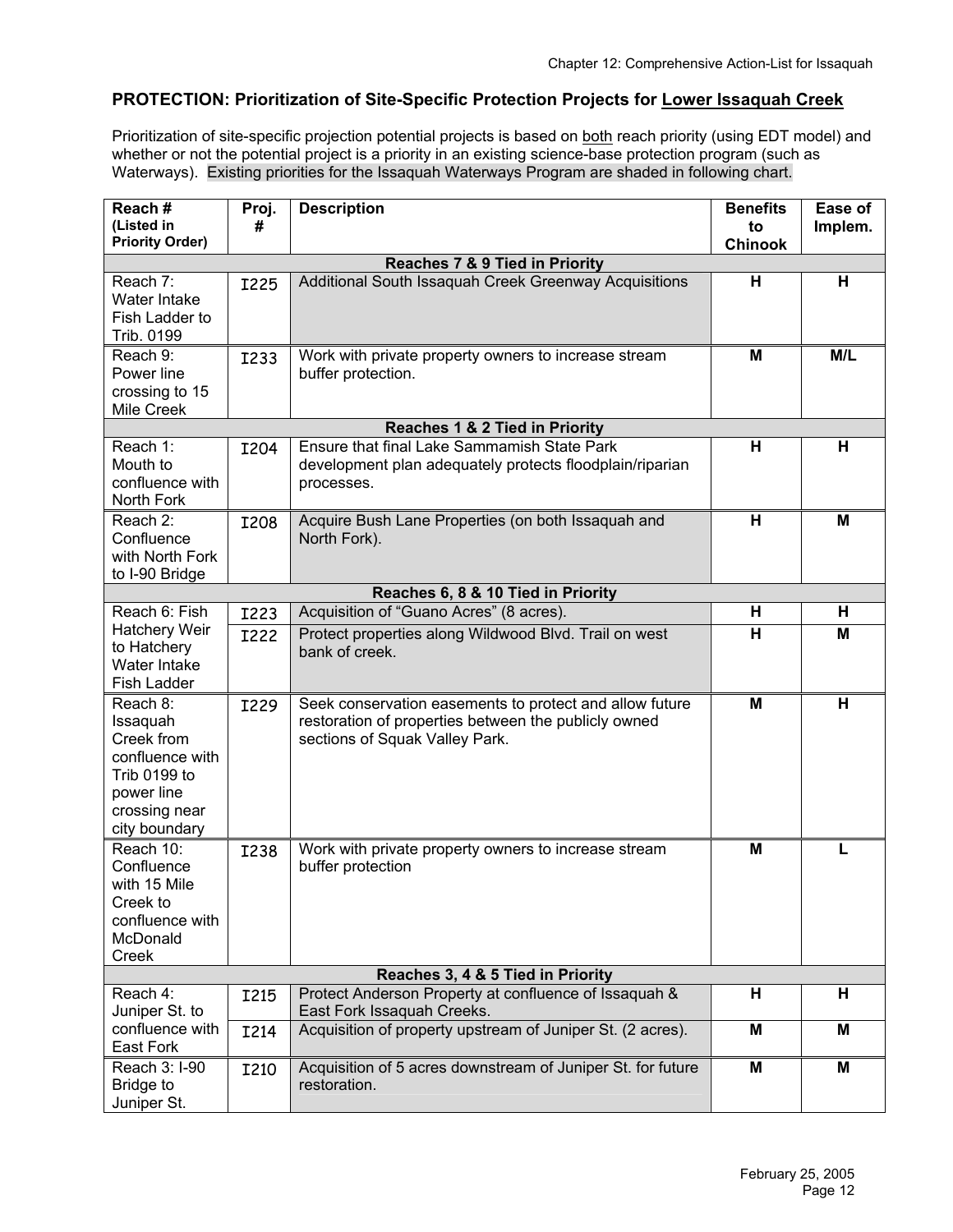## PROTECTION: Prioritization of Site-Specific Protection Projects for Lower Issaquah Creek

Prioritization of site-specific projection potential projects is based on both reach priority (using EDT model) and whether or not the potential project is a priority in an existing science-base protection program (such as Waterways). Existing priorities for the Issaquah Waterways Program are shaded in following chart.

| Reach # (Listed in Priority Order) | Proj. # | Description | Benefits to Chinook | Ease of Implem. |
|---|---|---|---|---|
| **Reaches 7 & 9 Tied in Priority** | | | | |
| Reach 7: Water Intake Fish Ladder to Trib. 0199 | I225 | Additional South Issaquah Creek Greenway Acquisitions | **H** | **H** |
| Reach 9: Power line crossing to 15 Mile Creek | I233 | Work with private property owners to increase stream buffer protection. | **M** | **M/L** |
| **Reaches 1 & 2 Tied in Priority** | | | | |
| Reach 1: Mouth to confluence with North Fork | I204 | Ensure that final Lake Sammamish State Park development plan adequately protects floodplain/riparian processes. | **H** | **H** |
| Reach 2: Confluence with North Fork to I-90 Bridge | I208 | Acquire Bush Lane Properties (on both Issaquah and North Fork). | **H** | **M** |
| **Reaches 6, 8 & 10 Tied in Priority** | | | | |
| Reach 6: Fish Hatchery Weir to Hatchery Water Intake Fish Ladder | I223 | Acquisition of "Guano Acres" (8 acres). | **H** | **H** |
| | I222 | Protect properties along Wildwood Blvd. Trail on west bank of creek. | **H** | **M** |
| Reach 8: Issaquah Creek from confluence with Trib 0199 to power line crossing near city boundary | I229 | Seek conservation easements to protect and allow future restoration of properties between the publicly owned sections of Squak Valley Park. | **M** | **H** |
| Reach 10: Confluence with 15 Mile Creek to confluence with McDonald Creek | I238 | Work with private property owners to increase stream buffer protection | **M** | **L** |
| **Reaches 3, 4 & 5 Tied in Priority** | | | | |
| Reach 4: Juniper St. to confluence with East Fork | I215 | Protect Anderson Property at confluence of Issaquah & East Fork Issaquah Creeks. | **H** | **H** |
| | I214 | Acquisition of property upstream of Juniper St. (2 acres). | **M** | **M** |
| Reach 3: I-90 Bridge to Juniper St. | I210 | Acquisition of 5 acres downstream of Juniper St. for future restoration. | **M** | **M** |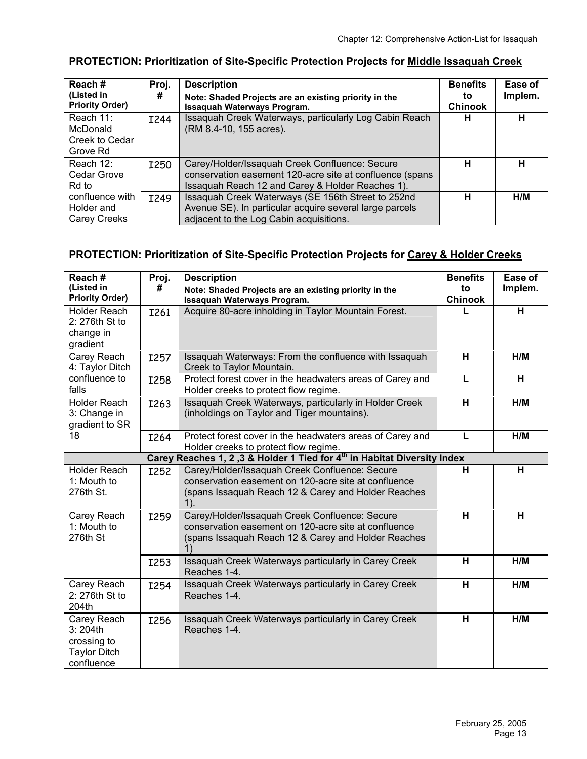### PROTECTION: Prioritization of Site-Specific Protection Projects for Middle Issaquah Creek

| Reach # (Listed in Priority Order) | Proj. # | Description<br>Note: Shaded Projects are an existing priority in the Issaquah Waterways Program. | Benefits to Chinook | Ease of Implem. |
|---|---|---|---|---|
| Reach 11: McDonald Creek to Cedar Grove Rd | I244 | Issaquah Creek Waterways, particularly Log Cabin Reach (RM 8.4-10, 155 acres). | H | H |
| Reach 12: Cedar Grove Rd to confluence with Holder and Carey Creeks | I250 | Carey/Holder/Issaquah Creek Confluence: Secure conservation easement 120-acre site at confluence (spans Issaquah Reach 12 and Carey & Holder Reaches 1). | H | H |
| | I249 | Issaquah Creek Waterways (SE 156th Street to 252nd Avenue SE). In particular acquire several large parcels adjacent to the Log Cabin acquisitions. | H | H/M |

### PROTECTION: Prioritization of Site-Specific Protection Projects for Carey & Holder Creeks

| Reach # (Listed in Priority Order) | Proj. # | Description<br>Note: Shaded Projects are an existing priority in the Issaquah Waterways Program. | Benefits to Chinook | Ease of Implem. |
|---|---|---|---|---|
| Holder Reach 2: 276th St to change in gradient | I261 | Acquire 80-acre inholding in Taylor Mountain Forest. | L | H |
| Carey Reach 4: Taylor Ditch confluence to falls | I257 | Issaquah Waterways: From the confluence with Issaquah Creek to Taylor Mountain. | H | H/M |
| | I258 | Protect forest cover in the headwaters areas of Carey and Holder creeks to protect flow regime. | L | H |
| Holder Reach 3: Change in gradient to SR 18 | I263 | Issaquah Creek Waterways, particularly in Holder Creek (inholdings on Taylor and Tiger mountains). | H | H/M |
| | I264 | Protect forest cover in the headwaters areas of Carey and Holder creeks to protect flow regime. | L | H/M |
| **Carey Reaches 1, 2 ,3 & Holder 1 Tied for 4th in Habitat Diversity Index** | | | | |
| Holder Reach 1: Mouth to 276th St. | I252 | Carey/Holder/Issaquah Creek Confluence: Secure conservation easement on 120-acre site at confluence (spans Issaquah Reach 12 & Carey and Holder Reaches 1). | H | H |
| Carey Reach 1: Mouth to 276th St | I259 | Carey/Holder/Issaquah Creek Confluence: Secure conservation easement on 120-acre site at confluence (spans Issaquah Reach 12 & Carey and Holder Reaches 1) | H | H |
| | I253 | Issaquah Creek Waterways particularly in Carey Creek Reaches 1-4. | H | H/M |
| Carey Reach 2: 276th St to 204th | I254 | Issaquah Creek Waterways particularly in Carey Creek Reaches 1-4. | H | H/M |
| Carey Reach 3: 204th crossing to Taylor Ditch confluence | I256 | Issaquah Creek Waterways particularly in Carey Creek Reaches 1-4. | H | H/M |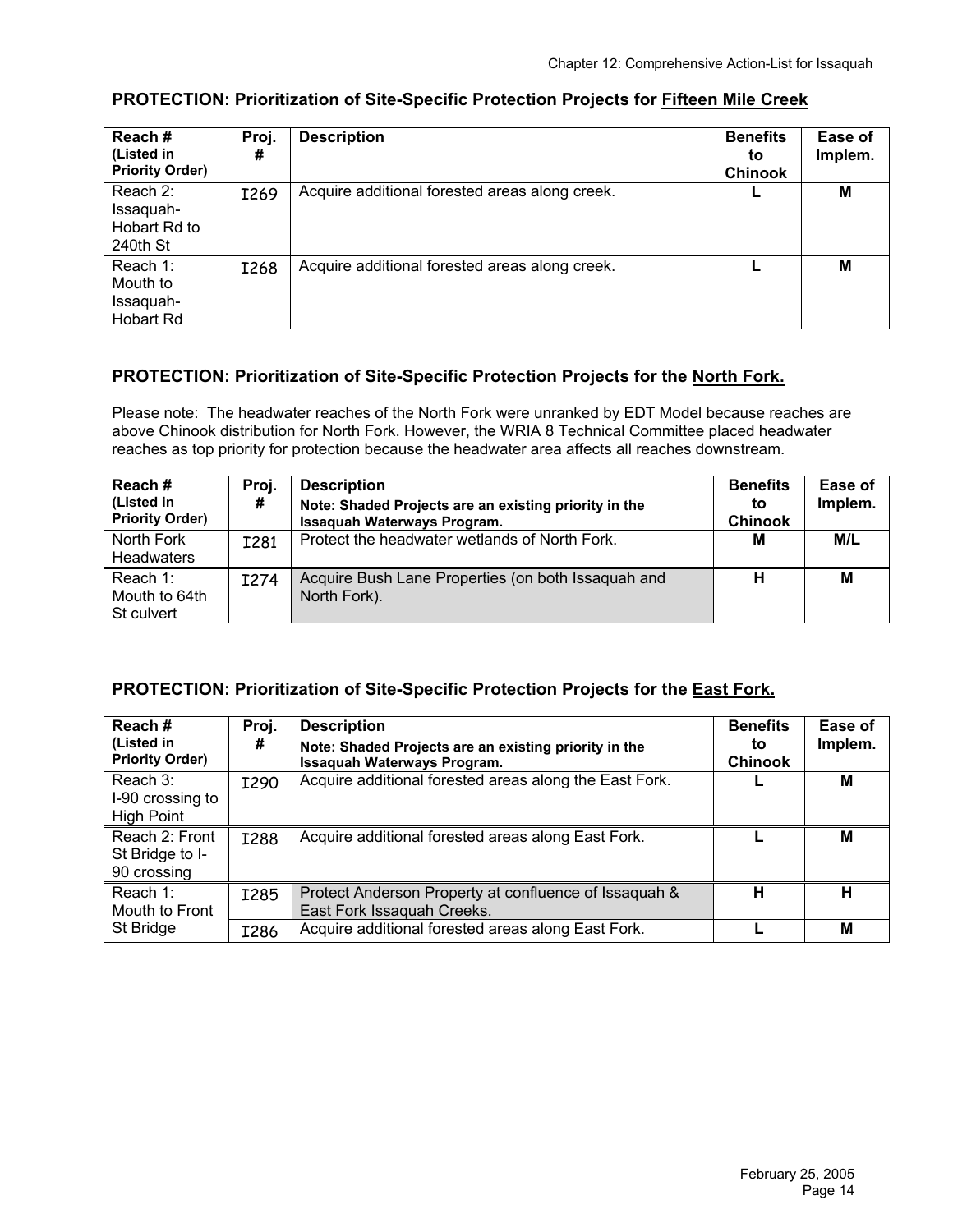### PROTECTION: Prioritization of Site-Specific Protection Projects for Fifteen Mile Creek

| Reach # (Listed in Priority Order) | Proj. # | Description | Benefits to Chinook | Ease of Implem. |
|---|---|---|---|---|
| Reach 2: Issaquah-Hobart Rd to 240th St | I269 | Acquire additional forested areas along creek. | L | M |
| Reach 1: Mouth to Issaquah-Hobart Rd | I268 | Acquire additional forested areas along creek. | L | M |

### PROTECTION: Prioritization of Site-Specific Protection Projects for the North Fork.

Please note: The headwater reaches of the North Fork were unranked by EDT Model because reaches are above Chinook distribution for North Fork. However, the WRIA 8 Technical Committee placed headwater reaches as top priority for protection because the headwater area affects all reaches downstream.

| Reach # (Listed in Priority Order) | Proj. # | Description<br>Note: Shaded Projects are an existing priority in the Issaquah Waterways Program. | Benefits to Chinook | Ease of Implem. |
|---|---|---|---|---|
| North Fork Headwaters | I281 | Protect the headwater wetlands of North Fork. | M | M/L |
| Reach 1: Mouth to 64th St culvert | I274 | Acquire Bush Lane Properties (on both Issaquah and North Fork). | H | M |

### PROTECTION: Prioritization of Site-Specific Protection Projects for the East Fork.

| Reach # (Listed in Priority Order) | Proj. # | Description<br>Note: Shaded Projects are an existing priority in the Issaquah Waterways Program. | Benefits to Chinook | Ease of Implem. |
|---|---|---|---|---|
| Reach 3: I-90 crossing to High Point | I290 | Acquire additional forested areas along the East Fork. | L | M |
| Reach 2: Front St Bridge to I-90 crossing | I288 | Acquire additional forested areas along East Fork. | L | M |
| Reach 1: Mouth to Front St Bridge | I285 | Protect Anderson Property at confluence of Issaquah & East Fork Issaquah Creeks. | H | H |
| | I286 | Acquire additional forested areas along East Fork. | L | M |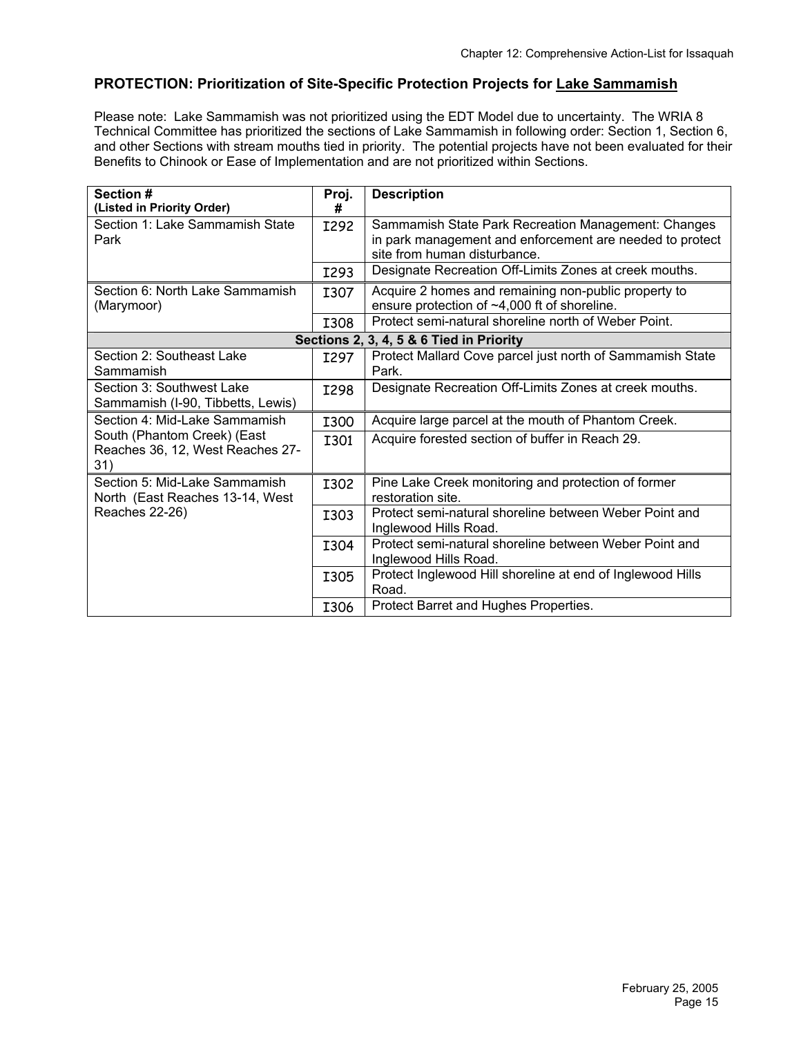## PROTECTION: Prioritization of Site-Specific Protection Projects for Lake Sammamish

Please note: Lake Sammamish was not prioritized using the EDT Model due to uncertainty. The WRIA 8 Technical Committee has prioritized the sections of Lake Sammamish in following order: Section 1, Section 6, and other Sections with stream mouths tied in priority. The potential projects have not been evaluated for their Benefits to Chinook or Ease of Implementation and are not prioritized within Sections.

| Section # (Listed in Priority Order) | Proj. # | Description |
|---|---|---|
| Section 1: Lake Sammamish State Park | I292 | Sammamish State Park Recreation Management: Changes in park management and enforcement are needed to protect site from human disturbance. |
| | I293 | Designate Recreation Off-Limits Zones at creek mouths. |
| Section 6: North Lake Sammamish (Marymoor) | I307 | Acquire 2 homes and remaining non-public property to ensure protection of ~4,000 ft of shoreline. |
| | I308 | Protect semi-natural shoreline north of Weber Point. |
| **Sections 2, 3, 4, 5 & 6 Tied in Priority** | | |
| Section 2: Southeast Lake Sammamish | I297 | Protect Mallard Cove parcel just north of Sammamish State Park. |
| Section 3: Southwest Lake Sammamish (I-90, Tibbetts, Lewis) | I298 | Designate Recreation Off-Limits Zones at creek mouths. |
| Section 4: Mid-Lake Sammamish South (Phantom Creek) (East Reaches 36, 12, West Reaches 27-31) | I300 | Acquire large parcel at the mouth of Phantom Creek. |
| | I301 | Acquire forested section of buffer in Reach 29. |
| Section 5: Mid-Lake Sammamish North (East Reaches 13-14, West Reaches 22-26) | I302 | Pine Lake Creek monitoring and protection of former restoration site. |
| | I303 | Protect semi-natural shoreline between Weber Point and Inglewood Hills Road. |
| | I304 | Protect semi-natural shoreline between Weber Point and Inglewood Hills Road. |
| | I305 | Protect Inglewood Hill shoreline at end of Inglewood Hills Road. |
| | I306 | Protect Barret and Hughes Properties. |

February 25, 2005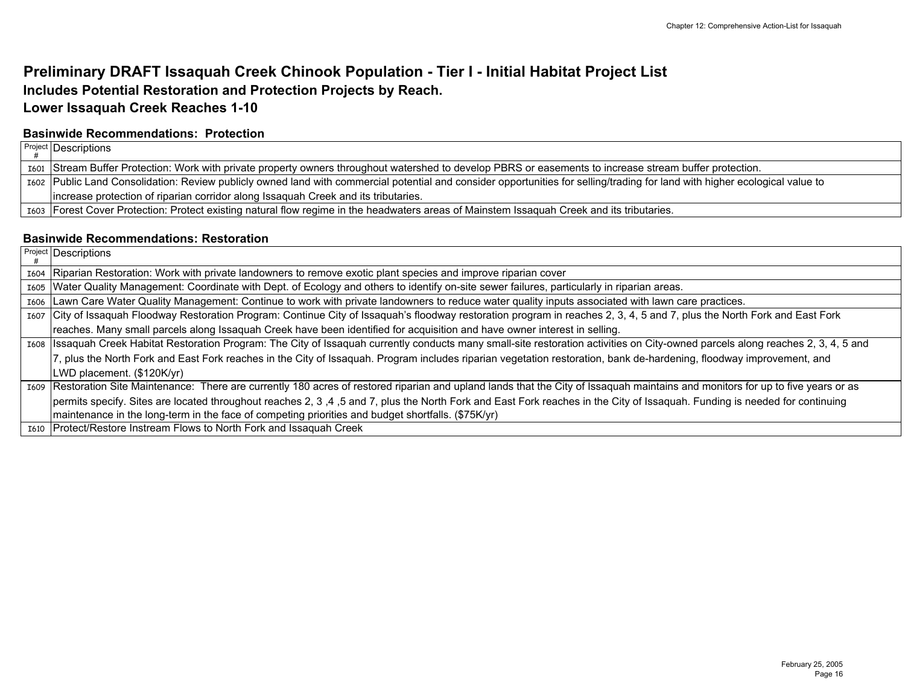# Preliminary DRAFT Issaquah Creek Chinook Population - Tier I - Initial Habitat Project List

## Includes Potential Restoration and Protection Projects by Reach.

## Lower Issaquah Creek Reaches 1-10

### Basinwide Recommendations: Protection

| Project # | Descriptions |
|---|---|
| I601 | Stream Buffer Protection: Work with private property owners throughout watershed to develop PBRS or easements to increase stream buffer protection. |
| I602 | Public Land Consolidation: Review publicly owned land with commercial potential and consider opportunities for selling/trading for land with higher ecological value to increase protection of riparian corridor along Issaquah Creek and its tributaries. |
| I603 | Forest Cover Protection: Protect existing natural flow regime in the headwaters areas of Mainstem Issaquah Creek and its tributaries. |

### Basinwide Recommendations: Restoration

| Project # | Descriptions |
|---|---|
| I604 | Riparian Restoration: Work with private landowners to remove exotic plant species and improve riparian cover |
| I605 | Water Quality Management: Coordinate with Dept. of Ecology and others to identify on-site sewer failures, particularly in riparian areas. |
| I606 | Lawn Care Water Quality Management: Continue to work with private landowners to reduce water quality inputs associated with lawn care practices. |
| I607 | City of Issaquah Floodway Restoration Program: Continue City of Issaquah's floodway restoration program in reaches 2, 3, 4, 5 and 7, plus the North Fork and East Fork reaches. Many small parcels along Issaquah Creek have been identified for acquisition and have owner interest in selling. |
| I608 | Issaquah Creek Habitat Restoration Program: The City of Issaquah currently conducts many small-site restoration activities on City-owned parcels along reaches 2, 3, 4, 5 and 7, plus the North Fork and East Fork reaches in the City of Issaquah. Program includes riparian vegetation restoration, bank de-hardening, floodway improvement, and LWD placement. ($120K/yr) |
| I609 | Restoration Site Maintenance: There are currently 180 acres of restored riparian and upland lands that the City of Issaquah maintains and monitors for up to five years or as permits specify. Sites are located throughout reaches 2, 3 ,4 ,5 and 7, plus the North Fork and East Fork reaches in the City of Issaquah. Funding is needed for continuing maintenance in the long-term in the face of competing priorities and budget shortfalls. ($75K/yr) |
| I610 | Protect/Restore Instream Flows to North Fork and Issaquah Creek |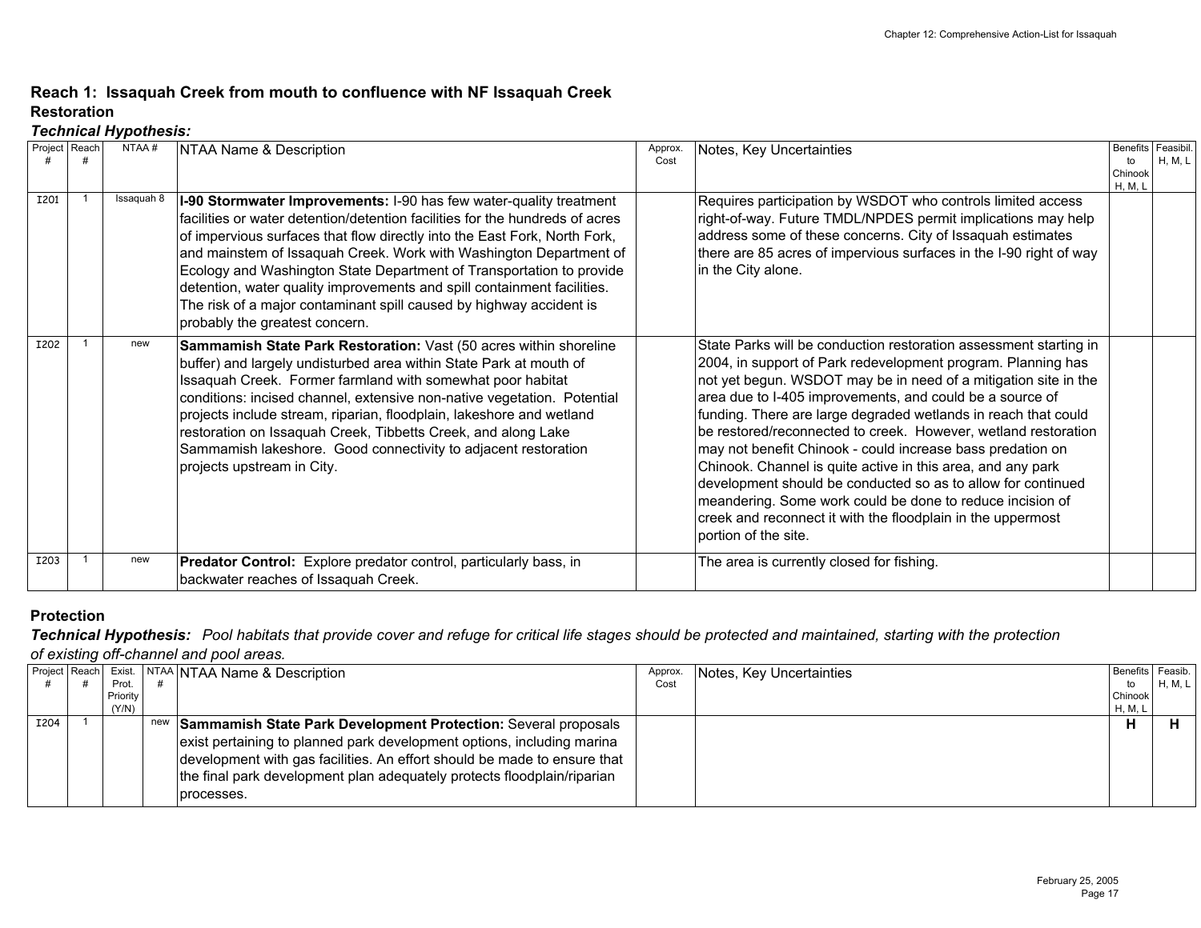## Reach 1: Issaquah Creek from mouth to confluence with NF Issaquah Creek

### Restoration

***Technical Hypothesis:***

| Project # | Reach # | NTAA # | NTAA Name & Description | Approx. Cost | Notes, Key Uncertainties | Benefits to Chinook H, M, L | Feasibil. H, M, L |
|---|---|---|---|---|---|---|---|
| I201 | 1 | Issaquah 8 | **I-90 Stormwater Improvements:** I-90 has few water-quality treatment facilities or water detention/detention facilities for the hundreds of acres of impervious surfaces that flow directly into the East Fork, North Fork, and mainstem of Issaquah Creek. Work with Washington Department of Ecology and Washington State Department of Transportation to provide detention, water quality improvements and spill containment facilities. The risk of a major contaminant spill caused by highway accident is probably the greatest concern. | | Requires participation by WSDOT who controls limited access right-of-way. Future TMDL/NPDES permit implications may help address some of these concerns. City of Issaquah estimates there are 85 acres of impervious surfaces in the I-90 right of way in the City alone. | | |
| I202 | 1 | new | **Sammamish State Park Restoration:** Vast (50 acres within shoreline buffer) and largely undisturbed area within State Park at mouth of Issaquah Creek. Former farmland with somewhat poor habitat conditions: incised channel, extensive non-native vegetation. Potential projects include stream, riparian, floodplain, lakeshore and wetland restoration on Issaquah Creek, Tibbetts Creek, and along Lake Sammamish lakeshore. Good connectivity to adjacent restoration projects upstream in City. | | State Parks will be conduction restoration assessment starting in 2004, in support of Park redevelopment program. Planning has not yet begun. WSDOT may be in need of a mitigation site in the area due to I-405 improvements, and could be a source of funding. There are large degraded wetlands in reach that could be restored/reconnected to creek. However, wetland restoration may not benefit Chinook - could increase bass predation on Chinook. Channel is quite active in this area, and any park development should be conducted so as to allow for continued meandering. Some work could be done to reduce incision of creek and reconnect it with the floodplain in the uppermost portion of the site. | | |
| I203 | 1 | new | **Predator Control:** Explore predator control, particularly bass, in backwater reaches of Issaquah Creek. | | The area is currently closed for fishing. | | |

### Protection

***Technical Hypothesis:*** *Pool habitats that provide cover and refuge for critical life stages should be protected and maintained, starting with the protection of existing off-channel and pool areas.*

| Project # | Reach # | Exist. Prot. Priority (Y/N) | NTAA # | NTAA Name & Description | Approx. Cost | Notes, Key Uncertainties | Benefits to Chinook H, M, L | Feasib. H, M, L |
|---|---|---|---|---|---|---|---|---|
| I204 | 1 | | new | **Sammamish State Park Development Protection:** Several proposals exist pertaining to planned park development options, including marina development with gas facilities. An effort should be made to ensure that the final park development plan adequately protects floodplain/riparian processes. | | | **H** | **H** |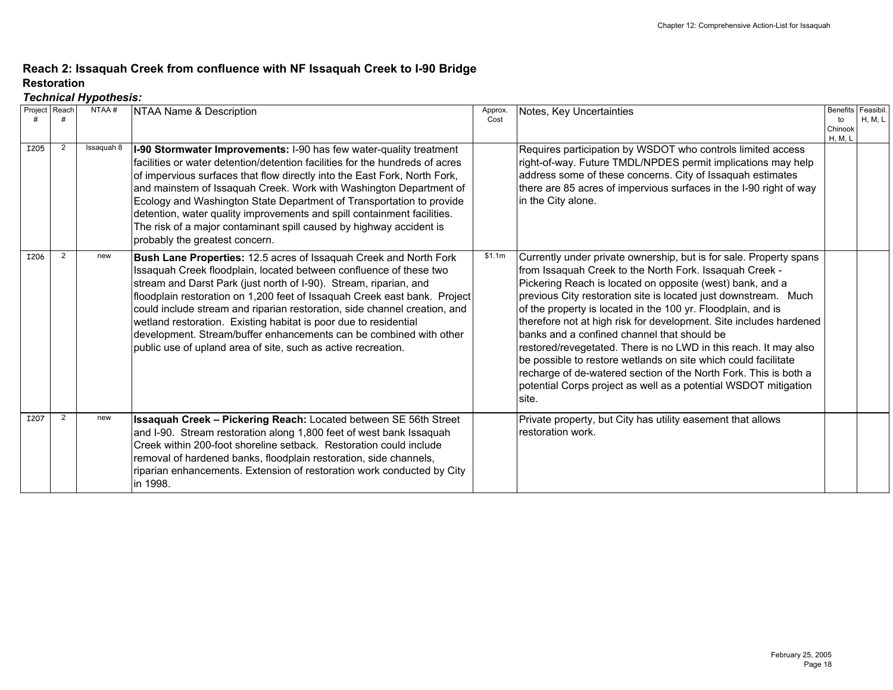## Reach 2: Issaquah Creek from confluence with NF Issaquah Creek to I-90 Bridge

### Restoration

***Technical Hypothesis:***

| Project # | Reach # | NTAA # | NTAA Name & Description | Approx. Cost | Notes, Key Uncertainties | Benefits to Chinook H, M, L | Feasibil. H, M, L |
|---|---|---|---|---|---|---|---|
| I205 | 2 | Issaquah 8 | **I-90 Stormwater Improvements:** I-90 has few water-quality treatment facilities or water detention/detention facilities for the hundreds of acres of impervious surfaces that flow directly into the East Fork, North Fork, and mainstem of Issaquah Creek. Work with Washington Department of Ecology and Washington State Department of Transportation to provide detention, water quality improvements and spill containment facilities. The risk of a major contaminant spill caused by highway accident is probably the greatest concern. | | Requires participation by WSDOT who controls limited access right-of-way. Future TMDL/NPDES permit implications may help address some of these concerns. City of Issaquah estimates there are 85 acres of impervious surfaces in the I-90 right of way in the City alone. | | |
| I206 | 2 | new | **Bush Lane Properties:** 12.5 acres of Issaquah Creek and North Fork Issaquah Creek floodplain, located between confluence of these two stream and Darst Park (just north of I-90). Stream, riparian, and floodplain restoration on 1,200 feet of Issaquah Creek east bank. Project could include stream and riparian restoration, side channel creation, and wetland restoration. Existing habitat is poor due to residential development. Stream/buffer enhancements can be combined with other public use of upland area of site, such as active recreation. | $1.1m | Currently under private ownership, but is for sale. Property spans from Issaquah Creek to the North Fork. Issaquah Creek - Pickering Reach is located on opposite (west) bank, and a previous City restoration site is located just downstream. Much of the property is located in the 100 yr. Floodplain, and is therefore not at high risk for development. Site includes hardened banks and a confined channel that should be restored/revegetated. There is no LWD in this reach. It may also be possible to restore wetlands on site which could facilitate recharge of de-watered section of the North Fork. This is both a potential Corps project as well as a potential WSDOT mitigation site. | | |
| I207 | 2 | new | **Issaquah Creek – Pickering Reach:** Located between SE 56th Street and I-90. Stream restoration along 1,800 feet of west bank Issaquah Creek within 200-foot shoreline setback. Restoration could include removal of hardened banks, floodplain restoration, side channels, riparian enhancements. Extension of restoration work conducted by City in 1998. | | Private property, but City has utility easement that allows restoration work. | | |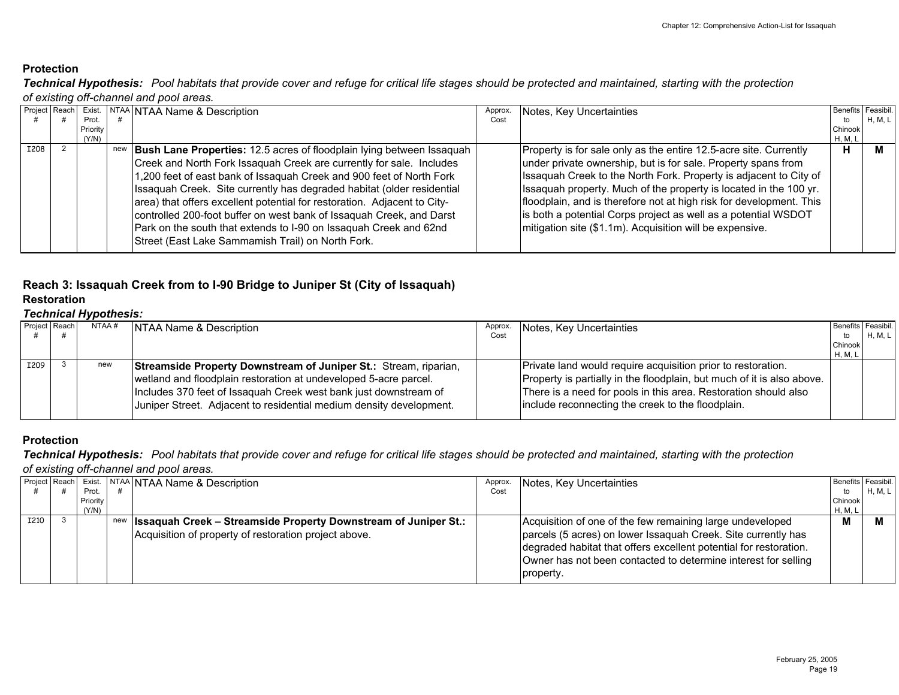## Protection

***Technical Hypothesis:*** *Pool habitats that provide cover and refuge for critical life stages should be protected and maintained, starting with the protection of existing off-channel and pool areas.*

| Project # | Reach # | Exist. Prot. Priority (Y/N) | NTAA # | NTAA Name & Description | Approx. Cost | Notes, Key Uncertainties | Benefits to Chinook H, M, L | Feasibil. H, M, L |
|---|---|---|---|---|---|---|---|---|
| I208 | 2 | | new | **Bush Lane Properties:** 12.5 acres of floodplain lying between Issaquah Creek and North Fork Issaquah Creek are currently for sale. Includes 1,200 feet of east bank of Issaquah Creek and 900 feet of North Fork Issaquah Creek. Site currently has degraded habitat (older residential area) that offers excellent potential for restoration. Adjacent to City-controlled 200-foot buffer on west bank of Issaquah Creek, and Darst Park on the south that extends to I-90 on Issaquah Creek and 62nd Street (East Lake Sammamish Trail) on North Fork. | | Property is for sale only as the entire 12.5-acre site. Currently under private ownership, but is for sale. Property spans from Issaquah Creek to the North Fork. Property is adjacent to City of Issaquah property. Much of the property is located in the 100 yr. floodplain, and is therefore not at high risk for development. This is both a potential Corps project as well as a potential WSDOT mitigation site ($1.1m). Acquisition will be expensive. | **H** | **M** |

## Reach 3: Issaquah Creek from to I-90 Bridge to Juniper St (City of Issaquah)

### Restoration

***Technical Hypothesis:***

| Project # | Reach # | NTAA # | NTAA Name & Description | Approx. Cost | Notes, Key Uncertainties | Benefits to Chinook H, M, L | Feasibil. H, M, L |
|---|---|---|---|---|---|---|---|
| I209 | 3 | new | **Streamside Property Downstream of Juniper St.:** Stream, riparian, wetland and floodplain restoration at undeveloped 5-acre parcel. Includes 370 feet of Issaquah Creek west bank just downstream of Juniper Street. Adjacent to residential medium density development. | | Private land would require acquisition prior to restoration. Property is partially in the floodplain, but much of it is also above. There is a need for pools in this area. Restoration should also include reconnecting the creek to the floodplain. | | |

### Protection

***Technical Hypothesis:*** *Pool habitats that provide cover and refuge for critical life stages should be protected and maintained, starting with the protection of existing off-channel and pool areas.*

| Project # | Reach # | Exist. Prot. Priority (Y/N) | NTAA # | NTAA Name & Description | Approx. Cost | Notes, Key Uncertainties | Benefits to Chinook H, M, L | Feasibil. H, M, L |
|---|---|---|---|---|---|---|---|---|
| I210 | 3 | | new | **Issaquah Creek – Streamside Property Downstream of Juniper St.:** Acquisition of property of restoration project above. | | Acquisition of one of the few remaining large undeveloped parcels (5 acres) on lower Issaquah Creek. Site currently has degraded habitat that offers excellent potential for restoration. Owner has not been contacted to determine interest for selling property. | **M** | **M** |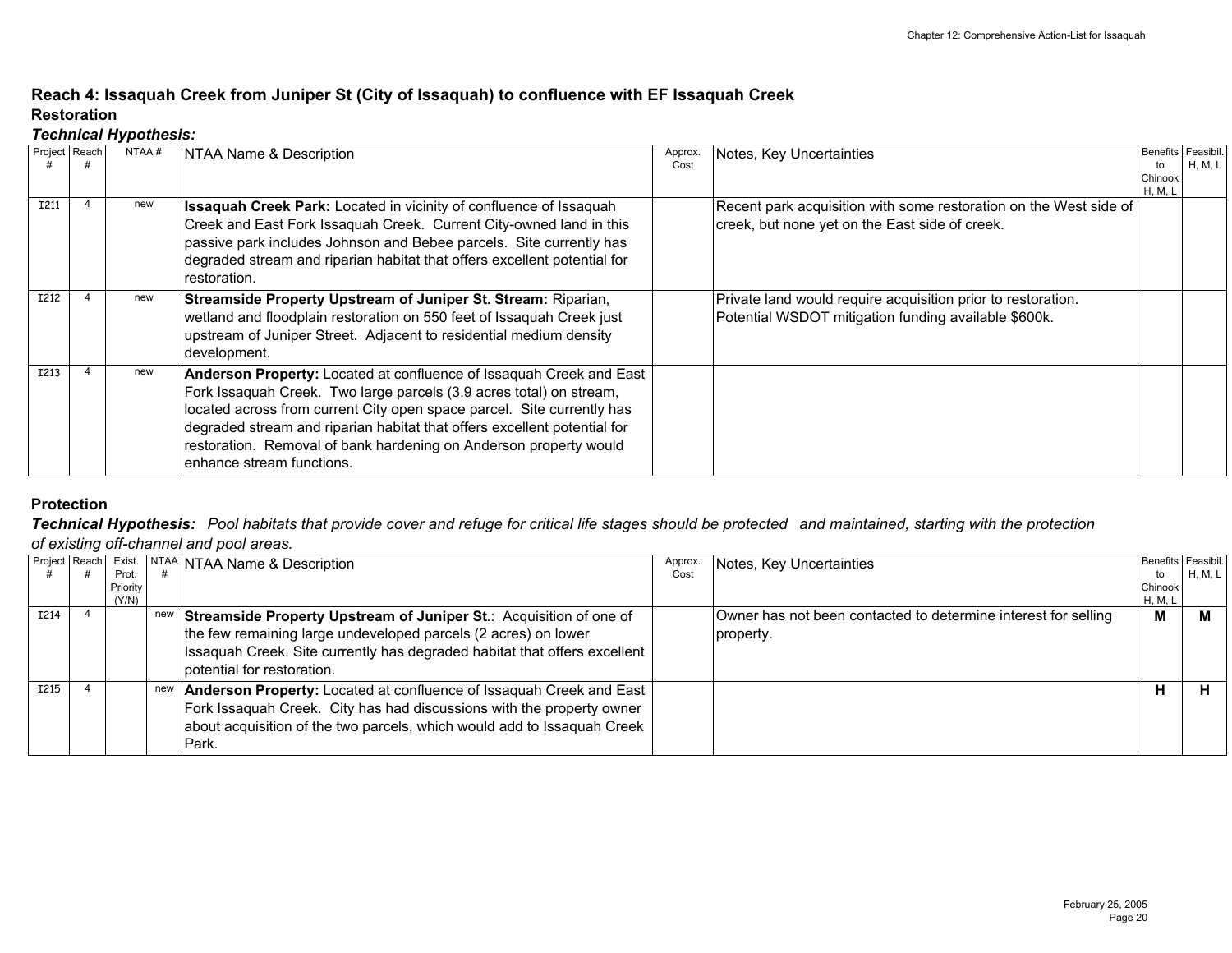## Reach 4: Issaquah Creek from Juniper St (City of Issaquah) to confluence with EF Issaquah Creek

### Restoration

***Technical Hypothesis:***

| Project # | Reach # | NTAA # | NTAA Name & Description | Approx. Cost | Notes, Key Uncertainties | Benefits to Chinook H, M, L | Feasibil. H, M, L |
|---|---|---|---|---|---|---|---|
| I211 | 4 | new | **Issaquah Creek Park:** Located in vicinity of confluence of Issaquah Creek and East Fork Issaquah Creek. Current City-owned land in this passive park includes Johnson and Bebee parcels. Site currently has degraded stream and riparian habitat that offers excellent potential for restoration. | | Recent park acquisition with some restoration on the West side of creek, but none yet on the East side of creek. | | |
| I212 | 4 | new | **Streamside Property Upstream of Juniper St. Stream:** Riparian, wetland and floodplain restoration on 550 feet of Issaquah Creek just upstream of Juniper Street. Adjacent to residential medium density development. | | Private land would require acquisition prior to restoration. Potential WSDOT mitigation funding available $600k. | | |
| I213 | 4 | new | **Anderson Property:** Located at confluence of Issaquah Creek and East Fork Issaquah Creek. Two large parcels (3.9 acres total) on stream, located across from current City open space parcel. Site currently has degraded stream and riparian habitat that offers excellent potential for restoration. Removal of bank hardening on Anderson property would enhance stream functions. | | | | |

### Protection

***Technical Hypothesis:*** *Pool habitats that provide cover and refuge for critical life stages should be protected and maintained, starting with the protection of existing off-channel and pool areas.*

| Project # | Reach # | Exist. Prot. Priority (Y/N) | NTAA # | NTAA Name & Description | Approx. Cost | Notes, Key Uncertainties | Benefits to Chinook H, M, L | Feasibil. H, M, L |
|---|---|---|---|---|---|---|---|---|
| I214 | 4 | | new | **Streamside Property Upstream of Juniper St**.: Acquisition of one of the few remaining large undeveloped parcels (2 acres) on lower Issaquah Creek. Site currently has degraded habitat that offers excellent potential for restoration. | | Owner has not been contacted to determine interest for selling property. | **M** | **M** |
| I215 | 4 | | new | **Anderson Property:** Located at confluence of Issaquah Creek and East Fork Issaquah Creek. City has had discussions with the property owner about acquisition of the two parcels, which would add to Issaquah Creek Park. | | | **H** | **H** |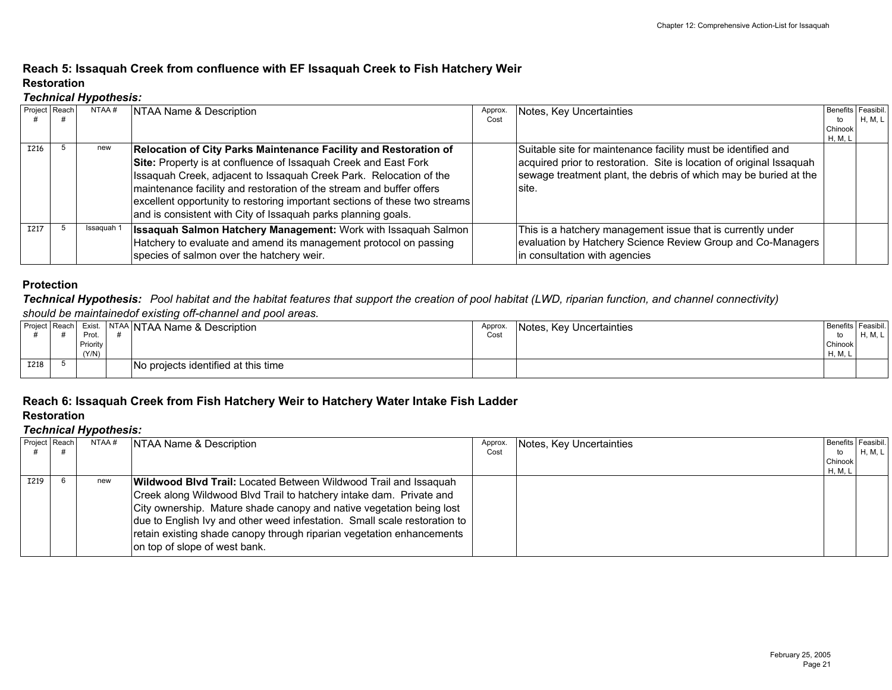## Reach 5: Issaquah Creek from confluence with EF Issaquah Creek to Fish Hatchery Weir

### Restoration

***Technical Hypothesis:***

| Project # | Reach # | NTAA # | NTAA Name & Description | Approx. Cost | Notes, Key Uncertainties | Benefits to Chinook H, M, L | Feasibil. H, M, L |
|---|---|---|---|---|---|---|---|
| I216 | 5 | new | **Relocation of City Parks Maintenance Facility and Restoration of Site:** Property is at confluence of Issaquah Creek and East Fork Issaquah Creek, adjacent to Issaquah Creek Park. Relocation of the maintenance facility and restoration of the stream and buffer offers excellent opportunity to restoring important sections of these two streams and is consistent with City of Issaquah parks planning goals. | | Suitable site for maintenance facility must be identified and acquired prior to restoration. Site is location of original Issaquah sewage treatment plant, the debris of which may be buried at the site. | | |
| I217 | 5 | Issaquah 1 | **Issaquah Salmon Hatchery Management:** Work with Issaquah Salmon Hatchery to evaluate and amend its management protocol on passing species of salmon over the hatchery weir. | | This is a hatchery management issue that is currently under evaluation by Hatchery Science Review Group and Co-Managers in consultation with agencies | | |

### Protection

***Technical Hypothesis:*** *Pool habitat and the habitat features that support the creation of pool habitat (LWD, riparian function, and channel connectivity) should be maintainedof existing off-channel and pool areas.*

| Project # | Reach # | Exist. Prot. Priority (Y/N) | NTAA # | NTAA Name & Description | Approx. Cost | Notes, Key Uncertainties | Benefits to Chinook H, M, L | Feasibil. H, M, L |
|---|---|---|---|---|---|---|---|---|
| I218 | 5 | | | No projects identified at this time | | | | |

## Reach 6: Issaquah Creek from Fish Hatchery Weir to Hatchery Water Intake Fish Ladder

### Restoration

***Technical Hypothesis:***

| Project # | Reach # | NTAA # | NTAA Name & Description | Approx. Cost | Notes, Key Uncertainties | Benefits to Chinook H, M, L | Feasibil. H, M, L |
|---|---|---|---|---|---|---|---|
| I219 | 6 | new | **Wildwood Blvd Trail:** Located Between Wildwood Trail and Issaquah Creek along Wildwood Blvd Trail to hatchery intake dam. Private and City ownership. Mature shade canopy and native vegetation being lost due to English Ivy and other weed infestation. Small scale restoration to retain existing shade canopy through riparian vegetation enhancements on top of slope of west bank. | | | | |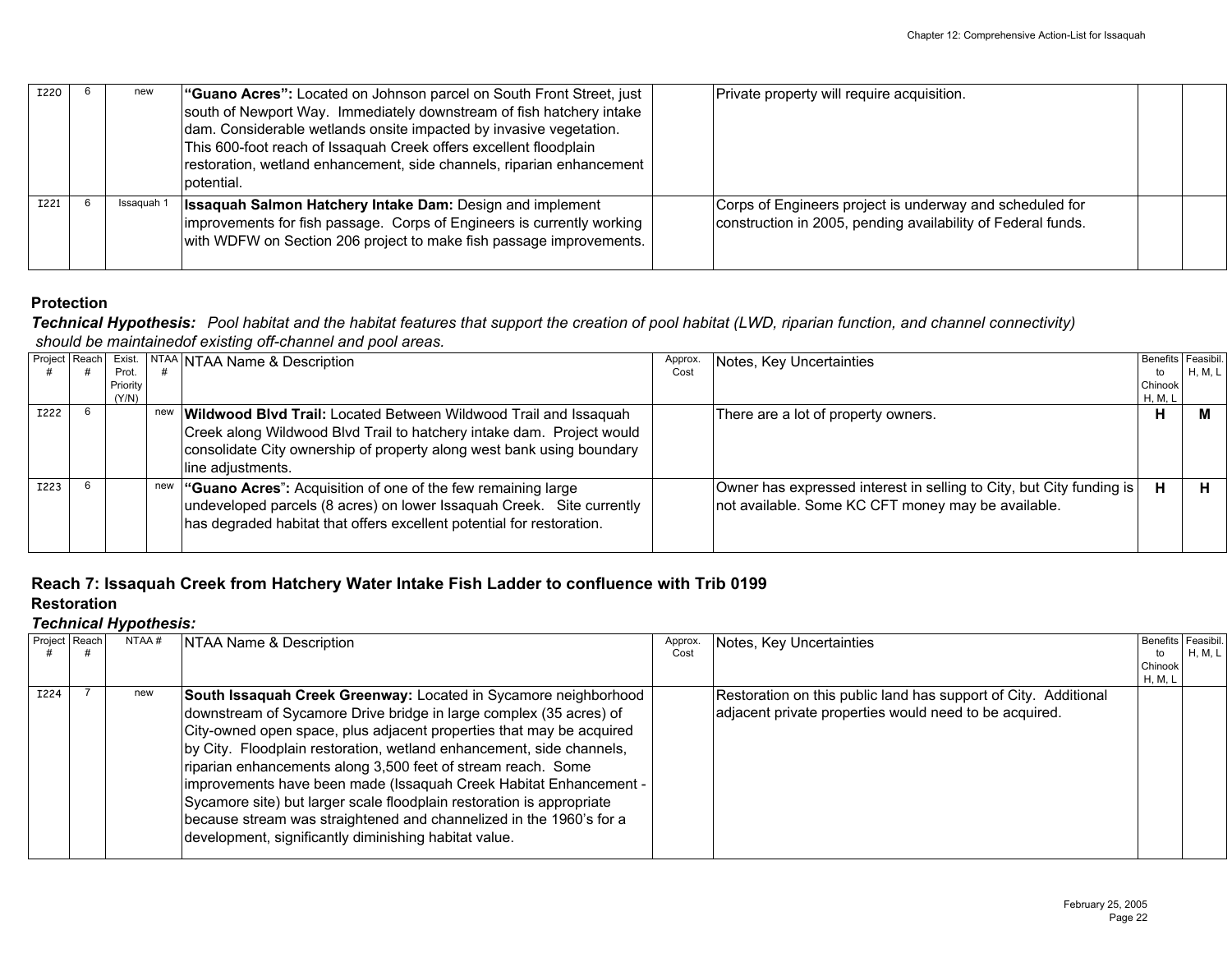| I220 | 6 | new | **"Guano Acres":** Located on Johnson parcel on South Front Street, just south of Newport Way. Immediately downstream of fish hatchery intake dam. Considerable wetlands onsite impacted by invasive vegetation. This 600-foot reach of Issaquah Creek offers excellent floodplain restoration, wetland enhancement, side channels, riparian enhancement potential. | | Private property will require acquisition. | | |
|---|---|---|---|---|---|---|---|
| I221 | 6 | Issaquah 1 | **Issaquah Salmon Hatchery Intake Dam:** Design and implement improvements for fish passage. Corps of Engineers is currently working with WDFW on Section 206 project to make fish passage improvements. | | Corps of Engineers project is underway and scheduled for construction in 2005, pending availability of Federal funds. | | |

**Protection**

***Technical Hypothesis:*** *Pool habitat and the habitat features that support the creation of pool habitat (LWD, riparian function, and channel connectivity) should be maintainedof existing off-channel and pool areas.*

| Project # | Reach # | Exist. Prot. Priority (Y/N) | NTAA # | NTAA Name & Description | Approx. Cost | Notes, Key Uncertainties | Benefits to Chinook H, M, L | Feasibil. H, M, L |
|---|---|---|---|---|---|---|---|---|
| I222 | 6 | | new | **Wildwood Blvd Trail:** Located Between Wildwood Trail and Issaquah Creek along Wildwood Blvd Trail to hatchery intake dam. Project would consolidate City ownership of property along west bank using boundary line adjustments. | | There are a lot of property owners. | **H** | **M** |
| I223 | 6 | | new | **"Guano Acres":** Acquisition of one of the few remaining large undeveloped parcels (8 acres) on lower Issaquah Creek. Site currently has degraded habitat that offers excellent potential for restoration. | | Owner has expressed interest in selling to City, but City funding is not available. Some KC CFT money may be available. | **H** | **H** |

### Reach 7: Issaquah Creek from Hatchery Water Intake Fish Ladder to confluence with Trib 0199

**Restoration**

***Technical Hypothesis:***

| Project # | Reach # | NTAA # | NTAA Name & Description | Approx. Cost | Notes, Key Uncertainties | Benefits to Chinook H, M, L | Feasibil. H, M, L |
|---|---|---|---|---|---|---|---|
| I224 | 7 | new | **South Issaquah Creek Greenway:** Located in Sycamore neighborhood downstream of Sycamore Drive bridge in large complex (35 acres) of City-owned open space, plus adjacent properties that may be acquired by City. Floodplain restoration, wetland enhancement, side channels, riparian enhancements along 3,500 feet of stream reach. Some improvements have been made (Issaquah Creek Habitat Enhancement - Sycamore site) but larger scale floodplain restoration is appropriate because stream was straightened and channelized in the 1960's for a development, significantly diminishing habitat value. | | Restoration on this public land has support of City. Additional adjacent private properties would need to be acquired. | | |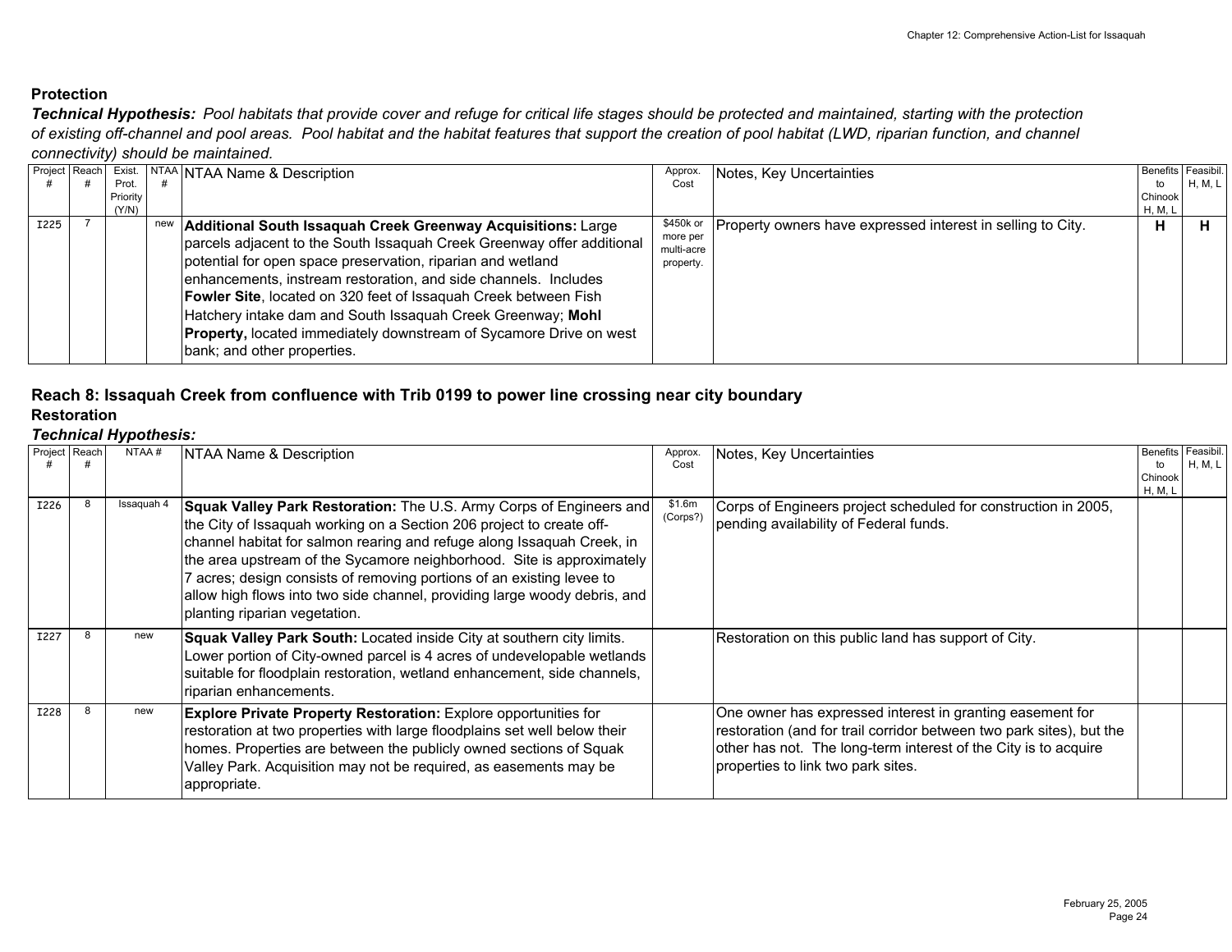### Protection

***Technical Hypothesis:*** *Pool habitats that provide cover and refuge for critical life stages should be protected and maintained, starting with the protection of existing off-channel and pool areas. Pool habitat and the habitat features that support the creation of pool habitat (LWD, riparian function, and channel connectivity) should be maintained.*

| Project # | Reach # | Exist. Prot. Priority (Y/N) | NTAA # | NTAA Name & Description | Approx. Cost | Notes, Key Uncertainties | Benefits to Chinook H, M, L | Feasibil. H, M, L |
|---|---|---|---|---|---|---|---|---|
| I225 | 7 | | new | **Additional South Issaquah Creek Greenway Acquisitions:** Large parcels adjacent to the South Issaquah Creek Greenway offer additional potential for open space preservation, riparian and wetland enhancements, instream restoration, and side channels. Includes **Fowler Site**, located on 320 feet of Issaquah Creek between Fish Hatchery intake dam and South Issaquah Creek Greenway; **Mohl Property,** located immediately downstream of Sycamore Drive on west bank; and other properties. | $450k or more per multi-acre property. | Property owners have expressed interest in selling to City. | **H** | **H** |

## Reach 8: Issaquah Creek from confluence with Trib 0199 to power line crossing near city boundary

### Restoration

***Technical Hypothesis:***

| Project # | Reach # | NTAA # | NTAA Name & Description | Approx. Cost | Notes, Key Uncertainties | Benefits to Chinook H, M, L | Feasibil. H, M, L |
|---|---|---|---|---|---|---|---|
| I226 | 8 | Issaquah 4 | **Squak Valley Park Restoration:** The U.S. Army Corps of Engineers and the City of Issaquah working on a Section 206 project to create off-channel habitat for salmon rearing and refuge along Issaquah Creek, in the area upstream of the Sycamore neighborhood. Site is approximately 7 acres; design consists of removing portions of an existing levee to allow high flows into two side channel, providing large woody debris, and planting riparian vegetation. | $1.6m (Corps?) | Corps of Engineers project scheduled for construction in 2005, pending availability of Federal funds. | | |
| I227 | 8 | new | **Squak Valley Park South:** Located inside City at southern city limits. Lower portion of City-owned parcel is 4 acres of undevelopable wetlands suitable for floodplain restoration, wetland enhancement, side channels, riparian enhancements. | | Restoration on this public land has support of City. | | |
| I228 | 8 | new | **Explore Private Property Restoration:** Explore opportunities for restoration at two properties with large floodplains set well below their homes. Properties are between the publicly owned sections of Squak Valley Park. Acquisition may not be required, as easements may be appropriate. | | One owner has expressed interest in granting easement for restoration (and for trail corridor between two park sites), but the other has not. The long-term interest of the City is to acquire properties to link two park sites. | | |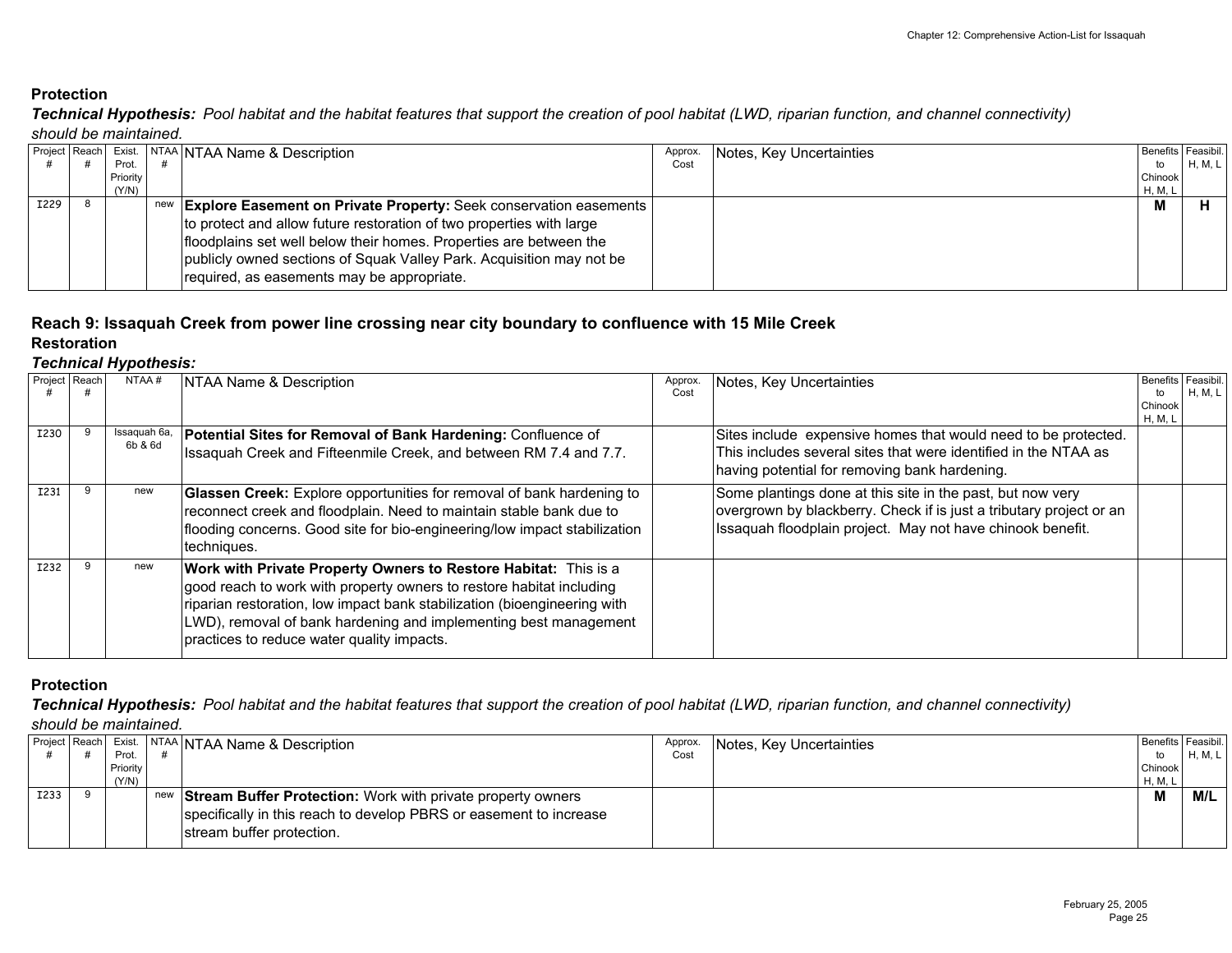## Protection

***Technical Hypothesis:*** *Pool habitat and the habitat features that support the creation of pool habitat (LWD, riparian function, and channel connectivity) should be maintained.*

| Project # | Reach # | Exist. Prot. Priority (Y/N) | NTAA # | NTAA Name & Description | Approx. Cost | Notes, Key Uncertainties | Benefits to Chinook H, M, L | Feasibil. H, M, L |
|---|---|---|---|---|---|---|---|---|
| I229 | 8 | | new | **Explore Easement on Private Property:** Seek conservation easements to protect and allow future restoration of two properties with large floodplains set well below their homes. Properties are between the publicly owned sections of Squak Valley Park. Acquisition may not be required, as easements may be appropriate. | | | **M** | **H** |

## Reach 9: Issaquah Creek from power line crossing near city boundary to confluence with 15 Mile Creek

### Restoration

***Technical Hypothesis:***

| Project # | Reach # | NTAA # | NTAA Name & Description | Approx. Cost | Notes, Key Uncertainties | Benefits to Chinook H, M, L | Feasibil. H, M, L |
|---|---|---|---|---|---|---|---|
| I230 | 9 | Issaquah 6a, 6b & 6d | **Potential Sites for Removal of Bank Hardening:** Confluence of Issaquah Creek and Fifteenmile Creek, and between RM 7.4 and 7.7. | | Sites include expensive homes that would need to be protected. This includes several sites that were identified in the NTAA as having potential for removing bank hardening. | | |
| I231 | 9 | new | **Glassen Creek:** Explore opportunities for removal of bank hardening to reconnect creek and floodplain. Need to maintain stable bank due to flooding concerns. Good site for bio-engineering/low impact stabilization techniques. | | Some plantings done at this site in the past, but now very overgrown by blackberry. Check if is just a tributary project or an Issaquah floodplain project. May not have chinook benefit. | | |
| I232 | 9 | new | **Work with Private Property Owners to Restore Habitat:** This is a good reach to work with property owners to restore habitat including riparian restoration, low impact bank stabilization (bioengineering with LWD), removal of bank hardening and implementing best management practices to reduce water quality impacts. | | | | |

### Protection

***Technical Hypothesis:*** *Pool habitat and the habitat features that support the creation of pool habitat (LWD, riparian function, and channel connectivity) should be maintained.*

| Project # | Reach # | Exist. Prot. Priority (Y/N) | NTAA # | NTAA Name & Description | Approx. Cost | Notes, Key Uncertainties | Benefits to Chinook H, M, L | Feasibil. H, M, L |
|---|---|---|---|---|---|---|---|---|
| I233 | 9 | | new | **Stream Buffer Protection:** Work with private property owners specifically in this reach to develop PBRS or easement to increase stream buffer protection. | | | **M** | **M/L** |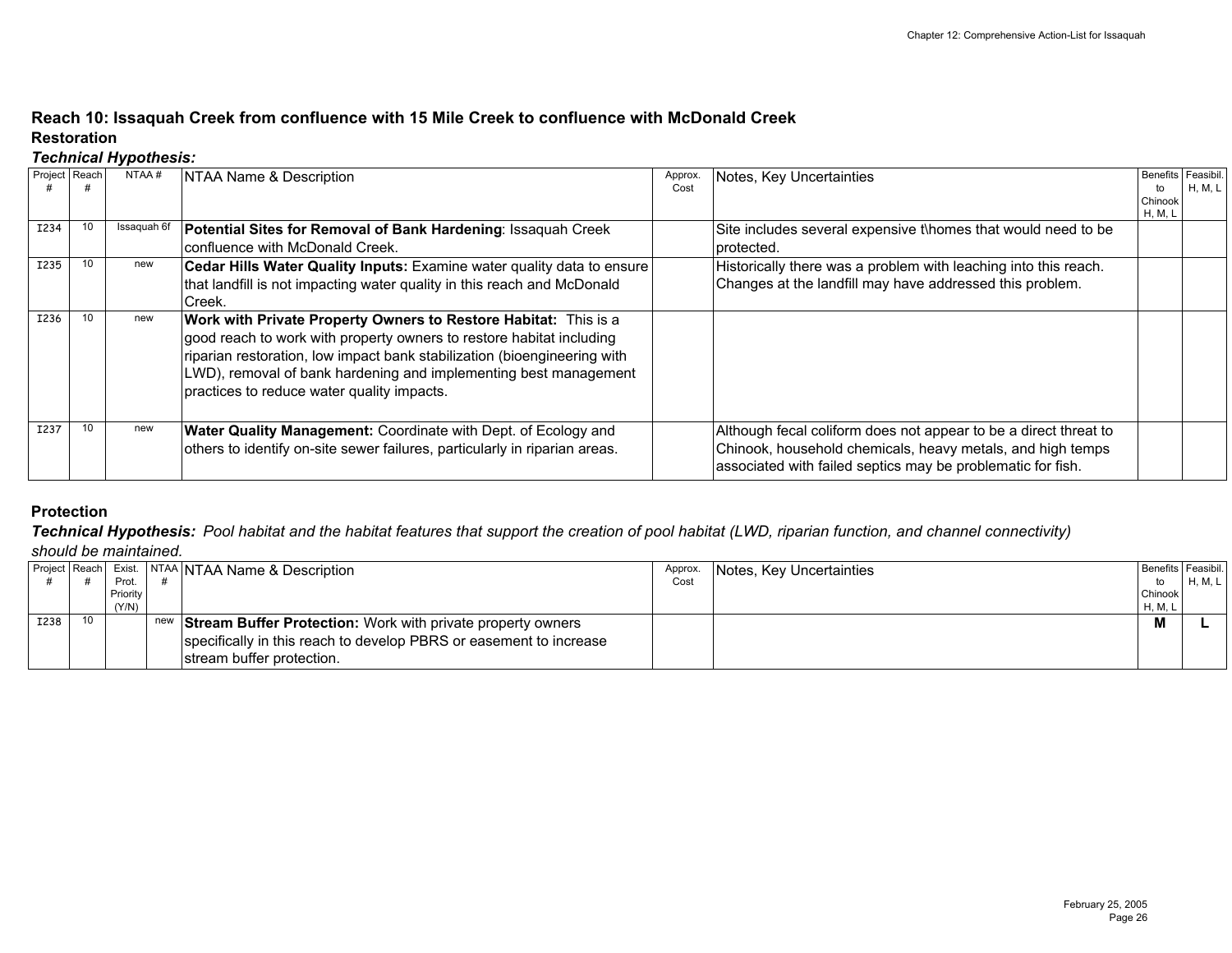## Reach 10: Issaquah Creek from confluence with 15 Mile Creek to confluence with McDonald Creek

### Restoration

***Technical Hypothesis:***

| Project # | Reach # | NTAA # | NTAA Name & Description | Approx. Cost | Notes, Key Uncertainties | Benefits to Chinook H, M, L | Feasibil. H, M, L |
|---|---|---|---|---|---|---|---|
| I234 | 10 | Issaquah 6f | **Potential Sites for Removal of Bank Hardening**: Issaquah Creek confluence with McDonald Creek. | | Site includes several expensive t\homes that would need to be protected. | | |
| I235 | 10 | new | **Cedar Hills Water Quality Inputs:** Examine water quality data to ensure that landfill is not impacting water quality in this reach and McDonald Creek. | | Historically there was a problem with leaching into this reach. Changes at the landfill may have addressed this problem. | | |
| I236 | 10 | new | **Work with Private Property Owners to Restore Habitat:** This is a good reach to work with property owners to restore habitat including riparian restoration, low impact bank stabilization (bioengineering with LWD), removal of bank hardening and implementing best management practices to reduce water quality impacts. | | | | |
| I237 | 10 | new | **Water Quality Management:** Coordinate with Dept. of Ecology and others to identify on-site sewer failures, particularly in riparian areas. | | Although fecal coliform does not appear to be a direct threat to Chinook, household chemicals, heavy metals, and high temps associated with failed septics may be problematic for fish. | | |

### Protection

***Technical Hypothesis:*** *Pool habitat and the habitat features that support the creation of pool habitat (LWD, riparian function, and channel connectivity) should be maintained.*

| Project # | Reach # | Exist. Prot. Priority (Y/N) | NTAA # | NTAA Name & Description | Approx. Cost | Notes, Key Uncertainties | Benefits to Chinook H, M, L | Feasibil. H, M, L |
|---|---|---|---|---|---|---|---|---|
| I238 | 10 | | new | **Stream Buffer Protection:** Work with private property owners specifically in this reach to develop PBRS or easement to increase stream buffer protection. | | | **M** | **L** |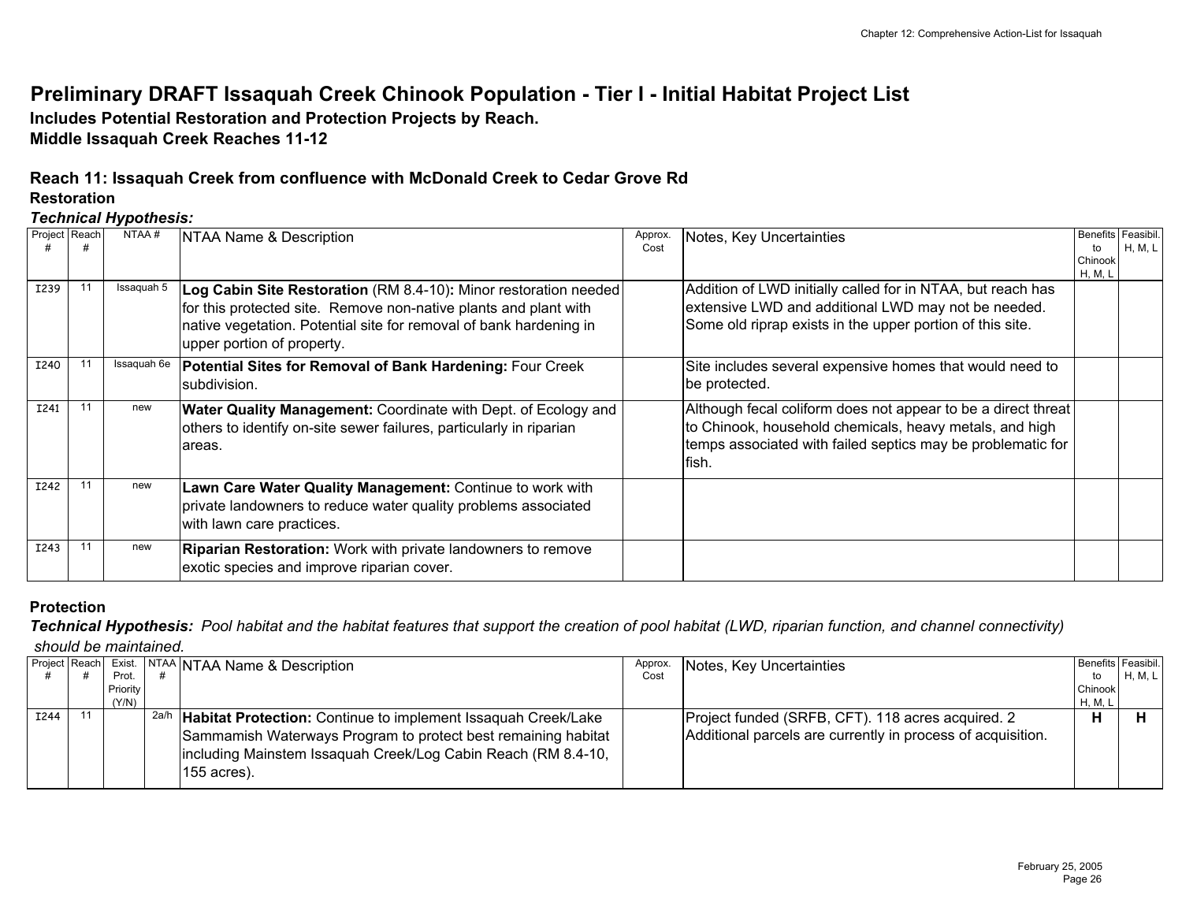# Preliminary DRAFT Issaquah Creek Chinook Population - Tier I - Initial Habitat Project List

**Includes Potential Restoration and Protection Projects by Reach.**
**Middle Issaquah Creek Reaches 11-12**

## Reach 11: Issaquah Creek from confluence with McDonald Creek to Cedar Grove Rd

### Restoration

***Technical Hypothesis:***

| Project # | Reach # | NTAA # | NTAA Name & Description | Approx. Cost | Notes, Key Uncertainties | Benefits to Chinook H, M, L | Feasibil. H, M, L |
|---|---|---|---|---|---|---|---|
| I239 | 11 | Issaquah 5 | **Log Cabin Site Restoration** (RM 8.4-10)**:** Minor restoration needed for this protected site. Remove non-native plants and plant with native vegetation. Potential site for removal of bank hardening in upper portion of property. | | Addition of LWD initially called for in NTAA, but reach has extensive LWD and additional LWD may not be needed. Some old riprap exists in the upper portion of this site. | | |
| I240 | 11 | Issaquah 6e | **Potential Sites for Removal of Bank Hardening:** Four Creek subdivision. | | Site includes several expensive homes that would need to be protected. | | |
| I241 | 11 | new | **Water Quality Management:** Coordinate with Dept. of Ecology and others to identify on-site sewer failures, particularly in riparian areas. | | Although fecal coliform does not appear to be a direct threat to Chinook, household chemicals, heavy metals, and high temps associated with failed septics may be problematic for fish. | | |
| I242 | 11 | new | **Lawn Care Water Quality Management:** Continue to work with private landowners to reduce water quality problems associated with lawn care practices. | | | | |
| I243 | 11 | new | **Riparian Restoration:** Work with private landowners to remove exotic species and improve riparian cover. | | | | |

### Protection

***Technical Hypothesis:*** *Pool habitat and the habitat features that support the creation of pool habitat (LWD, riparian function, and channel connectivity) should be maintained.*

| Project # | Reach # | Exist. Prot. Priority (Y/N) | NTAA # | NTAA Name & Description | Approx. Cost | Notes, Key Uncertainties | Benefits to Chinook H, M, L | Feasibil. H, M, L |
|---|---|---|---|---|---|---|---|---|
| I244 | 11 | | 2a/h | **Habitat Protection:** Continue to implement Issaquah Creek/Lake Sammamish Waterways Program to protect best remaining habitat including Mainstem Issaquah Creek/Log Cabin Reach (RM 8.4-10, 155 acres). | | Project funded (SRFB, CFT). 118 acres acquired. 2 Additional parcels are currently in process of acquisition. | **H** | **H** |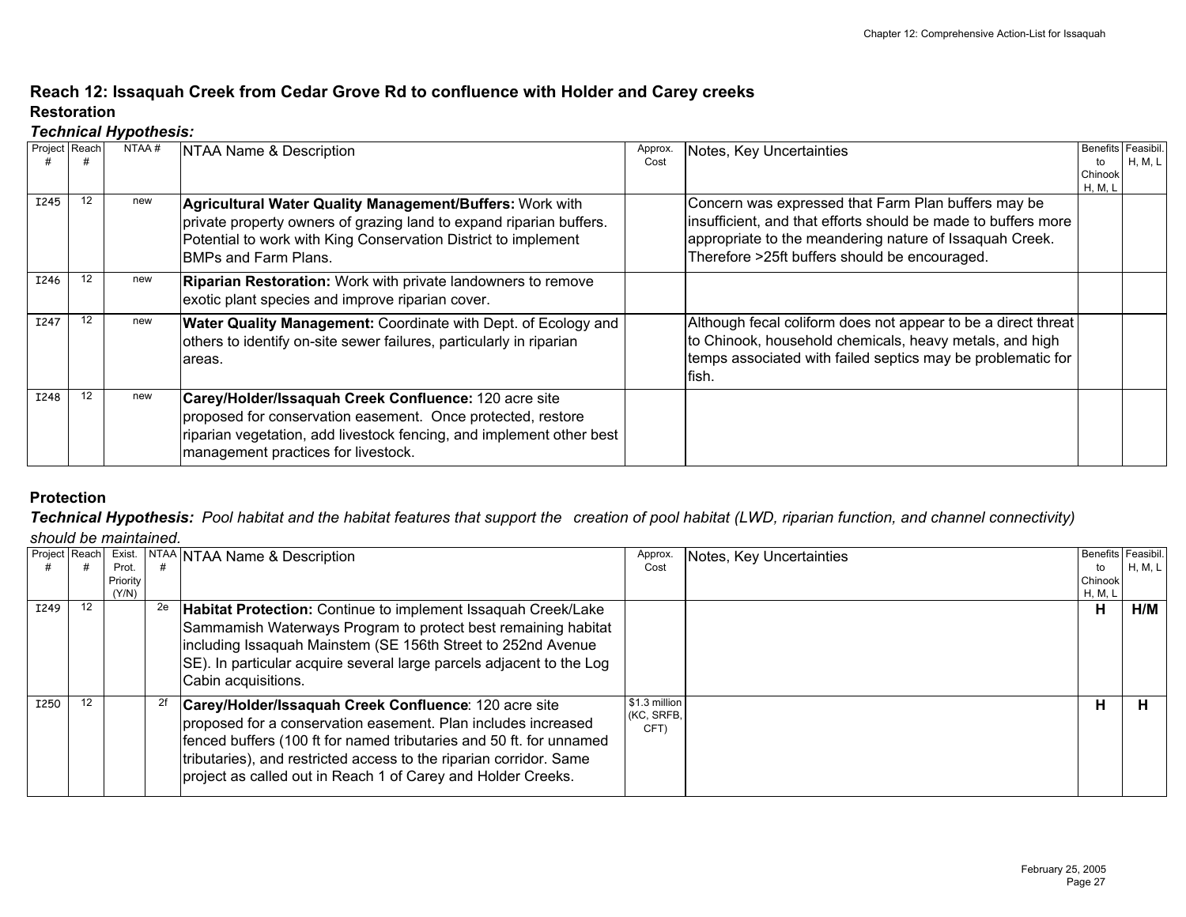## Reach 12: Issaquah Creek from Cedar Grove Rd to confluence with Holder and Carey creeks

### Restoration

***Technical Hypothesis:***

| Project # | Reach # | NTAA # | NTAA Name & Description | Approx. Cost | Notes, Key Uncertainties | Benefits to Chinook H, M, L | Feasibil. H, M, L |
|---|---|---|---|---|---|---|---|
| I245 | 12 | new | **Agricultural Water Quality Management/Buffers:** Work with private property owners of grazing land to expand riparian buffers. Potential to work with King Conservation District to implement BMPs and Farm Plans. | | Concern was expressed that Farm Plan buffers may be insufficient, and that efforts should be made to buffers more appropriate to the meandering nature of Issaquah Creek. Therefore >25ft buffers should be encouraged. | | |
| I246 | 12 | new | **Riparian Restoration:** Work with private landowners to remove exotic plant species and improve riparian cover. | | | | |
| I247 | 12 | new | **Water Quality Management:** Coordinate with Dept. of Ecology and others to identify on-site sewer failures, particularly in riparian areas. | | Although fecal coliform does not appear to be a direct threat to Chinook, household chemicals, heavy metals, and high temps associated with failed septics may be problematic for fish. | | |
| I248 | 12 | new | **Carey/Holder/Issaquah Creek Confluence:** 120 acre site proposed for conservation easement. Once protected, restore riparian vegetation, add livestock fencing, and implement other best management practices for livestock. | | | | |

### Protection

***Technical Hypothesis:*** *Pool habitat and the habitat features that support the creation of pool habitat (LWD, riparian function, and channel connectivity) should be maintained.*

| Project # | Reach # | Exist. Prot. Priority (Y/N) | NTAA # | NTAA Name & Description | Approx. Cost | Notes, Key Uncertainties | Benefits to Chinook H, M, L | Feasibil. H, M, L |
|---|---|---|---|---|---|---|---|---|
| I249 | 12 | | 2e | **Habitat Protection:** Continue to implement Issaquah Creek/Lake Sammamish Waterways Program to protect best remaining habitat including Issaquah Mainstem (SE 156th Street to 252nd Avenue SE). In particular acquire several large parcels adjacent to the Log Cabin acquisitions. | | | **H** | **H/M** |
| I250 | 12 | | 2f | **Carey/Holder/Issaquah Creek Confluence**: 120 acre site proposed for a conservation easement. Plan includes increased fenced buffers (100 ft for named tributaries and 50 ft. for unnamed tributaries), and restricted access to the riparian corridor. Same project as called out in Reach 1 of Carey and Holder Creeks. | $1.3 million (KC, SRFB, CFT) | | **H** | **H** |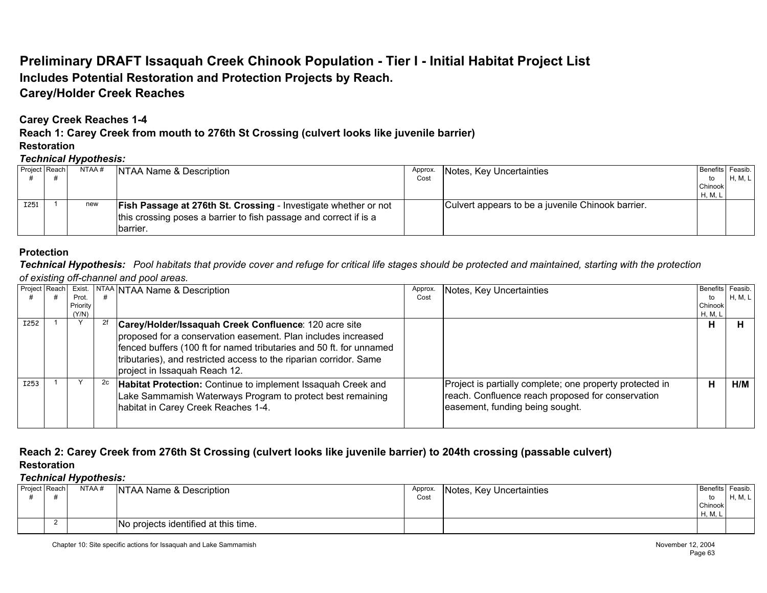# Preliminary DRAFT Issaquah Creek Chinook Population - Tier I - Initial Habitat Project List

## Includes Potential Restoration and Protection Projects by Reach.

## Carey/Holder Creek Reaches

### Carey Creek Reaches 1-4

### Reach 1: Carey Creek from mouth to 276th St Crossing (culvert looks like juvenile barrier)

#### Restoration

***Technical Hypothesis:***

| Project # | Reach # | NTAA # | NTAA Name & Description | Approx. Cost | Notes, Key Uncertainties | Benefits to Chinook H, M, L | Feasib. H, M, L |
|---|---|---|---|---|---|---|---|
| I251 | 1 | new | **Fish Passage at 276th St. Crossing** - Investigate whether or not this crossing poses a barrier to fish passage and correct if is a barrier. | | Culvert appears to be a juvenile Chinook barrier. | | |

#### Protection

***Technical Hypothesis:*** *Pool habitats that provide cover and refuge for critical life stages should be protected and maintained, starting with the protection of existing off-channel and pool areas.*

| Project # | Reach # | Exist. Prot. Priority (Y/N) | NTAA # | NTAA Name & Description | Approx. Cost | Notes, Key Uncertainties | Benefits to Chinook H, M, L | Feasib. H, M, L |
|---|---|---|---|---|---|---|---|---|
| I252 | 1 | Y | 2f | **Carey/Holder/Issaquah Creek Confluence**: 120 acre site proposed for a conservation easement. Plan includes increased fenced buffers (100 ft for named tributaries and 50 ft. for unnamed tributaries), and restricted access to the riparian corridor. Same project in Issaquah Reach 12. | | | **H** | **H** |
| I253 | 1 | Y | 2c | **Habitat Protection:** Continue to implement Issaquah Creek and Lake Sammamish Waterways Program to protect best remaining habitat in Carey Creek Reaches 1-4. | | Project is partially complete; one property protected in reach. Confluence reach proposed for conservation easement, funding being sought. | **H** | **H/M** |

### Reach 2: Carey Creek from 276th St Crossing (culvert looks like juvenile barrier) to 204th crossing (passable culvert)

#### Restoration

***Technical Hypothesis:***

| Project # | Reach # | NTAA # | NTAA Name & Description | Approx. Cost | Notes, Key Uncertainties | Benefits to Chinook H, M, L | Feasib. H, M, L |
|---|---|---|---|---|---|---|---|
| | 2 | | No projects identified at this time. | | | | |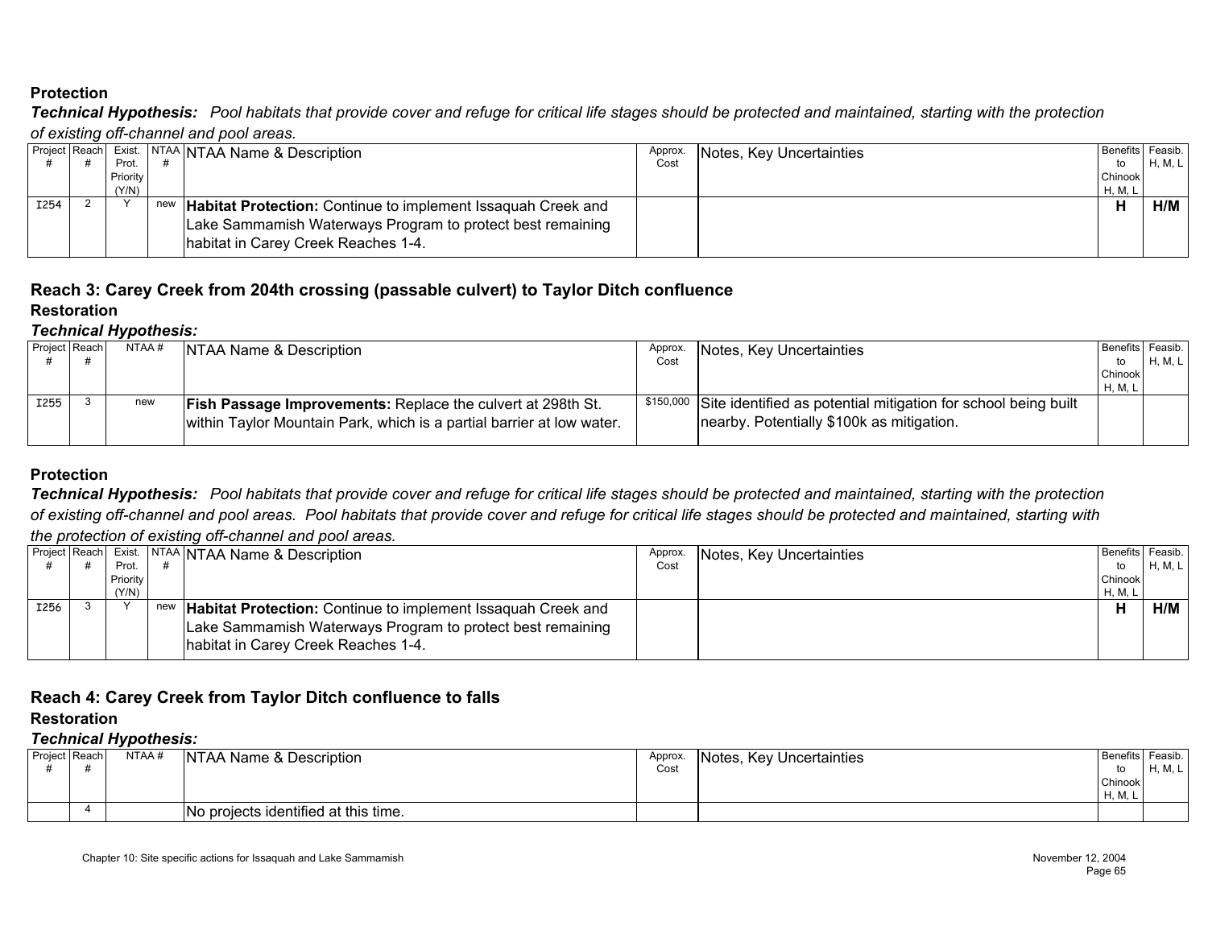**Protection**

***Technical Hypothesis:*** *Pool habitats that provide cover and refuge for critical life stages should be protected and maintained, starting with the protection of existing off-channel and pool areas.*

| Project # | Reach # | Exist. Prot. Priority (Y/N) | NTAA # | NTAA Name & Description | Approx. Cost | Notes, Key Uncertainties | Benefits to Chinook H, M, L | Feasib. H, M, L |
|---|---|---|---|---|---|---|---|---|
| I254 | 2 | Y | new | **Habitat Protection:** Continue to implement Issaquah Creek and Lake Sammamish Waterways Program to protect best remaining habitat in Carey Creek Reaches 1-4. | | | **H** | **H/M** |

## Reach 3: Carey Creek from 204th crossing (passable culvert) to Taylor Ditch confluence

**Restoration**

***Technical Hypothesis:***

| Project # | Reach # | NTAA # | NTAA Name & Description | Approx. Cost | Notes, Key Uncertainties | Benefits to Chinook H, M, L | Feasib. H, M, L |
|---|---|---|---|---|---|---|---|
| I255 | 3 | new | **Fish Passage Improvements:** Replace the culvert at 298th St. within Taylor Mountain Park, which is a partial barrier at low water. | $150,000 | Site identified as potential mitigation for school being built nearby. Potentially $100k as mitigation. | | |

**Protection**

***Technical Hypothesis:*** *Pool habitats that provide cover and refuge for critical life stages should be protected and maintained, starting with the protection of existing off-channel and pool areas. Pool habitats that provide cover and refuge for critical life stages should be protected and maintained, starting with the protection of existing off-channel and pool areas.*

| Project # | Reach # | Exist. Prot. Priority (Y/N) | NTAA # | NTAA Name & Description | Approx. Cost | Notes, Key Uncertainties | Benefits to Chinook H, M, L | Feasib. H, M, L |
|---|---|---|---|---|---|---|---|---|
| I256 | 3 | Y | new | **Habitat Protection:** Continue to implement Issaquah Creek and Lake Sammamish Waterways Program to protect best remaining habitat in Carey Creek Reaches 1-4. | | | **H** | **H/M** |

## Reach 4: Carey Creek from Taylor Ditch confluence to falls

**Restoration**

***Technical Hypothesis:***

| Project # | Reach # | NTAA # | NTAA Name & Description | Approx. Cost | Notes, Key Uncertainties | Benefits to Chinook H, M, L | Feasib. H, M, L |
|---|---|---|---|---|---|---|---|
| | 4 | | No projects identified at this time. | | | | |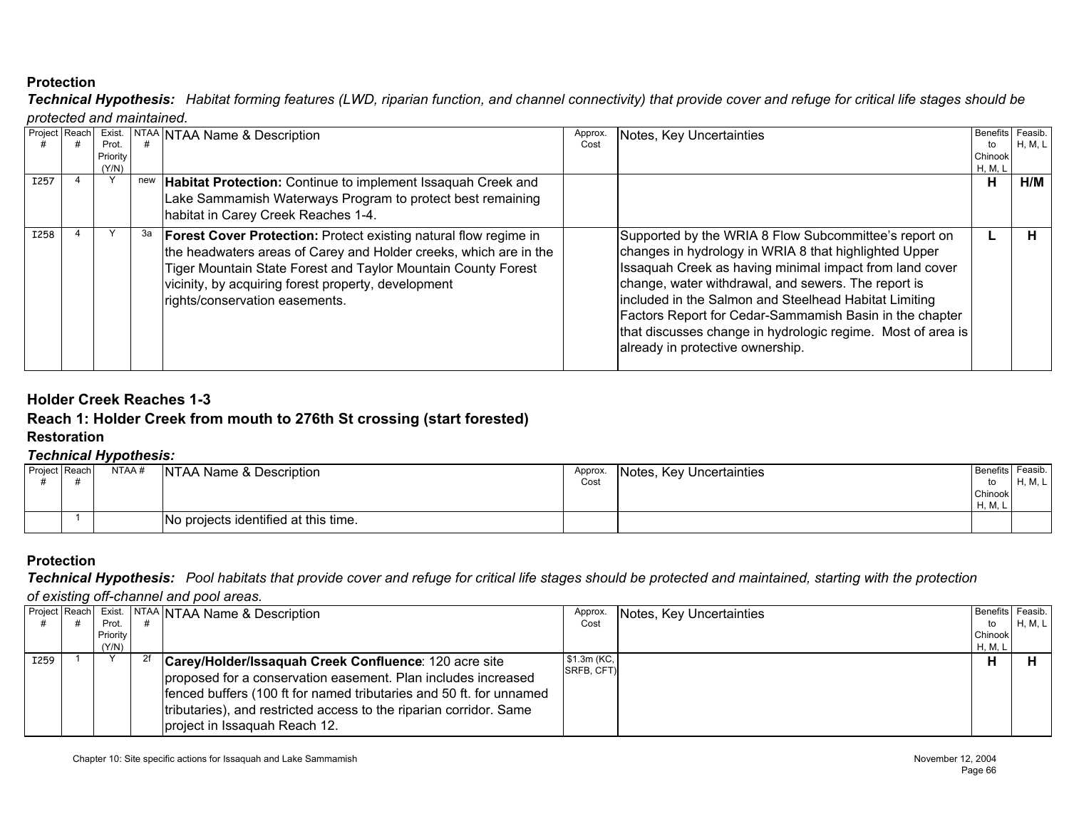### Protection

***Technical Hypothesis:*** *Habitat forming features (LWD, riparian function, and channel connectivity) that provide cover and refuge for critical life stages should be protected and maintained.*

| Project # | Reach # | Exist. Prot. Priority (Y/N) | NTAA # | NTAA Name & Description | Approx. Cost | Notes, Key Uncertainties | Benefits to Chinook H, M, L | Feasib. H, M, L |
|---|---|---|---|---|---|---|---|---|
| I257 | 4 | Y | new | **Habitat Protection:** Continue to implement Issaquah Creek and Lake Sammamish Waterways Program to protect best remaining habitat in Carey Creek Reaches 1-4. | | | **H** | **H/M** |
| I258 | 4 | Y | 3a | **Forest Cover Protection:** Protect existing natural flow regime in the headwaters areas of Carey and Holder creeks, which are in the Tiger Mountain State Forest and Taylor Mountain County Forest vicinity, by acquiring forest property, development rights/conservation easements. | | Supported by the WRIA 8 Flow Subcommittee's report on changes in hydrology in WRIA 8 that highlighted Upper Issaquah Creek as having minimal impact from land cover change, water withdrawal, and sewers. The report is included in the Salmon and Steelhead Habitat Limiting Factors Report for Cedar-Sammamish Basin in the chapter that discusses change in hydrologic regime. Most of area is already in protective ownership. | **L** | **H** |

## Holder Creek Reaches 1-3

## Reach 1: Holder Creek from mouth to 276th St crossing (start forested)

### Restoration

***Technical Hypothesis:***

| Project # | Reach # | NTAA # | NTAA Name & Description | Approx. Cost | Notes, Key Uncertainties | Benefits to Chinook H, M, L | Feasib. H, M, L |
|---|---|---|---|---|---|---|---|
| | 1 | | No projects identified at this time. | | | | |

### Protection

***Technical Hypothesis:*** *Pool habitats that provide cover and refuge for critical life stages should be protected and maintained, starting with the protection of existing off-channel and pool areas.*

| Project # | Reach # | Exist. Prot. Priority (Y/N) | NTAA # | NTAA Name & Description | Approx. Cost | Notes, Key Uncertainties | Benefits to Chinook H, M, L | Feasib. H, M, L |
|---|---|---|---|---|---|---|---|---|
| I259 | 1 | Y | 2f | **Carey/Holder/Issaquah Creek Confluence**: 120 acre site proposed for a conservation easement. Plan includes increased fenced buffers (100 ft for named tributaries and 50 ft. for unnamed tributaries), and restricted access to the riparian corridor. Same project in Issaquah Reach 12. | $1.3m (KC, SRFB, CFT) | | **H** | **H** |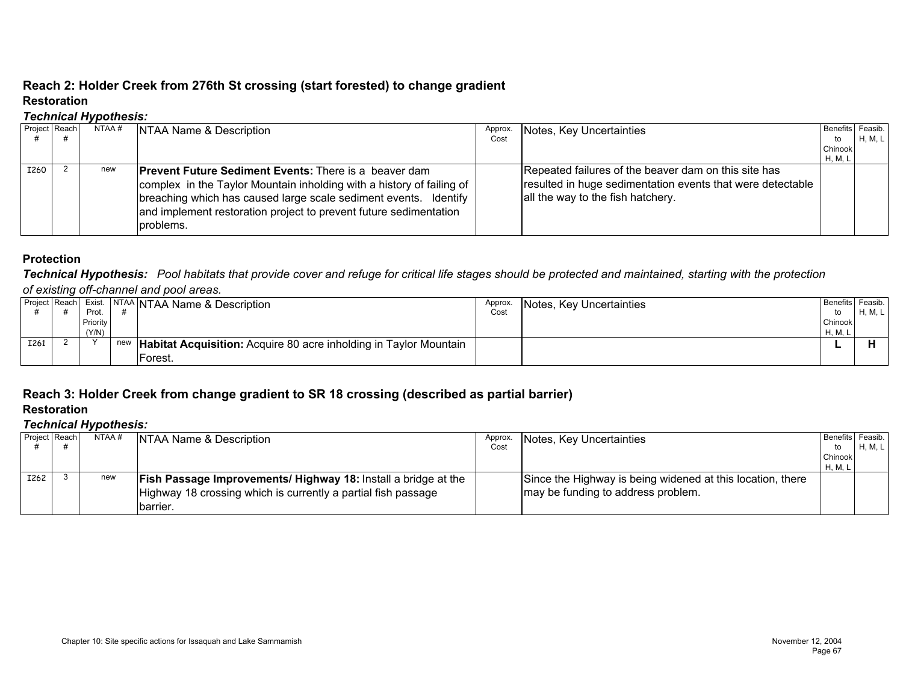## Reach 2: Holder Creek from 276th St crossing (start forested) to change gradient

### Restoration

***Technical Hypothesis:***

| Project # | Reach # | NTAA # | NTAA Name & Description | Approx. Cost | Notes, Key Uncertainties | Benefits to Chinook H, M, L | Feasib. H, M, L |
|---|---|---|---|---|---|---|---|
| I260 | 2 | new | **Prevent Future Sediment Events:** There is a beaver dam complex in the Taylor Mountain inholding with a history of failing of breaching which has caused large scale sediment events. Identify and implement restoration project to prevent future sedimentation problems. | | Repeated failures of the beaver dam on this site has resulted in huge sedimentation events that were detectable all the way to the fish hatchery. | | |

### Protection

***Technical Hypothesis:*** *Pool habitats that provide cover and refuge for critical life stages should be protected and maintained, starting with the protection of existing off-channel and pool areas.*

| Project # | Reach # | Exist. Prot. Priority (Y/N) | NTAA # | NTAA Name & Description | Approx. Cost | Notes, Key Uncertainties | Benefits to Chinook H, M, L | Feasib. H, M, L |
|---|---|---|---|---|---|---|---|---|
| I261 | 2 | Y | new | **Habitat Acquisition:** Acquire 80 acre inholding in Taylor Mountain Forest. | | | **L** | **H** |

## Reach 3: Holder Creek from change gradient to SR 18 crossing (described as partial barrier)

### Restoration

***Technical Hypothesis:***

| Project # | Reach # | NTAA # | NTAA Name & Description | Approx. Cost | Notes, Key Uncertainties | Benefits to Chinook H, M, L | Feasib. H, M, L |
|---|---|---|---|---|---|---|---|
| I262 | 3 | new | **Fish Passage Improvements/ Highway 18:** Install a bridge at the Highway 18 crossing which is currently a partial fish passage barrier. | | Since the Highway is being widened at this location, there may be funding to address problem. | | |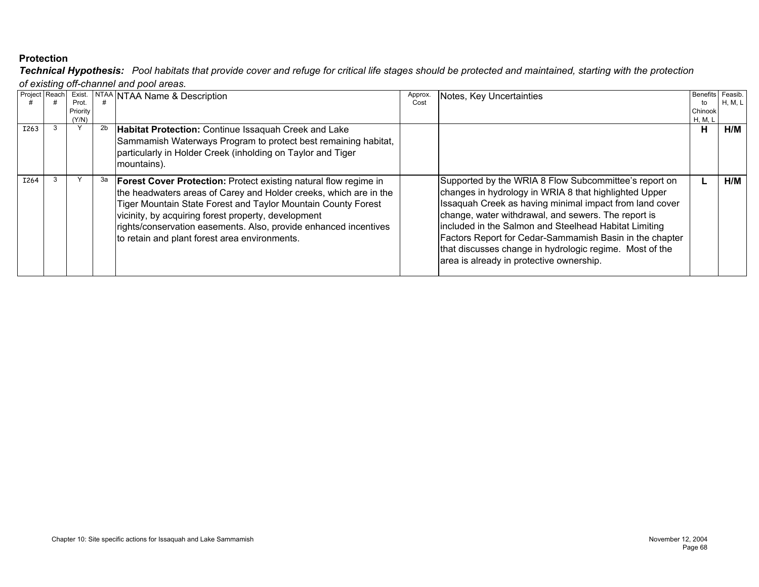**Protection**

***Technical Hypothesis:*** *Pool habitats that provide cover and refuge for critical life stages should be protected and maintained, starting with the protection of existing off-channel and pool areas.*

| Project # | Reach # | Exist. Prot. Priority (Y/N) | NTAA # | NTAA Name & Description | Approx. Cost | Notes, Key Uncertainties | Benefits to Chinook H, M, L | Feasib. H, M, L |
|---|---|---|---|---|---|---|---|---|
| I263 | 3 | Y | 2b | **Habitat Protection:** Continue Issaquah Creek and Lake Sammamish Waterways Program to protect best remaining habitat, particularly in Holder Creek (inholding on Taylor and Tiger mountains). | | | **H** | **H/M** |
| I264 | 3 | Y | 3a | **Forest Cover Protection:** Protect existing natural flow regime in the headwaters areas of Carey and Holder creeks, which are in the Tiger Mountain State Forest and Taylor Mountain County Forest vicinity, by acquiring forest property, development rights/conservation easements. Also, provide enhanced incentives to retain and plant forest area environments. | | Supported by the WRIA 8 Flow Subcommittee's report on changes in hydrology in WRIA 8 that highlighted Upper Issaquah Creek as having minimal impact from land cover change, water withdrawal, and sewers. The report is included in the Salmon and Steelhead Habitat Limiting Factors Report for Cedar-Sammamish Basin in the chapter that discusses change in hydrologic regime. Most of the area is already in protective ownership. | **L** | **H/M** |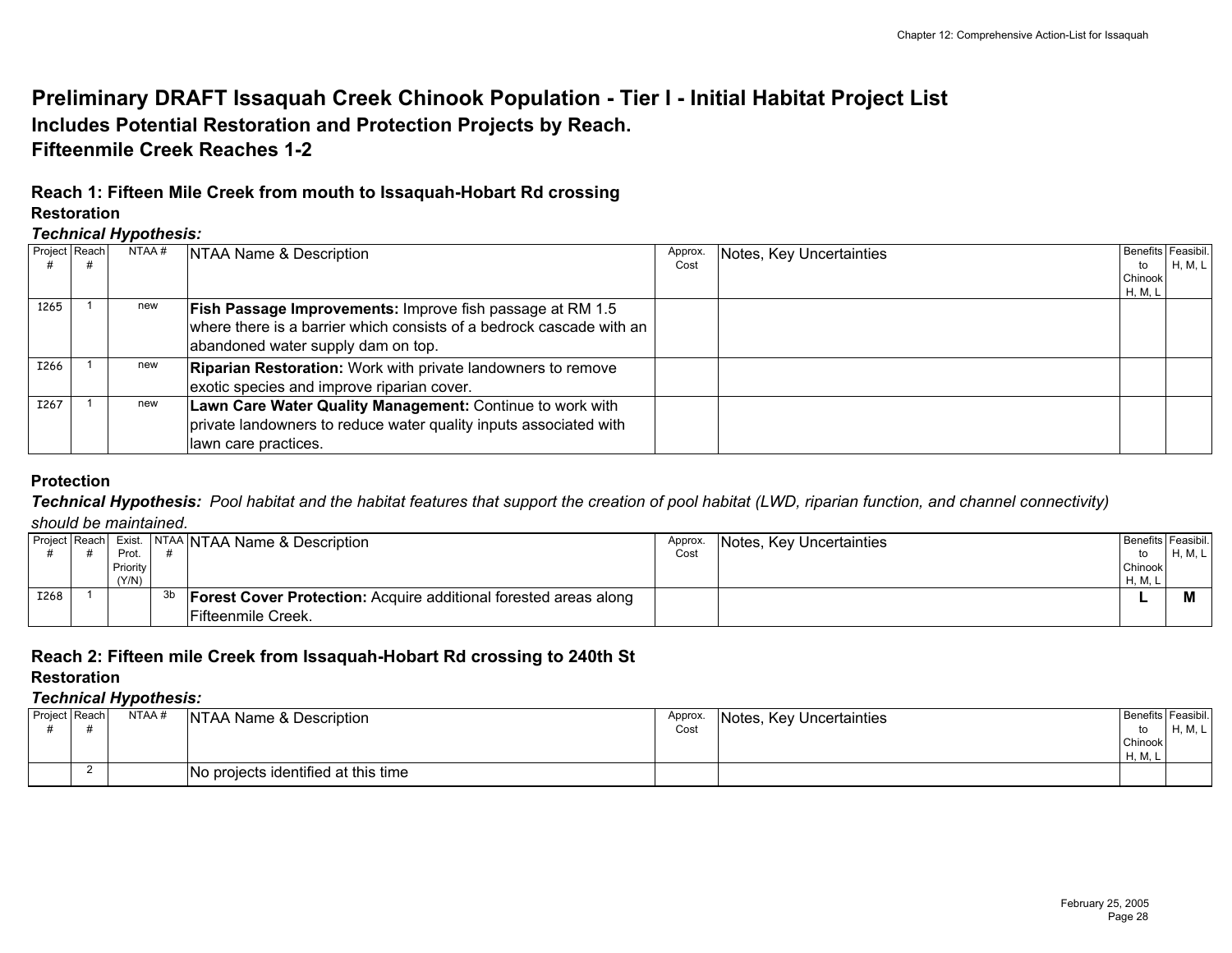# Preliminary DRAFT Issaquah Creek Chinook Population - Tier I - Initial Habitat Project List

## Includes Potential Restoration and Protection Projects by Reach.

## Fifteenmile Creek Reaches 1-2

### Reach 1: Fifteen Mile Creek from mouth to Issaquah-Hobart Rd crossing

**Restoration**

***Technical Hypothesis:***

| Project # | Reach # | NTAA # | NTAA Name & Description | Approx. Cost | Notes, Key Uncertainties | Benefits to Chinook H, M, L | Feasibil. H, M, L |
|---|---|---|---|---|---|---|---|
| I265 | 1 | new | **Fish Passage Improvements:** Improve fish passage at RM 1.5 where there is a barrier which consists of a bedrock cascade with an abandoned water supply dam on top. | | | | |
| I266 | 1 | new | **Riparian Restoration:** Work with private landowners to remove exotic species and improve riparian cover. | | | | |
| I267 | 1 | new | **Lawn Care Water Quality Management:** Continue to work with private landowners to reduce water quality inputs associated with lawn care practices. | | | | |

**Protection**

***Technical Hypothesis:*** *Pool habitat and the habitat features that support the creation of pool habitat (LWD, riparian function, and channel connectivity) should be maintained.*

| Project # | Reach # | Exist. Prot. Priority (Y/N) | NTAA # | NTAA Name & Description | Approx. Cost | Notes, Key Uncertainties | Benefits to Chinook H, M, L | Feasibil. H, M, L |
|---|---|---|---|---|---|---|---|---|
| I268 | 1 | | 3b | **Forest Cover Protection:** Acquire additional forested areas along Fifteenmile Creek. | | | **L** | **M** |

### Reach 2: Fifteen mile Creek from Issaquah-Hobart Rd crossing to 240th St

**Restoration**

***Technical Hypothesis:***

| Project # | Reach # | NTAA # | NTAA Name & Description | Approx. Cost | Notes, Key Uncertainties | Benefits to Chinook H, M, L | Feasibil. H, M, L |
|---|---|---|---|---|---|---|---|
| | 2 | | No projects identified at this time | | | | |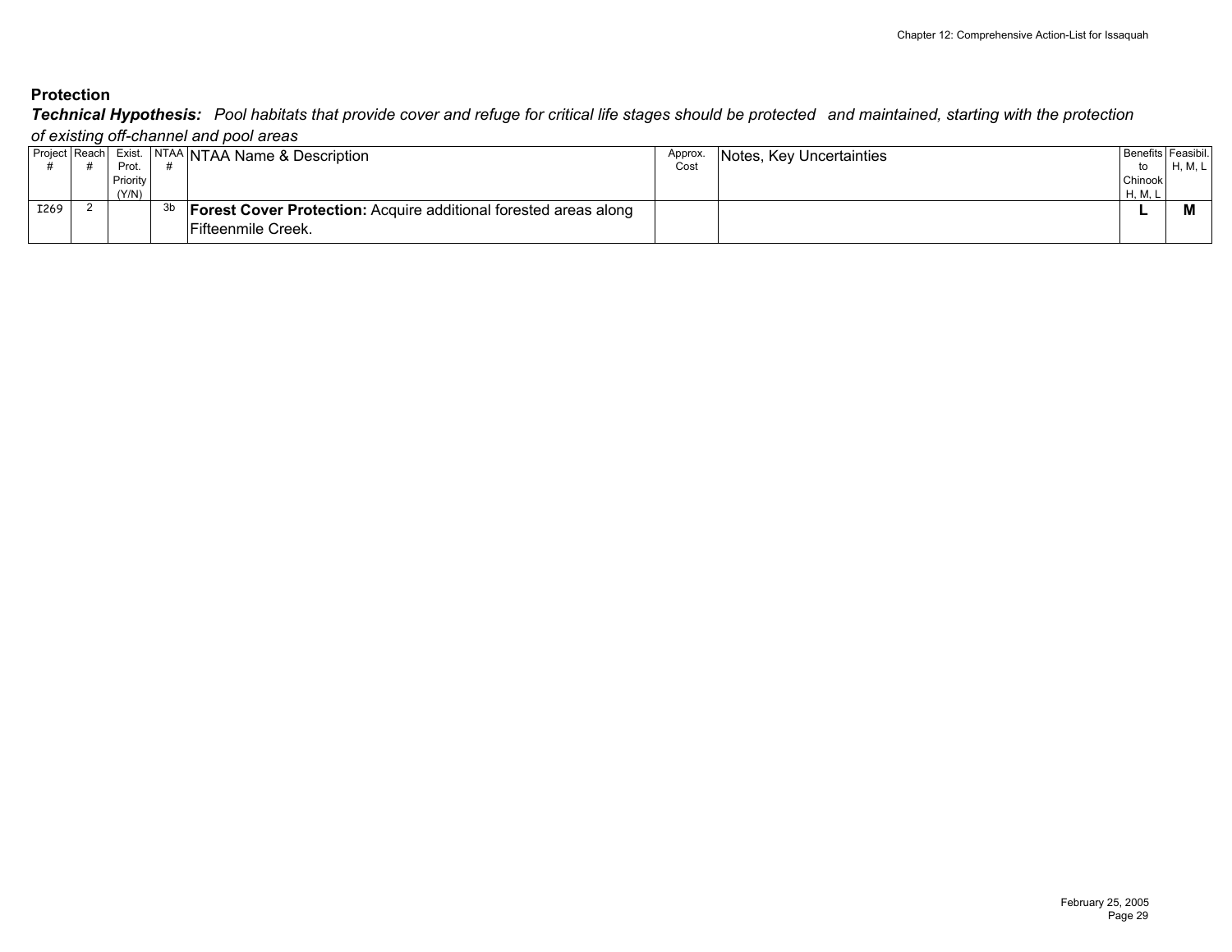**Protection**

***Technical Hypothesis:*** *Pool habitats that provide cover and refuge for critical life stages should be protected and maintained, starting with the protection of existing off-channel and pool areas*

| Project # | Reach # | Exist. Prot. Priority (Y/N) | NTAA # | NTAA Name & Description | Approx. Cost | Notes, Key Uncertainties | Benefits to Chinook H, M, L | Feasibil. H, M, L |
|---|---|---|---|---|---|---|---|---|
| I269 | 2 | | 3b | **Forest Cover Protection:** Acquire additional forested areas along Fifteenmile Creek. | | | **L** | **M** |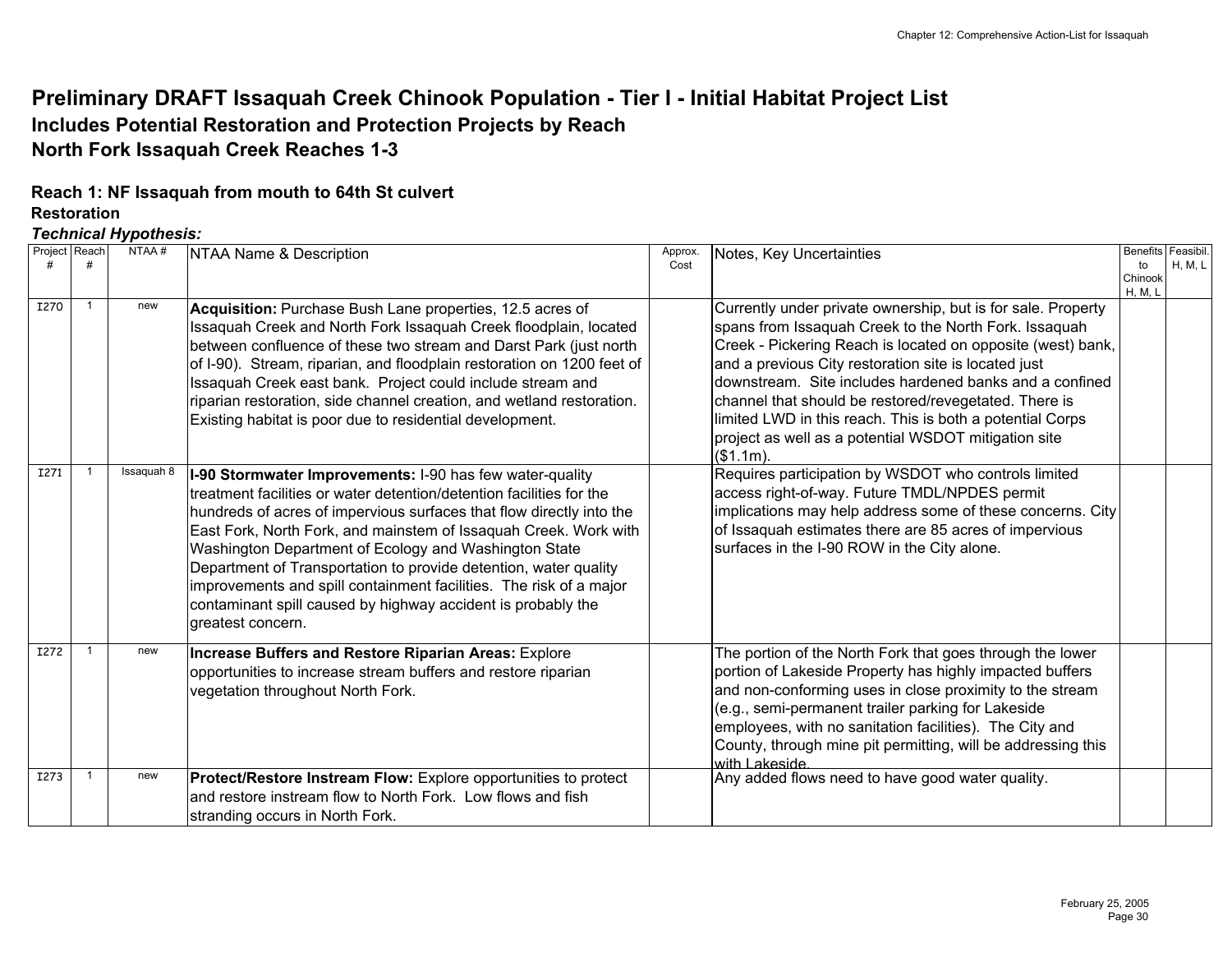# Preliminary DRAFT Issaquah Creek Chinook Population - Tier I - Initial Habitat Project List

## Includes Potential Restoration and Protection Projects by Reach

## North Fork Issaquah Creek Reaches 1-3

### Reach 1: NF Issaquah from mouth to 64th St culvert

**Restoration**

***Technical Hypothesis:***

| Project # | Reach # | NTAA # | NTAA Name & Description | Approx. Cost | Notes, Key Uncertainties | Benefits to Chinook H, M, L | Feasibil. H, M, L |
|---|---|---|---|---|---|---|---|
| I270 | 1 | new | **Acquisition:** Purchase Bush Lane properties, 12.5 acres of Issaquah Creek and North Fork Issaquah Creek floodplain, located between confluence of these two stream and Darst Park (just north of I-90). Stream, riparian, and floodplain restoration on 1200 feet of Issaquah Creek east bank. Project could include stream and riparian restoration, side channel creation, and wetland restoration. Existing habitat is poor due to residential development. | | Currently under private ownership, but is for sale. Property spans from Issaquah Creek to the North Fork. Issaquah Creek - Pickering Reach is located on opposite (west) bank, and a previous City restoration site is located just downstream. Site includes hardened banks and a confined channel that should be restored/revegetated. There is limited LWD in this reach. This is both a potential Corps project as well as a potential WSDOT mitigation site ($1.1m). | | |
| I271 | 1 | Issaquah 8 | **I-90 Stormwater Improvements:** I-90 has few water-quality treatment facilities or water detention/detention facilities for the hundreds of acres of impervious surfaces that flow directly into the East Fork, North Fork, and mainstem of Issaquah Creek. Work with Washington Department of Ecology and Washington State Department of Transportation to provide detention, water quality improvements and spill containment facilities. The risk of a major contaminant spill caused by highway accident is probably the greatest concern. | | Requires participation by WSDOT who controls limited access right-of-way. Future TMDL/NPDES permit implications may help address some of these concerns. City of Issaquah estimates there are 85 acres of impervious surfaces in the I-90 ROW in the City alone. | | |
| I272 | 1 | new | **Increase Buffers and Restore Riparian Areas:** Explore opportunities to increase stream buffers and restore riparian vegetation throughout North Fork. | | The portion of the North Fork that goes through the lower portion of Lakeside Property has highly impacted buffers and non-conforming uses in close proximity to the stream (e.g., semi-permanent trailer parking for Lakeside employees, with no sanitation facilities). The City and County, through mine pit permitting, will be addressing this with Lakeside. | | |
| I273 | 1 | new | **Protect/Restore Instream Flow:** Explore opportunities to protect and restore instream flow to North Fork. Low flows and fish stranding occurs in North Fork. | | Any added flows need to have good water quality. | | |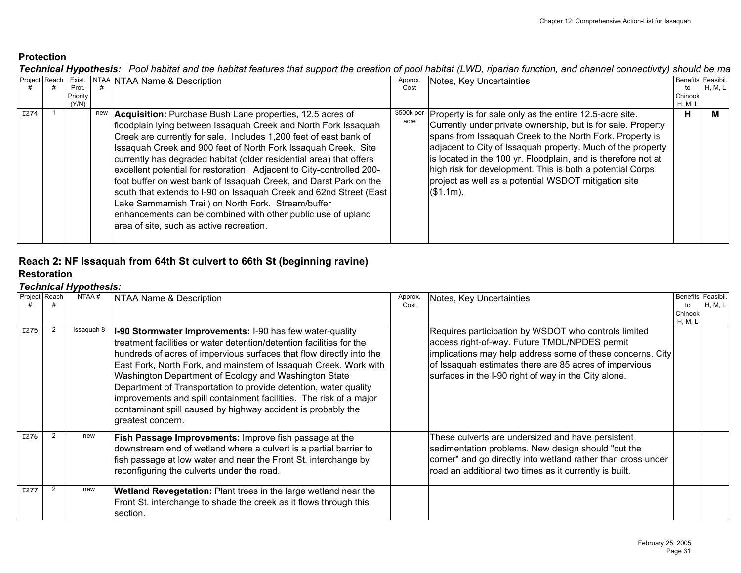### Protection

***Technical Hypothesis:*** *Pool habitat and the habitat features that support the creation of pool habitat (LWD, riparian function, and channel connectivity) should be ma*

| Project # | Reach # | Exist. Prot. Priority (Y/N) | NTAA # | NTAA Name & Description | Approx. Cost | Notes, Key Uncertainties | Benefits to Chinook H, M, L | Feasibil. H, M, L |
|---|---|---|---|---|---|---|---|---|
| I274 | 1 | | new | **Acquisition:** Purchase Bush Lane properties, 12.5 acres of floodplain lying between Issaquah Creek and North Fork Issaquah Creek are currently for sale. Includes 1,200 feet of east bank of Issaquah Creek and 900 feet of North Fork Issaquah Creek. Site currently has degraded habitat (older residential area) that offers excellent potential for restoration. Adjacent to City-controlled 200-foot buffer on west bank of Issaquah Creek, and Darst Park on the south that extends to I-90 on Issaquah Creek and 62nd Street (East Lake Sammamish Trail) on North Fork. Stream/buffer enhancements can be combined with other public use of upland area of site, such as active recreation. | $500k per acre | Property is for sale only as the entire 12.5-acre site. Currently under private ownership, but is for sale. Property spans from Issaquah Creek to the North Fork. Property is adjacent to City of Issaquah property. Much of the property is located in the 100 yr. Floodplain, and is therefore not at high risk for development. This is both a potential Corps project as well as a potential WSDOT mitigation site ($1.1m). | **H** | **M** |

## Reach 2: NF Issaquah from 64th St culvert to 66th St (beginning ravine)

### Restoration

***Technical Hypothesis:***

| Project # | Reach # | NTAA # | NTAA Name & Description | Approx. Cost | Notes, Key Uncertainties | Benefits to Chinook H, M, L | Feasibil. H, M, L |
|---|---|---|---|---|---|---|---|
| I275 | 2 | Issaquah 8 | **I-90 Stormwater Improvements:** I-90 has few water-quality treatment facilities or water detention/detention facilities for the hundreds of acres of impervious surfaces that flow directly into the East Fork, North Fork, and mainstem of Issaquah Creek. Work with Washington Department of Ecology and Washington State Department of Transportation to provide detention, water quality improvements and spill containment facilities. The risk of a major contaminant spill caused by highway accident is probably the greatest concern. | | Requires participation by WSDOT who controls limited access right-of-way. Future TMDL/NPDES permit implications may help address some of these concerns. City of Issaquah estimates there are 85 acres of impervious surfaces in the I-90 right of way in the City alone. | | |
| I276 | 2 | new | **Fish Passage Improvements:** Improve fish passage at the downstream end of wetland where a culvert is a partial barrier to fish passage at low water and near the Front St. interchange by reconfiguring the culverts under the road. | | These culverts are undersized and have persistent sedimentation problems. New design should "cut the corner" and go directly into wetland rather than cross under road an additional two times as it currently is built. | | |
| I277 | 2 | new | **Wetland Revegetation:** Plant trees in the large wetland near the Front St. interchange to shade the creek as it flows through this section. | | | | |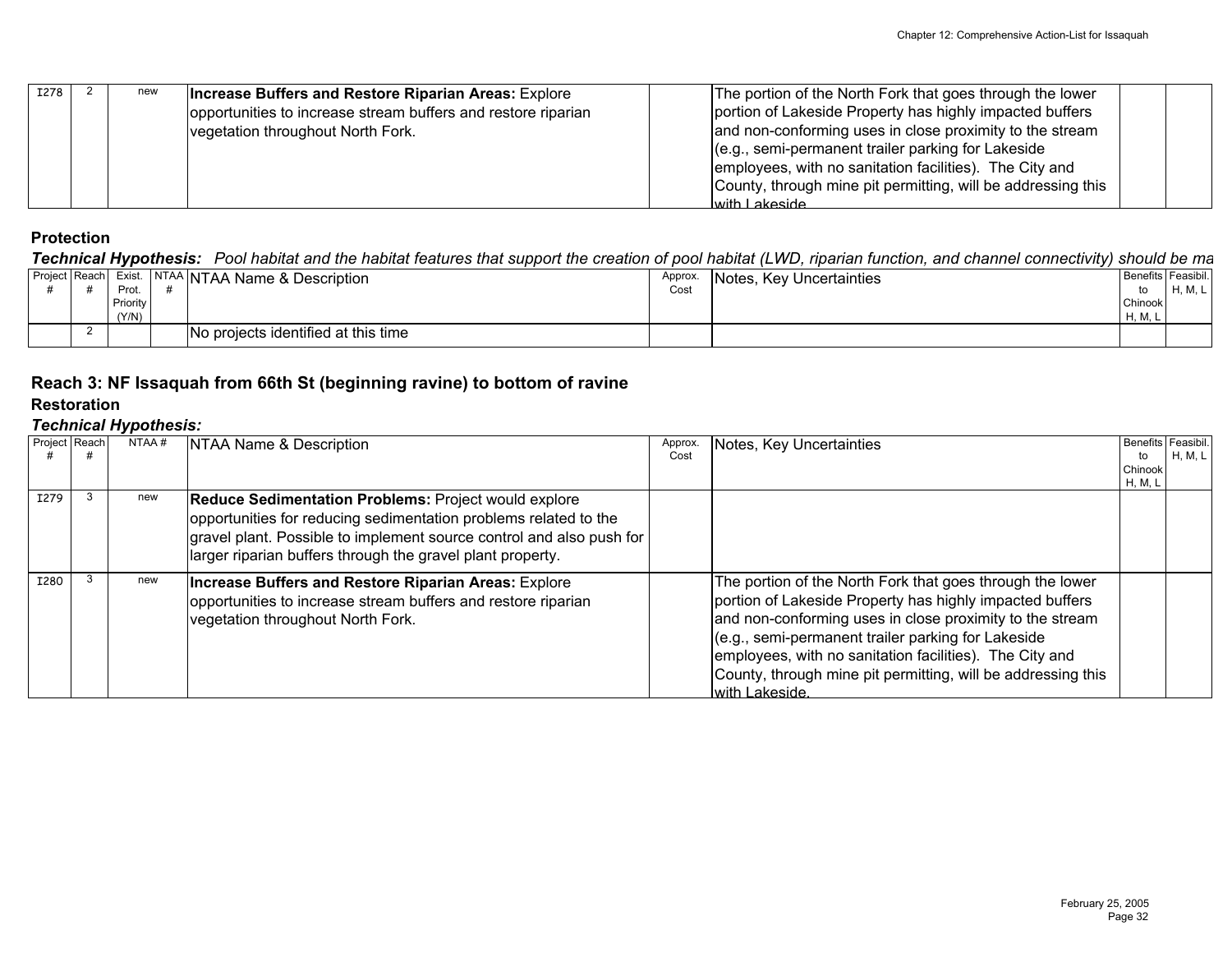| | | | | | | |
|---|---|---|---|---|---|---|
| I278 | 2 | new | **Increase Buffers and Restore Riparian Areas:** Explore opportunities to increase stream buffers and restore riparian vegetation throughout North Fork. | | The portion of the North Fork that goes through the lower portion of Lakeside Property has highly impacted buffers and non-conforming uses in close proximity to the stream (e.g., semi-permanent trailer parking for Lakeside employees, with no sanitation facilities). The City and County, through mine pit permitting, will be addressing this with Lakeside. | | |

**Protection**

***Technical Hypothesis:*** *Pool habitat and the habitat features that support the creation of pool habitat (LWD, riparian function, and channel connectivity) should be ma*

| Project # | Reach # | Exist. Prot. Priority (Y/N) | NTAA # | NTAA Name & Description | Approx. Cost | Notes, Key Uncertainties | Benefits to Chinook H, M, L | Feasibil. H, M, L |
|---|---|---|---|---|---|---|---|---|
| | 2 | | | No projects identified at this time | | | | |

## Reach 3: NF Issaquah from 66th St (beginning ravine) to bottom of ravine

**Restoration**

***Technical Hypothesis:***

| Project # | Reach # | NTAA # | NTAA Name & Description | Approx. Cost | Notes, Key Uncertainties | Benefits to Chinook H, M, L | Feasibil. H, M, L |
|---|---|---|---|---|---|---|---|
| I279 | 3 | new | **Reduce Sedimentation Problems:** Project would explore opportunities for reducing sedimentation problems related to the gravel plant. Possible to implement source control and also push for larger riparian buffers through the gravel plant property. | | | | |
| I280 | 3 | new | **Increase Buffers and Restore Riparian Areas:** Explore opportunities to increase stream buffers and restore riparian vegetation throughout North Fork. | | The portion of the North Fork that goes through the lower portion of Lakeside Property has highly impacted buffers and non-conforming uses in close proximity to the stream (e.g., semi-permanent trailer parking for Lakeside employees, with no sanitation facilities). The City and County, through mine pit permitting, will be addressing this with Lakeside. | | |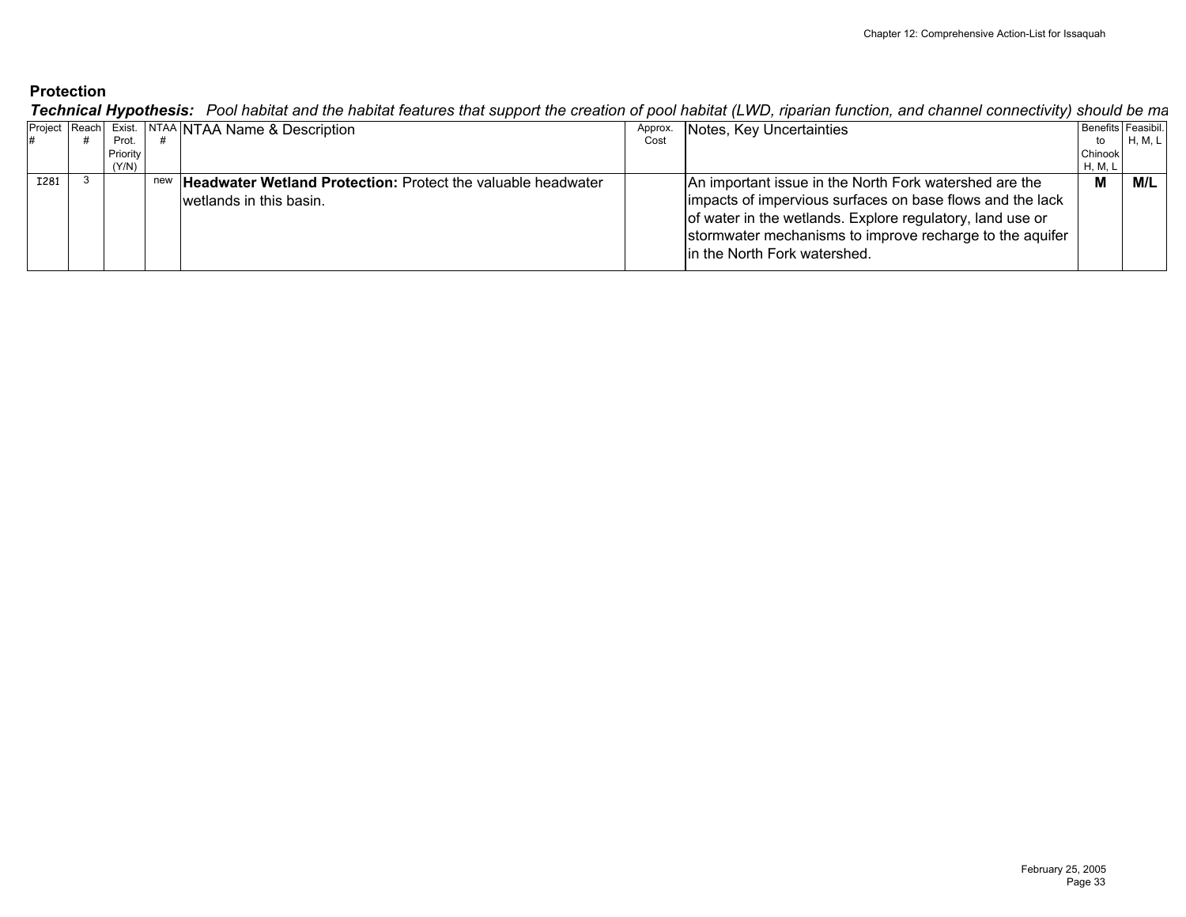## Protection

***Technical Hypothesis:*** *Pool habitat and the habitat features that support the creation of pool habitat (LWD, riparian function, and channel connectivity) should be ma*

| Project # | Reach # | Exist. Prot. Priority (Y/N) | NTAA # | NTAA Name & Description | Approx. Cost | Notes, Key Uncertainties | Benefits to Chinook H, M, L | Feasibil. H, M, L |
|---|---|---|---|---|---|---|---|---|
| I281 | 3 | | new | **Headwater Wetland Protection:** Protect the valuable headwater wetlands in this basin. | | An important issue in the North Fork watershed are the impacts of impervious surfaces on base flows and the lack of water in the wetlands. Explore regulatory, land use or stormwater mechanisms to improve recharge to the aquifer in the North Fork watershed. | **M** | **M/L** |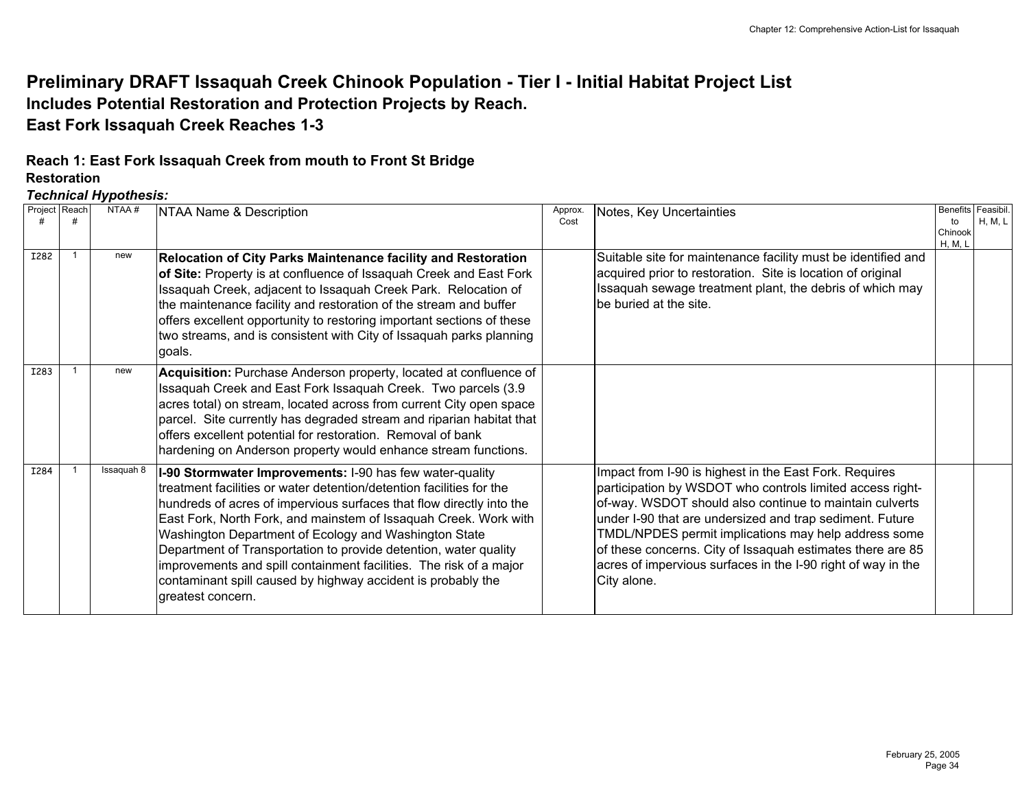# Preliminary DRAFT Issaquah Creek Chinook Population - Tier I - Initial Habitat Project List

## Includes Potential Restoration and Protection Projects by Reach.

## East Fork Issaquah Creek Reaches 1-3

### Reach 1: East Fork Issaquah Creek from mouth to Front St Bridge

**Restoration**

***Technical Hypothesis:***

| Project # | Reach # | NTAA # | NTAA Name & Description | Approx. Cost | Notes, Key Uncertainties | Benefits to Chinook H, M, L | Feasibil. H, M, L |
|---|---|---|---|---|---|---|---|
| I282 | 1 | new | **Relocation of City Parks Maintenance facility and Restoration of Site:** Property is at confluence of Issaquah Creek and East Fork Issaquah Creek, adjacent to Issaquah Creek Park. Relocation of the maintenance facility and restoration of the stream and buffer offers excellent opportunity to restoring important sections of these two streams, and is consistent with City of Issaquah parks planning goals. | | Suitable site for maintenance facility must be identified and acquired prior to restoration. Site is location of original Issaquah sewage treatment plant, the debris of which may be buried at the site. | | |
| I283 | 1 | new | **Acquisition:** Purchase Anderson property, located at confluence of Issaquah Creek and East Fork Issaquah Creek. Two parcels (3.9 acres total) on stream, located across from current City open space parcel. Site currently has degraded stream and riparian habitat that offers excellent potential for restoration. Removal of bank hardening on Anderson property would enhance stream functions. | | | | |
| I284 | 1 | Issaquah 8 | **I-90 Stormwater Improvements:** I-90 has few water-quality treatment facilities or water detention/detention facilities for the hundreds of acres of impervious surfaces that flow directly into the East Fork, North Fork, and mainstem of Issaquah Creek. Work with Washington Department of Ecology and Washington State Department of Transportation to provide detention, water quality improvements and spill containment facilities. The risk of a major contaminant spill caused by highway accident is probably the greatest concern. | | Impact from I-90 is highest in the East Fork. Requires participation by WSDOT who controls limited access right-of-way. WSDOT should also continue to maintain culverts under I-90 that are undersized and trap sediment. Future TMDL/NPDES permit implications may help address some of these concerns. City of Issaquah estimates there are 85 acres of impervious surfaces in the I-90 right of way in the City alone. | | |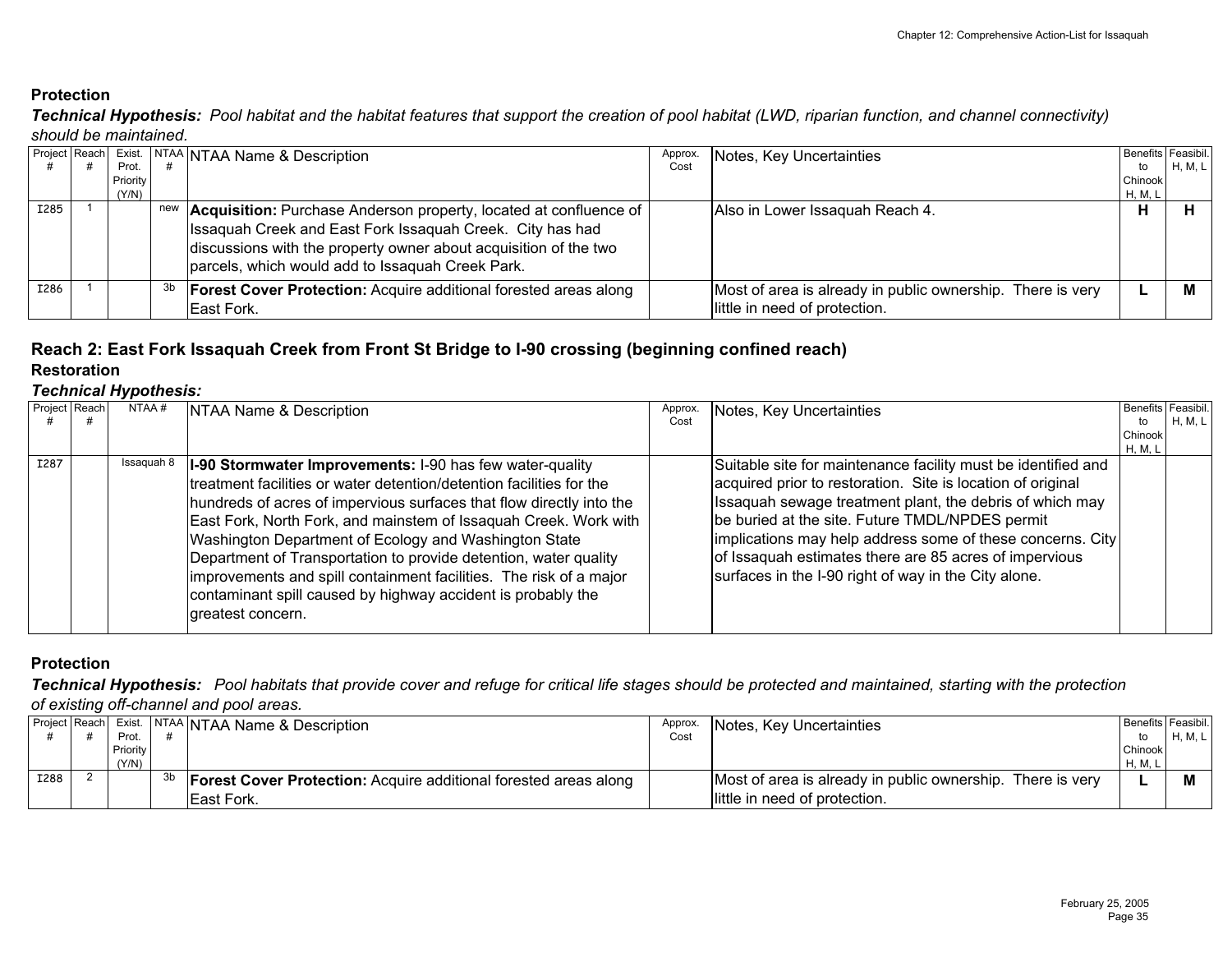## Protection

***Technical Hypothesis:*** *Pool habitat and the habitat features that support the creation of pool habitat (LWD, riparian function, and channel connectivity) should be maintained.*

| Project # | Reach # | Exist. Prot. Priority (Y/N) | NTAA # | NTAA Name & Description | Approx. Cost | Notes, Key Uncertainties | Benefits to Chinook H, M, L | Feasibil. H, M, L |
|---|---|---|---|---|---|---|---|---|
| I285 | 1 | | new | **Acquisition:** Purchase Anderson property, located at confluence of Issaquah Creek and East Fork Issaquah Creek. City has had discussions with the property owner about acquisition of the two parcels, which would add to Issaquah Creek Park. | | Also in Lower Issaquah Reach 4. | **H** | **H** |
| I286 | 1 | | 3b | **Forest Cover Protection:** Acquire additional forested areas along East Fork. | | Most of area is already in public ownership. There is very little in need of protection. | **L** | **M** |

## Reach 2: East Fork Issaquah Creek from Front St Bridge to I-90 crossing (beginning confined reach)

### Restoration

***Technical Hypothesis:***

| Project # | Reach # | NTAA # | NTAA Name & Description | Approx. Cost | Notes, Key Uncertainties | Benefits to Chinook H, M, L | Feasibil. H, M, L |
|---|---|---|---|---|---|---|---|
| I287 | | Issaquah 8 | **I-90 Stormwater Improvements:** I-90 has few water-quality treatment facilities or water detention/detention facilities for the hundreds of acres of impervious surfaces that flow directly into the East Fork, North Fork, and mainstem of Issaquah Creek. Work with Washington Department of Ecology and Washington State Department of Transportation to provide detention, water quality improvements and spill containment facilities. The risk of a major contaminant spill caused by highway accident is probably the greatest concern. | | Suitable site for maintenance facility must be identified and acquired prior to restoration. Site is location of original Issaquah sewage treatment plant, the debris of which may be buried at the site. Future TMDL/NPDES permit implications may help address some of these concerns. City of Issaquah estimates there are 85 acres of impervious surfaces in the I-90 right of way in the City alone. | | |

### Protection

***Technical Hypothesis:*** *Pool habitats that provide cover and refuge for critical life stages should be protected and maintained, starting with the protection of existing off-channel and pool areas.*

| Project # | Reach # | Exist. Prot. Priority (Y/N) | NTAA # | NTAA Name & Description | Approx. Cost | Notes, Key Uncertainties | Benefits to Chinook H, M, L | Feasibil. H, M, L |
|---|---|---|---|---|---|---|---|---|
| I288 | 2 | | 3b | **Forest Cover Protection:** Acquire additional forested areas along East Fork. | | Most of area is already in public ownership. There is very little in need of protection. | **L** | **M** |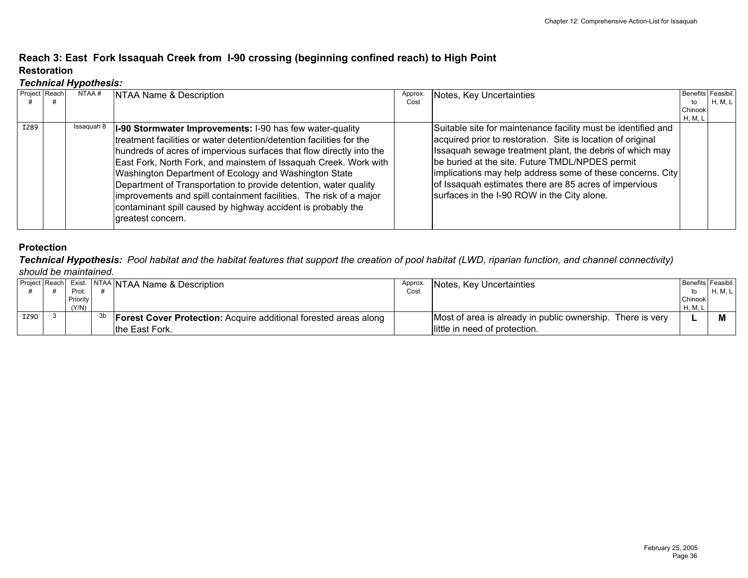# Reach 3: East Fork Issaquah Creek from I-90 crossing (beginning confined reach) to High Point

## Restoration

***Technical Hypothesis:***

| Project # | Reach # | NTAA # | NTAA Name & Description | Approx. Cost | Notes, Key Uncertainties | Benefits to Chinook H, M, L | Feasibil. H, M, L |
|---|---|---|---|---|---|---|---|
| I289 | | Issaquah 8 | **I-90 Stormwater Improvements:** I-90 has few water-quality treatment facilities or water detention/detention facilities for the hundreds of acres of impervious surfaces that flow directly into the East Fork, North Fork, and mainstem of Issaquah Creek. Work with Washington Department of Ecology and Washington State Department of Transportation to provide detention, water quality improvements and spill containment facilities. The risk of a major contaminant spill caused by highway accident is probably the greatest concern. | | Suitable site for maintenance facility must be identified and acquired prior to restoration. Site is location of original Issaquah sewage treatment plant, the debris of which may be buried at the site. Future TMDL/NPDES permit implications may help address some of these concerns. City of Issaquah estimates there are 85 acres of impervious surfaces in the I-90 ROW in the City alone. | | |

## Protection

***Technical Hypothesis:*** *Pool habitat and the habitat features that support the creation of pool habitat (LWD, riparian function, and channel connectivity) should be maintained.*

| Project # | Reach # | Exist. Prot. Priority (Y/N) | NTAA # | NTAA Name & Description | Approx. Cost | Notes, Key Uncertainties | Benefits to Chinook H, M, L | Feasibil. H, M, L |
|---|---|---|---|---|---|---|---|---|
| I290 | 3 | | 3b | **Forest Cover Protection:** Acquire additional forested areas along the East Fork. | | Most of area is already in public ownership. There is very little in need of protection. | **L** | **M** |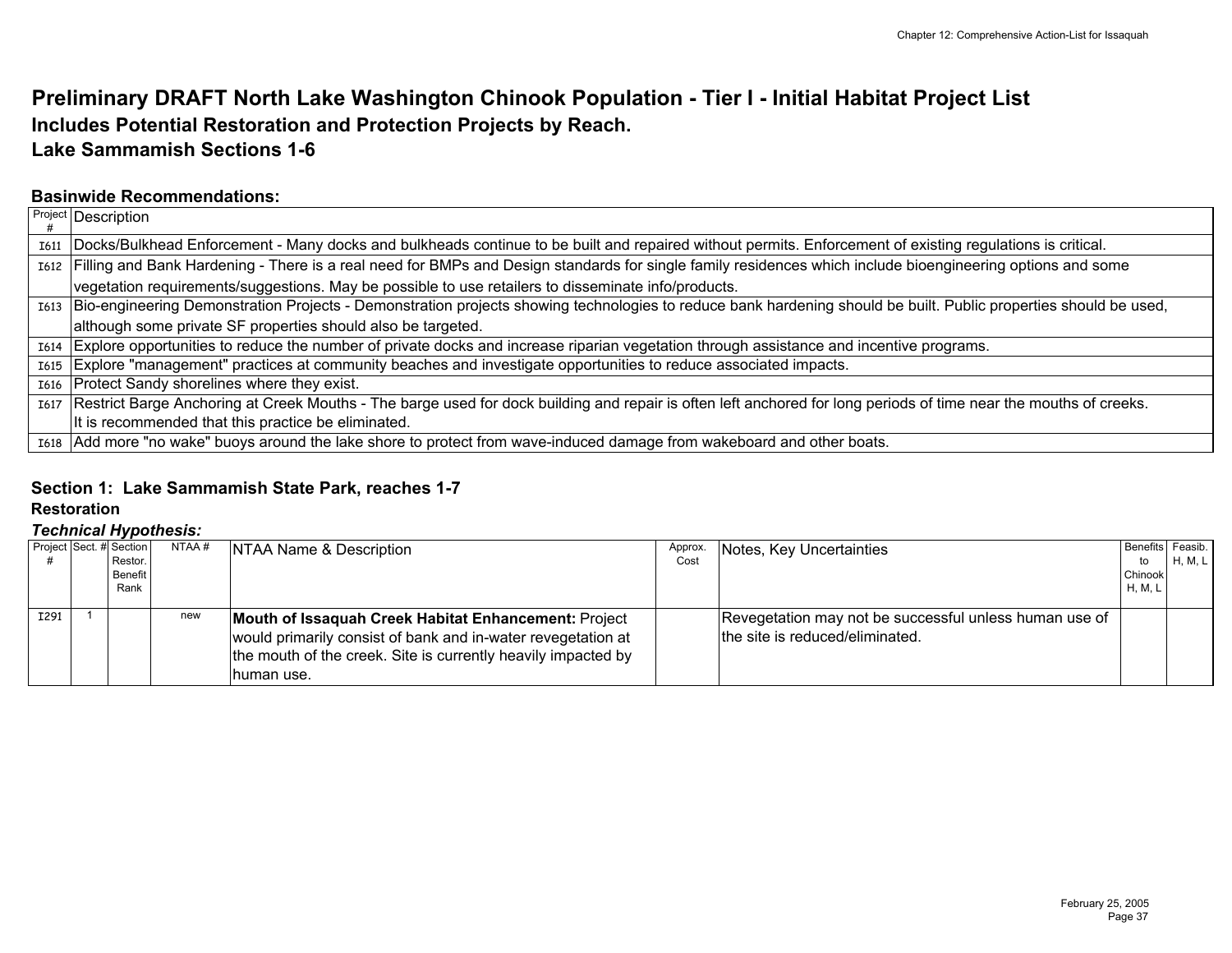# Preliminary DRAFT North Lake Washington Chinook Population - Tier I - Initial Habitat Project List

## Includes Potential Restoration and Protection Projects by Reach.

## Lake Sammamish Sections 1-6

### Basinwide Recommendations:

| Project # | Description |
|---|---|
| I611 | Docks/Bulkhead Enforcement - Many docks and bulkheads continue to be built and repaired without permits. Enforcement of existing regulations is critical. |
| I612 | Filling and Bank Hardening - There is a real need for BMPs and Design standards for single family residences which include bioengineering options and some vegetation requirements/suggestions. May be possible to use retailers to disseminate info/products. |
| I613 | Bio-engineering Demonstration Projects - Demonstration projects showing technologies to reduce bank hardening should be built. Public properties should be used, although some private SF properties should also be targeted. |
| I614 | Explore opportunities to reduce the number of private docks and increase riparian vegetation through assistance and incentive programs. |
| I615 | Explore "management" practices at community beaches and investigate opportunities to reduce associated impacts. |
| I616 | Protect Sandy shorelines where they exist. |
| I617 | Restrict Barge Anchoring at Creek Mouths - The barge used for dock building and repair is often left anchored for long periods of time near the mouths of creeks. It is recommended that this practice be eliminated. |
| I618 | Add more "no wake" buoys around the lake shore to protect from wave-induced damage from wakeboard and other boats. |

### Section 1: Lake Sammamish State Park, reaches 1-7

**Restoration**

***Technical Hypothesis:***

| Project # | Sect. # | Section Restor. Benefit Rank | NTAA # | NTAA Name & Description | Approx. Cost | Notes, Key Uncertainties | Benefits to Chinook H, M, L | Feasib. H, M, L |
|---|---|---|---|---|---|---|---|---|
| I291 | 1 | | new | **Mouth of Issaquah Creek Habitat Enhancement:** Project would primarily consist of bank and in-water revegetation at the mouth of the creek. Site is currently heavily impacted by human use. | | Revegetation may not be successful unless human use of the site is reduced/eliminated. | | |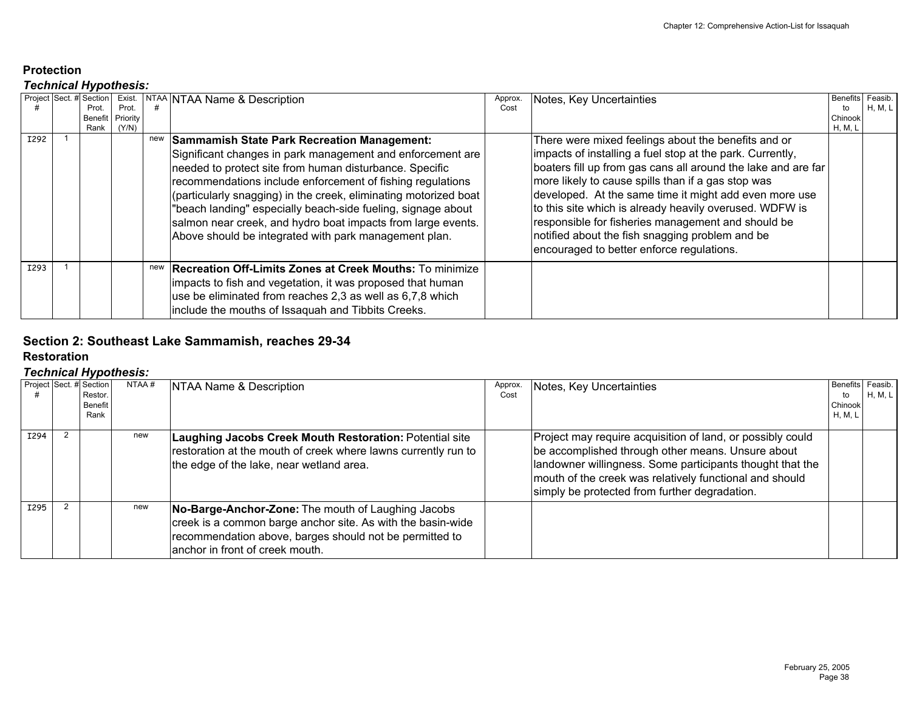### Protection

***Technical Hypothesis:***

| Project # | Sect. # | Section Prot. Benefit Rank | Exist. Prot. Priority (Y/N) | NTAA # | NTAA Name & Description | Approx. Cost | Notes, Key Uncertainties | Benefits to Chinook H, M, L | Feasib. H, M, L |
|---|---|---|---|---|---|---|---|---|---|
| I292 | 1 | | | new | **Sammamish State Park Recreation Management:** Significant changes in park management and enforcement are needed to protect site from human disturbance. Specific recommendations include enforcement of fishing regulations (particularly snagging) in the creek, eliminating motorized boat "beach landing" especially beach-side fueling, signage about salmon near creek, and hydro boat impacts from large events. Above should be integrated with park management plan. | | There were mixed feelings about the benefits and or impacts of installing a fuel stop at the park. Currently, boaters fill up from gas cans all around the lake and are far more likely to cause spills than if a gas stop was developed. At the same time it might add even more use to this site which is already heavily overused. WDFW is responsible for fisheries management and should be notified about the fish snagging problem and be encouraged to better enforce regulations. | | |
| I293 | 1 | | | new | **Recreation Off-Limits Zones at Creek Mouths:** To minimize impacts to fish and vegetation, it was proposed that human use be eliminated from reaches 2,3 as well as 6,7,8 which include the mouths of Issaquah and Tibbits Creeks. | | | | |

## Section 2: Southeast Lake Sammamish, reaches 29-34

### Restoration

***Technical Hypothesis:***

| Project # | Sect. # | Section Restor. Benefit Rank | NTAA # | NTAA Name & Description | Approx. Cost | Notes, Key Uncertainties | Benefits to Chinook H, M, L | Feasib. H, M, L |
|---|---|---|---|---|---|---|---|---|
| I294 | 2 | | new | **Laughing Jacobs Creek Mouth Restoration:** Potential site restoration at the mouth of creek where lawns currently run to the edge of the lake, near wetland area. | | Project may require acquisition of land, or possibly could be accomplished through other means. Unsure about landowner willingness. Some participants thought that the mouth of the creek was relatively functional and should simply be protected from further degradation. | | |
| I295 | 2 | | new | **No-Barge-Anchor-Zone:** The mouth of Laughing Jacobs creek is a common barge anchor site. As with the basin-wide recommendation above, barges should not be permitted to anchor in front of creek mouth. | | | | |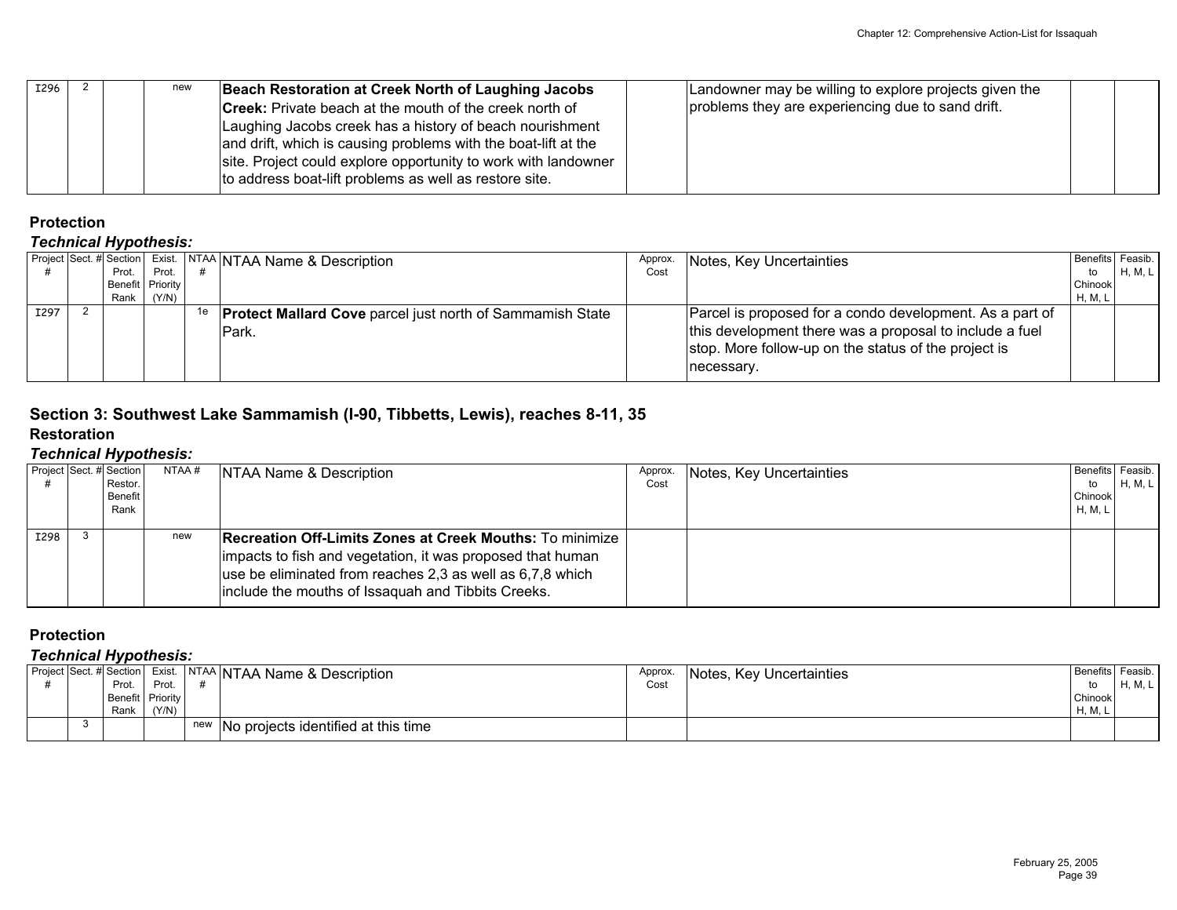| | | | | | | | | | |
|---|---|---|---|---|---|---|---|---|---|
| I296 | 2 | | new | | **Beach Restoration at Creek North of Laughing Jacobs Creek:** Private beach at the mouth of the creek north of Laughing Jacobs creek has a history of beach nourishment and drift, which is causing problems with the boat-lift at the site. Project could explore opportunity to work with landowner to address boat-lift problems as well as restore site. | | Landowner may be willing to explore projects given the problems they are experiencing due to sand drift. | | |

### Protection

***Technical Hypothesis:***

| Project # | Sect. # | Section Prot. Benefit Rank | Exist. Prot. Priority (Y/N) | NTAA # | NTAA Name & Description | Approx. Cost | Notes, Key Uncertainties | Benefits to Chinook H, M, L | Feasib. H, M, L |
|---|---|---|---|---|---|---|---|---|---|
| I297 | 2 | | | 1e | **Protect Mallard Cove** parcel just north of Sammamish State Park. | | Parcel is proposed for a condo development. As a part of this development there was a proposal to include a fuel stop. More follow-up on the status of the project is necessary. | | |

## Section 3: Southwest Lake Sammamish (I-90, Tibbetts, Lewis), reaches 8-11, 35

### Restoration

***Technical Hypothesis:***

| Project # | Sect. # | Section Restor. Benefit Rank | NTAA # | NTAA Name & Description | Approx. Cost | Notes, Key Uncertainties | Benefits to Chinook H, M, L | Feasib. H, M, L |
|---|---|---|---|---|---|---|---|---|
| I298 | 3 | | new | **Recreation Off-Limits Zones at Creek Mouths:** To minimize impacts to fish and vegetation, it was proposed that human use be eliminated from reaches 2,3 as well as 6,7,8 which include the mouths of Issaquah and Tibbits Creeks. | | | | |

### Protection

***Technical Hypothesis:***

| Project # | Sect. # | Section Prot. Benefit Rank | Exist. Prot. Priority (Y/N) | NTAA # | NTAA Name & Description | Approx. Cost | Notes, Key Uncertainties | Benefits to Chinook H, M, L | Feasib. H, M, L |
|---|---|---|---|---|---|---|---|---|---|
| | 3 | | | new | No projects identified at this time | | | | |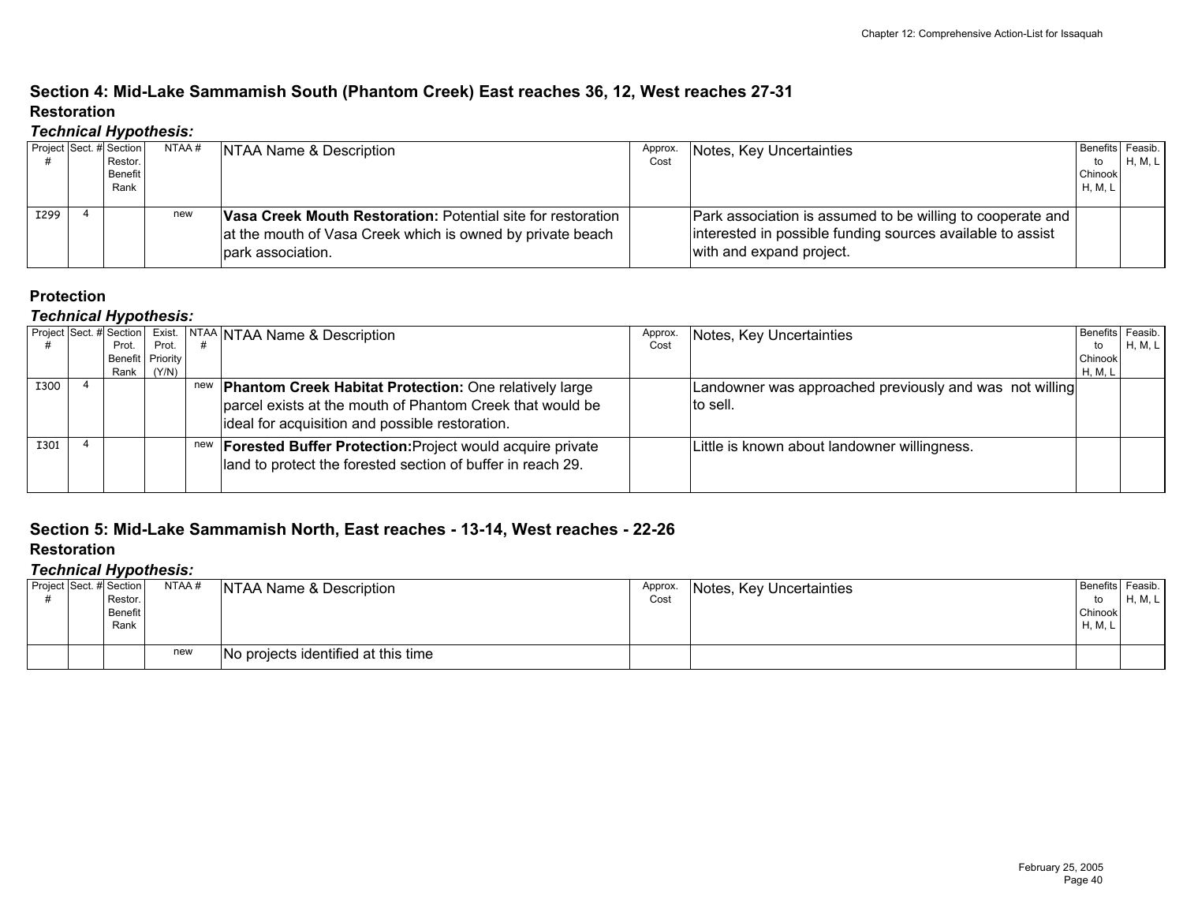## Section 4: Mid-Lake Sammamish South (Phantom Creek) East reaches 36, 12, West reaches 27-31

### Restoration

***Technical Hypothesis:***

| Project # | Sect. # | Section Restor. Benefit Rank | NTAA # | NTAA Name & Description | Approx. Cost | Notes, Key Uncertainties | Benefits to Chinook H, M, L | Feasib. H, M, L |
|---|---|---|---|---|---|---|---|---|
| I299 | 4 | | new | **Vasa Creek Mouth Restoration:** Potential site for restoration at the mouth of Vasa Creek which is owned by private beach park association. | | Park association is assumed to be willing to cooperate and interested in possible funding sources available to assist with and expand project. | | |

### Protection

***Technical Hypothesis:***

| Project # | Sect. # | Section Prot. Benefit Rank | Exist. Prot. Priority (Y/N) | NTAA # | NTAA Name & Description | Approx. Cost | Notes, Key Uncertainties | Benefits to Chinook H, M, L | Feasib. H, M, L |
|---|---|---|---|---|---|---|---|---|---|
| I300 | 4 | | | new | **Phantom Creek Habitat Protection:** One relatively large parcel exists at the mouth of Phantom Creek that would be ideal for acquisition and possible restoration. | | Landowner was approached previously and was not willing to sell. | | |
| I301 | 4 | | | new | **Forested Buffer Protection:** Project would acquire private land to protect the forested section of buffer in reach 29. | | Little is known about landowner willingness. | | |

## Section 5: Mid-Lake Sammamish North, East reaches - 13-14, West reaches - 22-26

### Restoration

***Technical Hypothesis:***

| Project # | Sect. # | Section Restor. Benefit Rank | NTAA # | NTAA Name & Description | Approx. Cost | Notes, Key Uncertainties | Benefits to Chinook H, M, L | Feasib. H, M, L |
|---|---|---|---|---|---|---|---|---|
| | | | new | No projects identified at this time | | | | |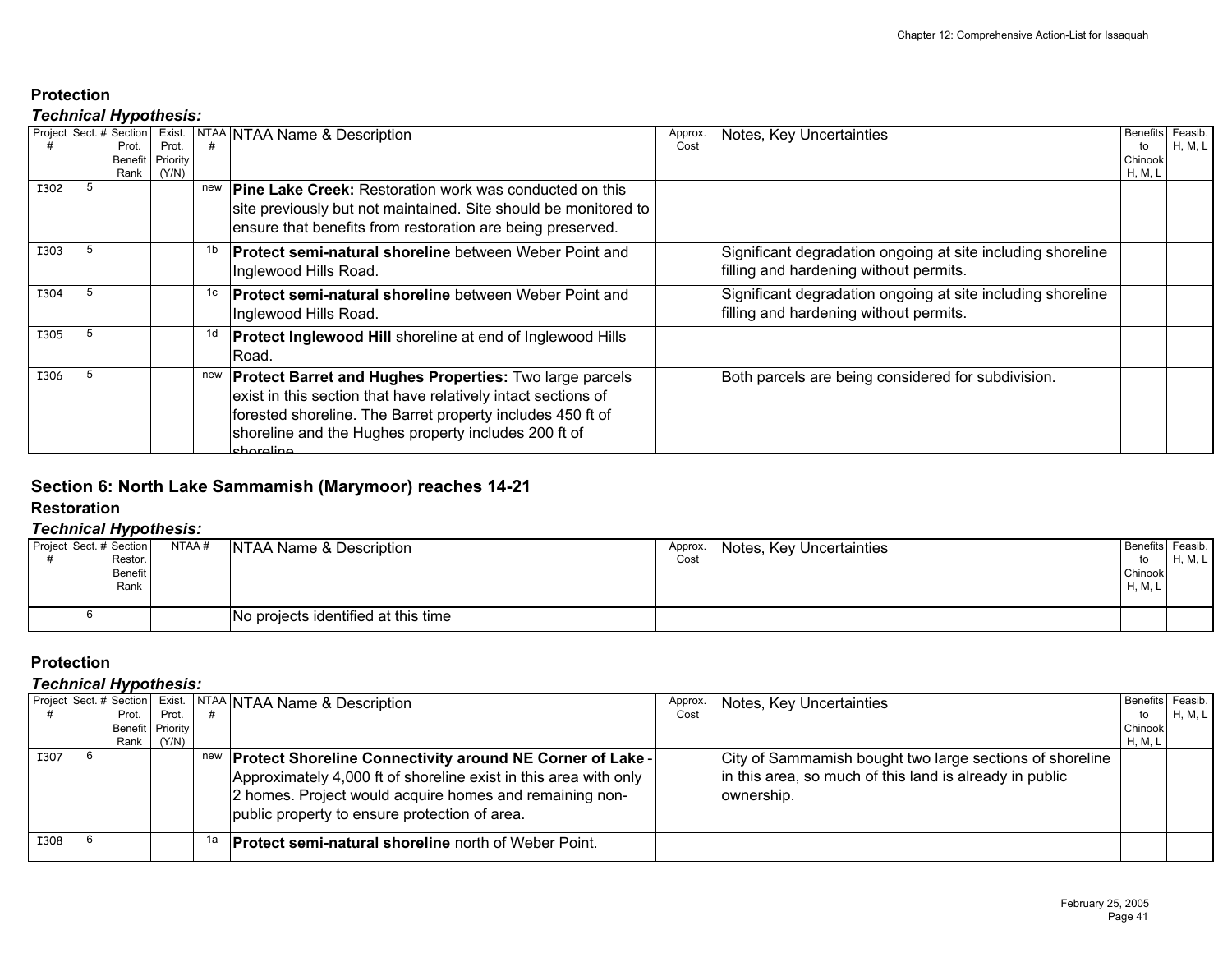## Protection

### *Technical Hypothesis:*

| Project # | Sect. # | Section Prot. Benefit Rank | Exist. Prot. Priority (Y/N) | NTAA # | NTAA Name & Description | Approx. Cost | Notes, Key Uncertainties | Benefits to Chinook H, M, L | Feasib. H, M, L |
|---|---|---|---|---|---|---|---|---|---|
| I302 | 5 | | | new | **Pine Lake Creek:** Restoration work was conducted on this site previously but not maintained. Site should be monitored to ensure that benefits from restoration are being preserved. | | | | |
| I303 | 5 | | | 1b | **Protect semi-natural shoreline** between Weber Point and Inglewood Hills Road. | | Significant degradation ongoing at site including shoreline filling and hardening without permits. | | |
| I304 | 5 | | | 1c | **Protect semi-natural shoreline** between Weber Point and Inglewood Hills Road. | | Significant degradation ongoing at site including shoreline filling and hardening without permits. | | |
| I305 | 5 | | | 1d | **Protect Inglewood Hill** shoreline at end of Inglewood Hills Road. | | | | |
| I306 | 5 | | | new | **Protect Barret and Hughes Properties:** Two large parcels exist in this section that have relatively intact sections of forested shoreline. The Barret property includes 450 ft of shoreline and the Hughes property includes 200 ft of shoreline. | | Both parcels are being considered for subdivision. | | |

## Section 6: North Lake Sammamish (Marymoor) reaches 14-21

## Restoration

### *Technical Hypothesis:*

| Project # | Sect. # | Section Restor. Benefit Rank | NTAA # | NTAA Name & Description | Approx. Cost | Notes, Key Uncertainties | Benefits to Chinook H, M, L | Feasib. H, M, L |
|---|---|---|---|---|---|---|---|---|
| | 6 | | | No projects identified at this time | | | | |

## Protection

### *Technical Hypothesis:*

| Project # | Sect. # | Section Prot. Benefit Rank | Exist. Prot. Priority (Y/N) | NTAA # | NTAA Name & Description | Approx. Cost | Notes, Key Uncertainties | Benefits to Chinook H, M, L | Feasib. H, M, L |
|---|---|---|---|---|---|---|---|---|---|
| I307 | 6 | | | new | **Protect Shoreline Connectivity around NE Corner of Lake** - Approximately 4,000 ft of shoreline exist in this area with only 2 homes. Project would acquire homes and remaining non-public property to ensure protection of area. | | City of Sammamish bought two large sections of shoreline in this area, so much of this land is already in public ownership. | | |
| I308 | 6 | | | 1a | **Protect semi-natural shoreline** north of Weber Point. | | | | |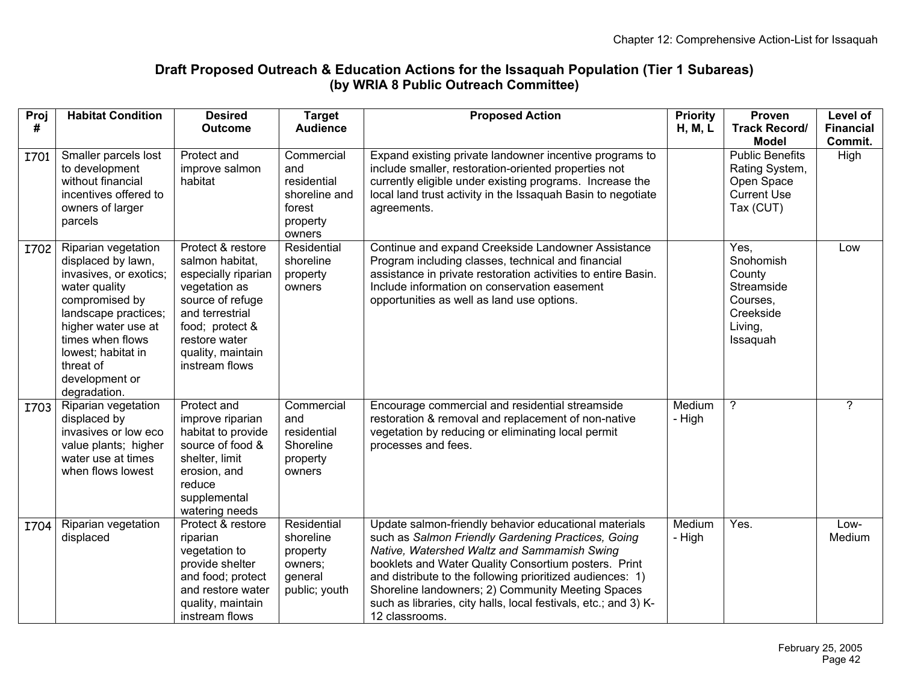## Draft Proposed Outreach & Education Actions for the Issaquah Population (Tier 1 Subareas) (by WRIA 8 Public Outreach Committee)

| Proj # | Habitat Condition | Desired Outcome | Target Audience | Proposed Action | Priority H, M, L | Proven Track Record/ Model | Level of Financial Commit. |
|---|---|---|---|---|---|---|---|
| I701 | Smaller parcels lost to development without financial incentives offered to owners of larger parcels | Protect and improve salmon habitat | Commercial and residential shoreline and forest property owners | Expand existing private landowner incentive programs to include smaller, restoration-oriented properties not currently eligible under existing programs. Increase the local land trust activity in the Issaquah Basin to negotiate agreements. | | Public Benefits Rating System, Open Space Current Use Tax (CUT) | High |
| I702 | Riparian vegetation displaced by lawn, invasives, or exotics; water quality compromised by landscape practices; higher water use at times when flows lowest; habitat in threat of development or degradation. | Protect & restore salmon habitat, especially riparian vegetation as source of refuge and terrestrial food; protect & restore water quality, maintain instream flows | Residential shoreline property owners | Continue and expand Creekside Landowner Assistance Program including classes, technical and financial assistance in private restoration activities to entire Basin. Include information on conservation easement opportunities as well as land use options. | | Yes, Snohomish County Streamside Courses, Creekside Living, Issaquah | Low |
| I703 | Riparian vegetation displaced by invasives or low eco value plants; higher water use at times when flows lowest | Protect and improve riparian habitat to provide source of food & shelter, limit erosion, and reduce supplemental watering needs | Commercial and residential Shoreline property owners | Encourage commercial and residential streamside restoration & removal and replacement of non-native vegetation by reducing or eliminating local permit processes and fees. | Medium - High | ? | ? |
| I704 | Riparian vegetation displaced | Protect & restore riparian vegetation to provide shelter and food; protect and restore water quality, maintain instream flows | Residential shoreline property owners; general public; youth | Update salmon-friendly behavior educational materials such as *Salmon Friendly Gardening Practices, Going Native, Watershed Waltz and Sammamish Swing* booklets and Water Quality Consortium posters. Print and distribute to the following prioritized audiences: 1) Shoreline landowners; 2) Community Meeting Spaces such as libraries, city halls, local festivals, etc.; and 3) K-12 classrooms. | Medium - High | Yes. | Low-Medium |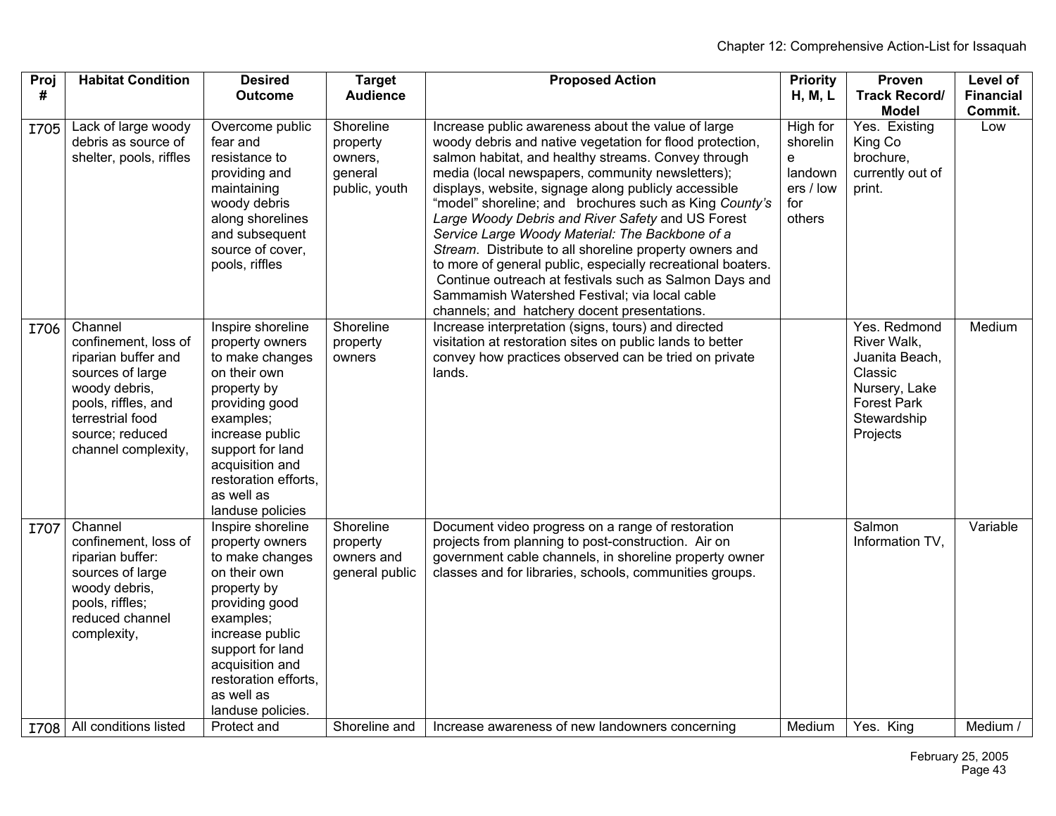| Proj # | Habitat Condition | Desired Outcome | Target Audience | Proposed Action | Priority H, M, L | Proven Track Record/ Model | Level of Financial Commit. |
|---|---|---|---|---|---|---|---|
| I705 | Lack of large woody debris as source of shelter, pools, riffles | Overcome public fear and resistance to providing and maintaining woody debris along shorelines and subsequent source of cover, pools, riffles | Shoreline property owners, general public, youth | Increase public awareness about the value of large woody debris and native vegetation for flood protection, salmon habitat, and healthy streams. Convey through media (local newspapers, community newsletters); displays, website, signage along publicly accessible "model" shoreline; and brochures such as King *County's Large Woody Debris and River Safety* and US Forest *Service Large Woody Material: The Backbone of a Stream*. Distribute to all shoreline property owners and to more of general public, especially recreational boaters. Continue outreach at festivals such as Salmon Days and Sammamish Watershed Festival; via local cable channels; and hatchery docent presentations. | High for shoreline landowners / low for others | Yes. Existing King Co brochure, currently out of print. | Low |
| I706 | Channel confinement, loss of riparian buffer and sources of large woody debris, pools, riffles, and terrestrial food source; reduced channel complexity, | Inspire shoreline property owners to make changes on their own property by providing good examples; increase public support for land acquisition and restoration efforts, as well as landuse policies | Shoreline property owners | Increase interpretation (signs, tours) and directed visitation at restoration sites on public lands to better convey how practices observed can be tried on private lands. | | Yes. Redmond River Walk, Juanita Beach, Classic Nursery, Lake Forest Park Stewardship Projects | Medium |
| I707 | Channel confinement, loss of riparian buffer: sources of large woody debris, pools, riffles; reduced channel complexity, | Inspire shoreline property owners to make changes on their own property by providing good examples; increase public support for land acquisition and restoration efforts, as well as landuse policies. | Shoreline property owners and general public | Document video progress on a range of restoration projects from planning to post-construction. Air on government cable channels, in shoreline property owner classes and for libraries, schools, communities groups. | | Salmon Information TV, | Variable |
| I708 | All conditions listed | Protect and | Shoreline and | Increase awareness of new landowners concerning | Medium | Yes. King | Medium / |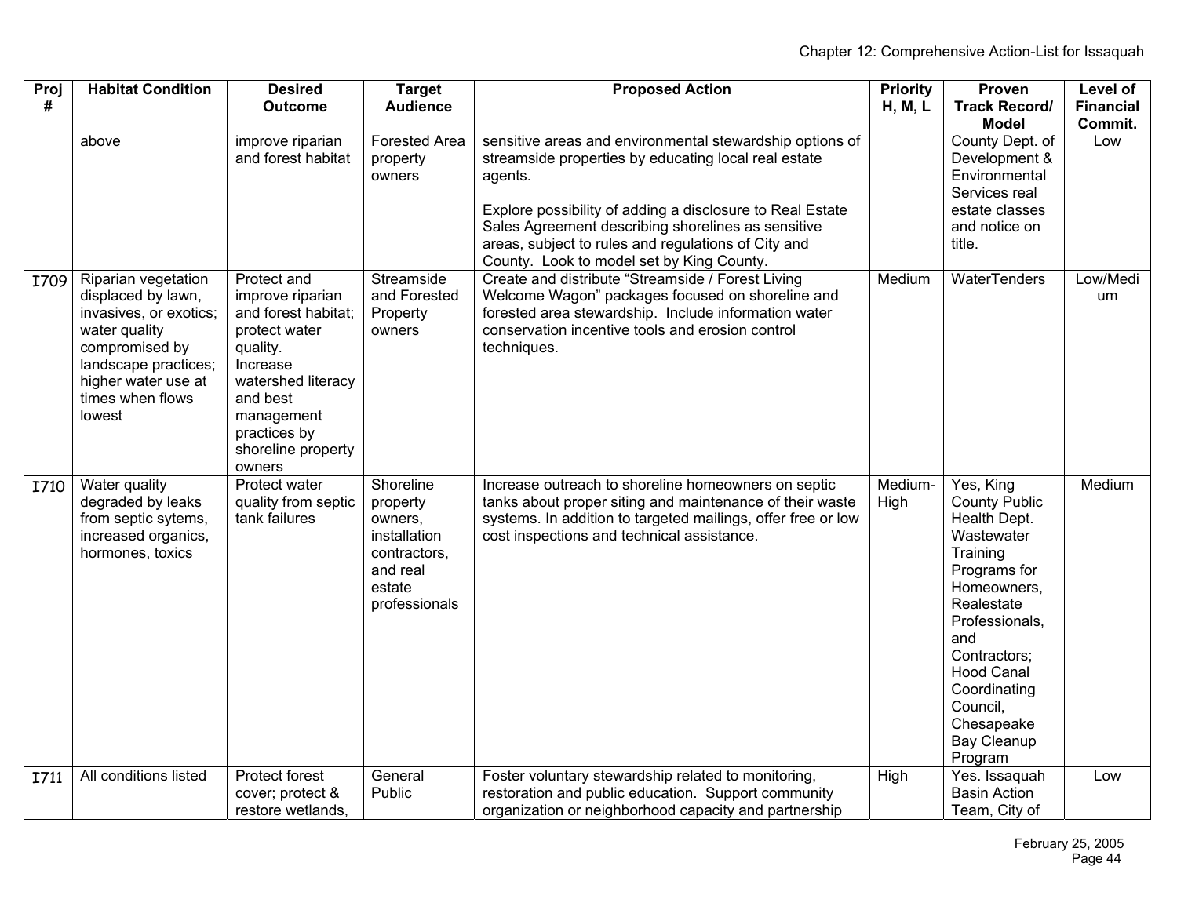| Proj # | Habitat Condition | Desired Outcome | Target Audience | Proposed Action | Priority H, M, L | Proven Track Record/ Model | Level of Financial Commit. |
|---|---|---|---|---|---|---|---|
| | above | improve riparian and forest habitat | Forested Area property owners | sensitive areas and environmental stewardship options of streamside properties by educating local real estate agents.<br><br>Explore possibility of adding a disclosure to Real Estate Sales Agreement describing shorelines as sensitive areas, subject to rules and regulations of City and County. Look to model set by King County. | | County Dept. of Development & Environmental Services real estate classes and notice on title. | Low |
| I709 | Riparian vegetation displaced by lawn, invasives, or exotics; water quality compromised by landscape practices; higher water use at times when flows lowest | Protect and improve riparian and forest habitat; protect water quality. Increase watershed literacy and best management practices by shoreline property owners | Streamside and Forested Property owners | Create and distribute "Streamside / Forest Living Welcome Wagon" packages focused on shoreline and forested area stewardship. Include information water conservation incentive tools and erosion control techniques. | Medium | WaterTenders | Low/Medium |
| I710 | Water quality degraded by leaks from septic sytems, increased organics, hormones, toxics | Protect water quality from septic tank failures | Shoreline property owners, installation contractors, and real estate professionals | Increase outreach to shoreline homeowners on septic tanks about proper siting and maintenance of their waste systems. In addition to targeted mailings, offer free or low cost inspections and technical assistance. | Medium-High | Yes, King County Public Health Dept. Wastewater Training Programs for Homeowners, Realestate Professionals, and Contractors; Hood Canal Coordinating Council, Chesapeake Bay Cleanup Program | Medium |
| I711 | All conditions listed | Protect forest cover; protect & restore wetlands, | General Public | Foster voluntary stewardship related to monitoring, restoration and public education. Support community organization or neighborhood capacity and partnership | High | Yes. Issaquah Basin Action Team, City of | Low |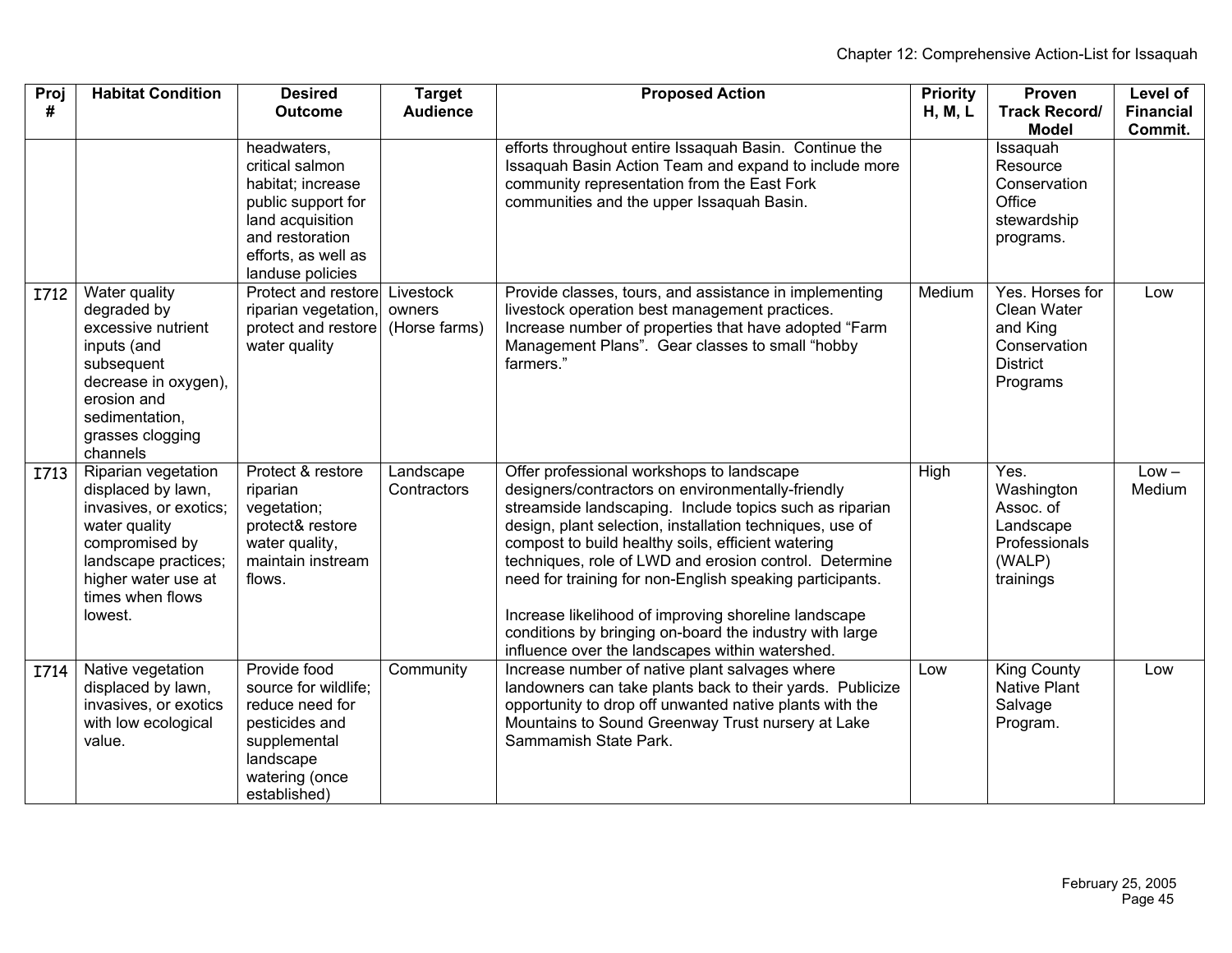| Proj # | Habitat Condition | Desired Outcome | Target Audience | Proposed Action | Priority H, M, L | Proven Track Record/ Model | Level of Financial Commit. |
|---|---|---|---|---|---|---|---|
| | | headwaters, critical salmon habitat; increase public support for land acquisition and restoration efforts, as well as landuse policies | | efforts throughout entire Issaquah Basin. Continue the Issaquah Basin Action Team and expand to include more community representation from the East Fork communities and the upper Issaquah Basin. | | Issaquah Resource Conservation Office stewardship programs. | |
| I712 | Water quality degraded by excessive nutrient inputs (and subsequent decrease in oxygen), erosion and sedimentation, grasses clogging channels | Protect and restore riparian vegetation, protect and restore water quality | Livestock owners (Horse farms) | Provide classes, tours, and assistance in implementing livestock operation best management practices. Increase number of properties that have adopted "Farm Management Plans". Gear classes to small "hobby farmers." | Medium | Yes. Horses for Clean Water and King Conservation District Programs | Low |
| I713 | Riparian vegetation displaced by lawn, invasives, or exotics; water quality compromised by landscape practices; higher water use at times when flows lowest. | Protect & restore riparian vegetation; protect& restore water quality, maintain instream flows. | Landscape Contractors | Offer professional workshops to landscape designers/contractors on environmentally-friendly streamside landscaping. Include topics such as riparian design, plant selection, installation techniques, use of compost to build healthy soils, efficient watering techniques, role of LWD and erosion control. Determine need for training for non-English speaking participants.<br><br>Increase likelihood of improving shoreline landscape conditions by bringing on-board the industry with large influence over the landscapes within watershed. | High | Yes. Washington Assoc. of Landscape Professionals (WALP) trainings | Low – Medium |
| I714 | Native vegetation displaced by lawn, invasives, or exotics with low ecological value. | Provide food source for wildlife; reduce need for pesticides and supplemental landscape watering (once established) | Community | Increase number of native plant salvages where landowners can take plants back to their yards. Publicize opportunity to drop off unwanted native plants with the Mountains to Sound Greenway Trust nursery at Lake Sammamish State Park. | Low | King County Native Plant Salvage Program. | Low |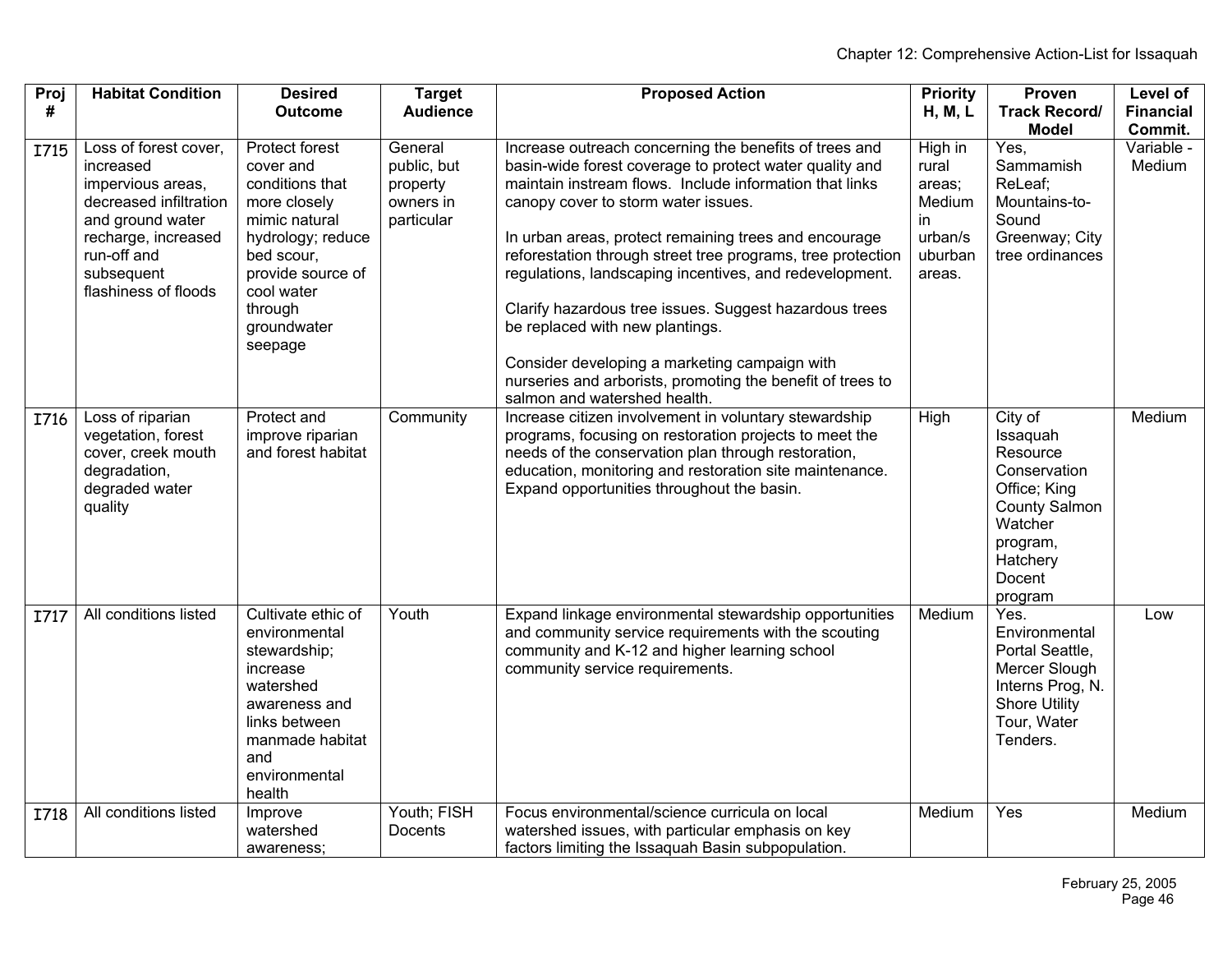| Proj # | Habitat Condition | Desired Outcome | Target Audience | Proposed Action | Priority H, M, L | Proven Track Record/ Model | Level of Financial Commit. |
|---|---|---|---|---|---|---|---|
| I715 | Loss of forest cover, increased impervious areas, decreased infiltration and ground water recharge, increased run-off and subsequent flashiness of floods | Protect forest conditions that more closely mimic natural hydrology; reduce bed scour, provide source of cool water through groundwater seepage | General public, but property owners in particular | Increase outreach concerning the benefits of trees and basin-wide forest coverage to protect water quality and maintain instream flows. Include information that links canopy cover to storm water issues.<br><br>In urban areas, protect remaining trees and encourage reforestation through street tree programs, tree protection regulations, landscaping incentives, and redevelopment.<br><br>Clarify hazardous tree issues. Suggest hazardous trees be replaced with new plantings.<br><br>Consider developing a marketing campaign with nurseries and arborists, promoting the benefit of trees to salmon and watershed health. | High in rural areas; Medium in urban/suburban areas. | Yes, Sammamish ReLeaf; Mountains-to-Sound Greenway; City tree ordinances | Variable - Medium |
| I716 | Loss of riparian vegetation, forest cover, creek mouth degradation, degraded water quality | Protect and improve riparian and forest habitat | Community | Increase citizen involvement in voluntary stewardship programs, focusing on restoration projects to meet the needs of the conservation plan through restoration, education, monitoring and restoration site maintenance. Expand opportunities throughout the basin. | High | City of Issaquah Resource Conservation Office; King County Salmon Watcher program, Hatchery Docent program | Medium |
| I717 | All conditions listed | Cultivate ethic of environmental stewardship; increase watershed awareness and links between manmade habitat and environmental health | Youth | Expand linkage environmental stewardship opportunities and community service requirements with the scouting community and K-12 and higher learning school community service requirements. | Medium | Yes. Environmental Portal Seattle, Mercer Slough Interns Prog, N. Shore Utility Tour, Water Tenders. | Low |
| I718 | All conditions listed | Improve watershed awareness; | Youth; FISH Docents | Focus environmental/science curricula on local watershed issues, with particular emphasis on key factors limiting the Issaquah Basin subpopulation. | Medium | Yes | Medium |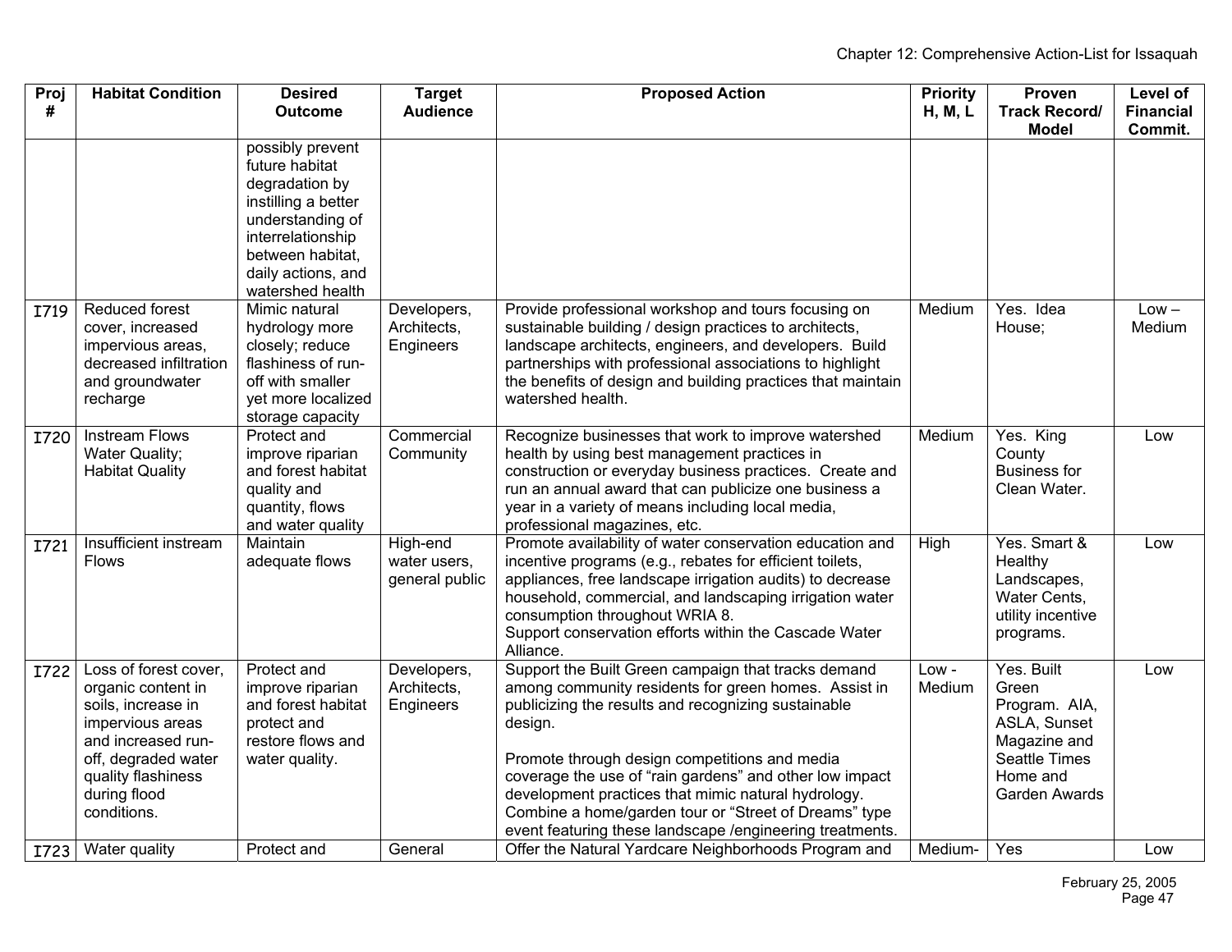| Proj # | Habitat Condition | Desired Outcome | Target Audience | Proposed Action | Priority H, M, L | Proven Track Record/ Model | Level of Financial Commit. |
|---|---|---|---|---|---|---|---|
| | | possibly prevent future habitat degradation by instilling a better understanding of interrelationship between habitat, daily actions, and watershed health | | | | | |
| I719 | Reduced forest cover, increased impervious areas, decreased infiltration and groundwater recharge | Mimic natural hydrology more closely; reduce flashiness of run-off with smaller yet more localized storage capacity | Developers, Architects, Engineers | Provide professional workshop and tours focusing on sustainable building / design practices to architects, landscape architects, engineers, and developers. Build partnerships with professional associations to highlight the benefits of design and building practices that maintain watershed health. | Medium | Yes. Idea House; | Low – Medium |
| I720 | Instream Flows Water Quality; Habitat Quality | Protect and improve riparian and forest habitat quality and quantity, flows and water quality | Commercial Community | Recognize businesses that work to improve watershed health by using best management practices in construction or everyday business practices. Create and run an annual award that can publicize one business a year in a variety of means including local media, professional magazines, etc. | Medium | Yes. King County Business for Clean Water. | Low |
| I721 | Insufficient instream Flows | Maintain adequate flows | High-end water users, general public | Promote availability of water conservation education and incentive programs (e.g., rebates for efficient toilets, appliances, free landscape irrigation audits) to decrease household, commercial, and landscaping irrigation water consumption throughout WRIA 8.<br>Support conservation efforts within the Cascade Water Alliance. | High | Yes. Smart & Healthy Landscapes, Water Cents, utility incentive programs. | Low |
| I722 | Loss of forest cover, organic content in soils, increase in impervious areas and increased run-off, degraded water quality flashiness during flood conditions. | Protect and improve riparian and forest habitat protect and restore flows and water quality. | Developers, Architects, Engineers | Support the Built Green campaign that tracks demand among community residents for green homes. Assist in publicizing the results and recognizing sustainable design.<br><br>Promote through design competitions and media coverage the use of "rain gardens" and other low impact development practices that mimic natural hydrology. Combine a home/garden tour or "Street of Dreams" type event featuring these landscape /engineering treatments. | Low - Medium | Yes. Built Green Program. AIA, ASLA, Sunset Magazine and Seattle Times Home and Garden Awards | Low |
| I723 | Water quality | Protect and | General | Offer the Natural Yardcare Neighborhoods Program and | Medium- | Yes | Low |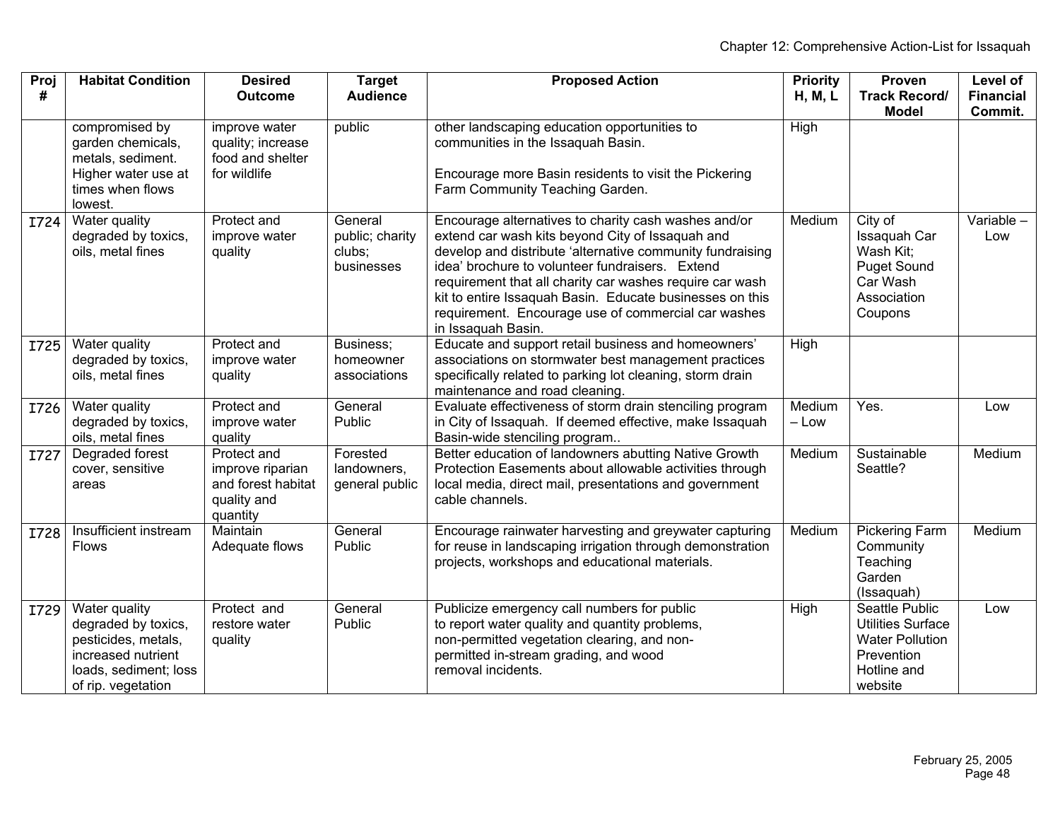| Proj # | Habitat Condition | Desired Outcome | Target Audience | Proposed Action | Priority H, M, L | Proven Track Record/ Model | Level of Financial Commit. |
|---|---|---|---|---|---|---|---|
| | compromised by garden chemicals, metals, sediment. Higher water use at times when flows lowest. | improve water quality; increase food and shelter for wildlife | public | other landscaping education opportunities to communities in the Issaquah Basin. Encourage more Basin residents to visit the Pickering Farm Community Teaching Garden. | High | | |
| I724 | Water quality degraded by toxics, oils, metal fines | Protect and improve water quality | General public; charity clubs; businesses | Encourage alternatives to charity cash washes and/or extend car wash kits beyond City of Issaquah and develop and distribute 'alternative community fundraising idea' brochure to volunteer fundraisers. Extend requirement that all charity car washes require car wash kit to entire Issaquah Basin. Educate businesses on this requirement. Encourage use of commercial car washes in Issaquah Basin. | Medium | City of Issaquah Car Wash Kit; Puget Sound Car Wash Association Coupons | Variable – Low |
| I725 | Water quality degraded by toxics, oils, metal fines | Protect and improve water quality | Business; homeowner associations | Educate and support retail business and homeowners' associations on stormwater best management practices specifically related to parking lot cleaning, storm drain maintenance and road cleaning. | High | | |
| I726 | Water quality degraded by toxics, oils, metal fines | Protect and improve water quality | General Public | Evaluate effectiveness of storm drain stenciling program in City of Issaquah. If deemed effective, make Issaquah Basin-wide stenciling program.. | Medium – Low | Yes. | Low |
| I727 | Degraded forest cover, sensitive areas | Protect and improve riparian and forest habitat quality and quantity | Forested landowners, general public | Better education of landowners abutting Native Growth Protection Easements about allowable activities through local media, direct mail, presentations and government cable channels. | Medium | Sustainable Seattle? | Medium |
| I728 | Insufficient instream Flows | Maintain Adequate flows | General Public | Encourage rainwater harvesting and greywater capturing for reuse in landscaping irrigation through demonstration projects, workshops and educational materials. | Medium | Pickering Farm Community Teaching Garden (Issaquah) | Medium |
| I729 | Water quality degraded by toxics, pesticides, metals, increased nutrient loads, sediment; loss of rip. vegetation | Protect and restore water quality | General Public | Publicize emergency call numbers for public to report water quality and quantity problems, non-permitted vegetation clearing, and non-permitted in-stream grading, and wood removal incidents. | High | Seattle Public Utilities Surface Water Pollution Prevention Hotline and website | Low |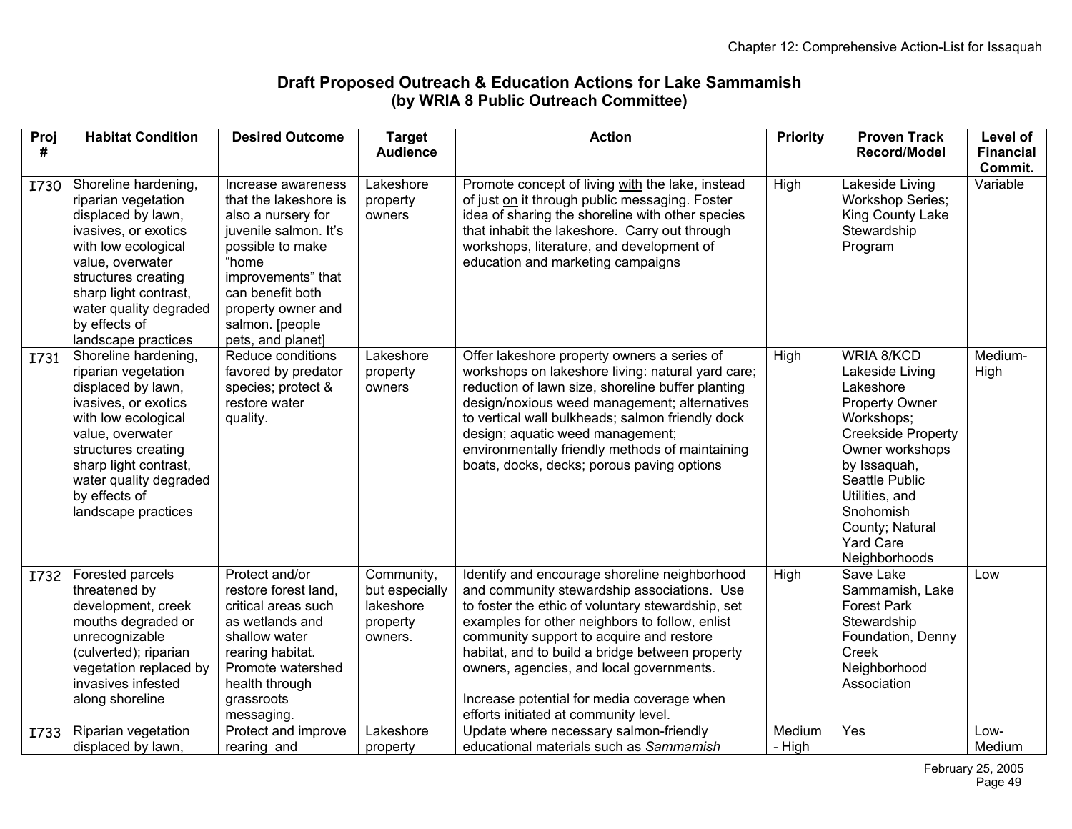## Draft Proposed Outreach & Education Actions for Lake Sammamish
## (by WRIA 8 Public Outreach Committee)

| Proj # | Habitat Condition | Desired Outcome | Target Audience | Action | Priority | Proven Track Record/Model | Level of Financial Commit. |
|---|---|---|---|---|---|---|---|
| I730 | Shoreline hardening, riparian vegetation displaced by lawn, ivasives, or exotics with low ecological value, overwater structures creating sharp light contrast, water quality degraded by effects of landscape practices | Increase awareness that the lakeshore is also a nursery for juvenile salmon. It's possible to make "home improvements" that can benefit both property owner and salmon. [people pets, and planet] | Lakeshore property owners | Promote concept of living with the lake, instead of just on it through public messaging. Foster idea of sharing the shoreline with other species that inhabit the lakeshore. Carry out through workshops, literature, and development of education and marketing campaigns | High | Lakeside Living Workshop Series; King County Lake Stewardship Program | Variable |
| I731 | Shoreline hardening, riparian vegetation displaced by lawn, ivasives, or exotics with low ecological value, overwater structures creating sharp light contrast, water quality degraded by effects of landscape practices | Reduce conditions favored by predator species; protect & restore water quality. | Lakeshore property owners | Offer lakeshore property owners a series of workshops on lakeshore living: natural yard care; reduction of lawn size, shoreline buffer planting design/noxious weed management; alternatives to vertical wall bulkheads; salmon friendly dock design; aquatic weed management; environmentally friendly methods of maintaining boats, docks, decks; porous paving options | High | WRIA 8/KCD Lakeside Living Lakeshore Property Owner Workshops; Creekside Property Owner workshops by Issaquah, Seattle Public Utilities, and Snohomish County; Natural Yard Care Neighborhoods | Medium-High |
| I732 | Forested parcels threatened by development, creek mouths degraded or unrecognizable (culverted); riparian vegetation replaced by invasives infested along shoreline | Protect and/or restore forest land, critical areas such as wetlands and shallow water rearing habitat. Promote watershed health through grassroots messaging. | Community, but especially lakeshore property owners. | Identify and encourage shoreline neighborhood and community stewardship associations. Use to foster the ethic of voluntary stewardship, set examples for other neighbors to follow, enlist community support to acquire and restore habitat, and to build a bridge between property owners, agencies, and local governments.<br><br>Increase potential for media coverage when efforts initiated at community level. | High | Save Lake Sammamish, Lake Forest Park Stewardship Foundation, Denny Creek Neighborhood Association | Low |
| I733 | Riparian vegetation displaced by lawn, | Protect and improve rearing and | Lakeshore property | Update where necessary salmon-friendly educational materials such as *Sammamish* | Medium - High | Yes | Low-Medium |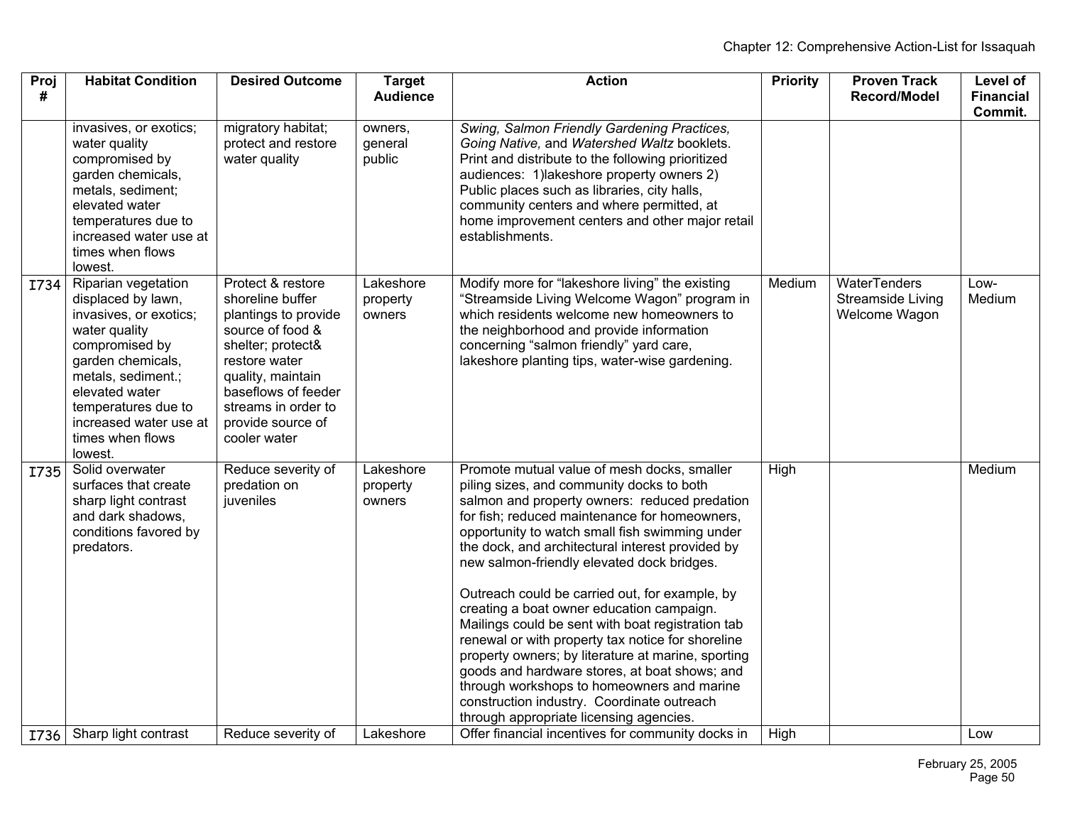| Proj # | Habitat Condition | Desired Outcome | Target Audience | Action | Priority | Proven Track Record/Model | Level of Financial Commit. |
|---|---|---|---|---|---|---|---|
| | invasives, or exotics; water quality compromised by garden chemicals, metals, sediment; elevated water temperatures due to increased water use at times when flows lowest. | migratory habitat; protect and restore water quality | owners, general public | *Swing, Salmon Friendly Gardening Practices, Going Native,* and *Watershed Waltz* booklets. Print and distribute to the following prioritized audiences: 1)lakeshore property owners 2) Public places such as libraries, city halls, community centers and where permitted, at home improvement centers and other major retail establishments. | | | |
| I734 | Riparian vegetation displaced by lawn, invasives, or exotics; water quality compromised by garden chemicals, metals, sediment.; elevated water temperatures due to increased water use at times when flows lowest. | Protect & restore shoreline buffer plantings to provide source of food & shelter; protect& restore water quality, maintain baseflows of feeder streams in order to provide source of cooler water | Lakeshore property owners | Modify more for "lakeshore living" the existing "Streamside Living Welcome Wagon" program in which residents welcome new homeowners to the neighborhood and provide information concerning "salmon friendly" yard care, lakeshore planting tips, water-wise gardening. | Medium | WaterTenders Streamside Living Welcome Wagon | Low-Medium |
| I735 | Solid overwater surfaces that create sharp light contrast and dark shadows, conditions favored by predators. | Reduce severity of predation on juveniles | Lakeshore property owners | Promote mutual value of mesh docks, smaller piling sizes, and community docks to both salmon and property owners: reduced predation for fish; reduced maintenance for homeowners, opportunity to watch small fish swimming under the dock, and architectural interest provided by new salmon-friendly elevated dock bridges.<br><br>Outreach could be carried out, for example, by creating a boat owner education campaign. Mailings could be sent with boat registration tab renewal or with property tax notice for shoreline property owners; by literature at marine, sporting goods and hardware stores, at boat shows; and through workshops to homeowners and marine construction industry. Coordinate outreach through appropriate licensing agencies. | High | | Medium |
| I736 | Sharp light contrast | Reduce severity of | Lakeshore | Offer financial incentives for community docks in | High | | Low |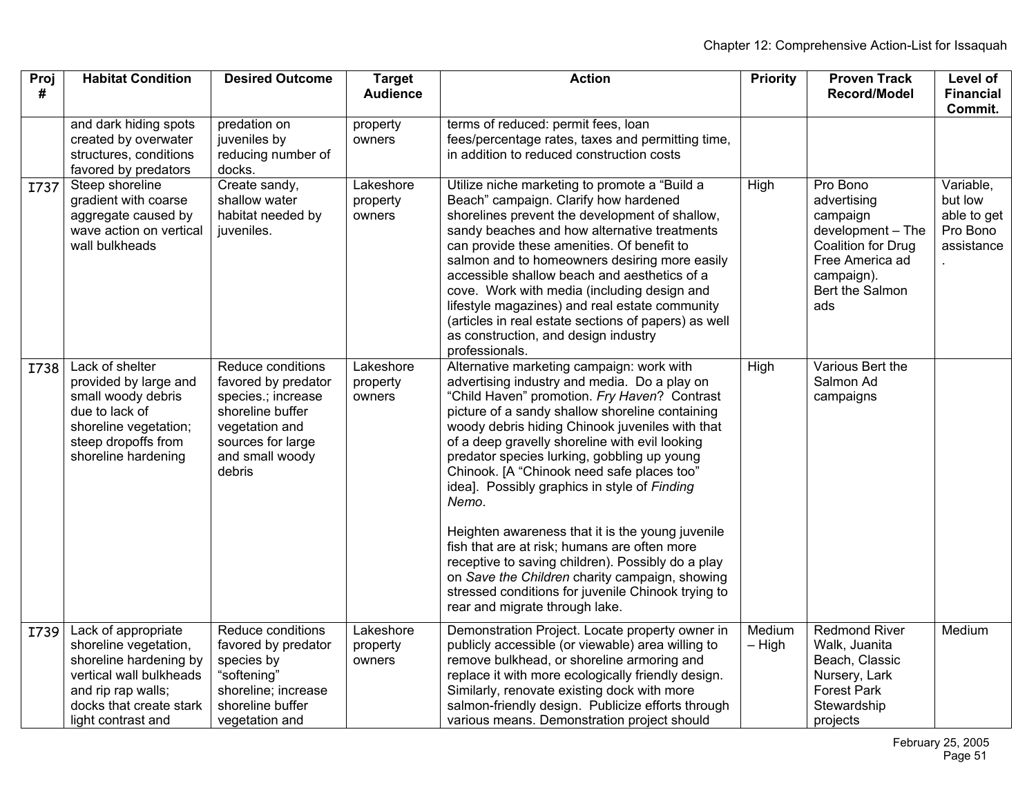| Proj # | Habitat Condition | Desired Outcome | Target Audience | Action | Priority | Proven Track Record/Model | Level of Financial Commit. |
|---|---|---|---|---|---|---|---|
| | and dark hiding spots created by overwater structures, conditions favored by predators | predation on juveniles by reducing number of docks. | property owners | terms of reduced: permit fees, loan fees/percentage rates, taxes and permitting time, in addition to reduced construction costs | | | |
| I737 | Steep shoreline gradient with coarse aggregate caused by wave action on vertical wall bulkheads | Create sandy, shallow water habitat needed by juveniles. | Lakeshore property owners | Utilize niche marketing to promote a "Build a Beach" campaign. Clarify how hardened shorelines prevent the development of shallow, sandy beaches and how alternative treatments can provide these amenities. Of benefit to salmon and to homeowners desiring more easily accessible shallow beach and aesthetics of a cove. Work with media (including design and lifestyle magazines) and real estate community (articles in real estate sections of papers) as well as construction, and design industry professionals. | High | Pro Bono advertising campaign development – The Coalition for Drug Free America ad campaign). Bert the Salmon ads | Variable, but low able to get Pro Bono assistance. |
| I738 | Lack of shelter provided by large and small woody debris due to lack of shoreline vegetation; steep dropoffs from shoreline hardening | Reduce conditions favored by predator species.; increase shoreline buffer vegetation and sources for large and small woody debris | Lakeshore property owners | Alternative marketing campaign: work with advertising industry and media. Do a play on "Child Haven" promotion. *Fry Haven*? Contrast picture of a sandy shallow shoreline containing woody debris hiding Chinook juveniles with that of a deep gravelly shoreline with evil looking predator species lurking, gobbling up young Chinook. [A "Chinook need safe places too" idea]. Possibly graphics in style of *Finding Nemo*.<br><br>Heighten awareness that it is the young juvenile fish that are at risk; humans are often more receptive to saving children). Possibly do a play on *Save the Children* charity campaign, showing stressed conditions for juvenile Chinook trying to rear and migrate through lake. | High | Various Bert the Salmon Ad campaigns | |
| I739 | Lack of appropriate shoreline vegetation, shoreline hardening by vertical wall bulkheads and rip rap walls; docks that create stark light contrast and | Reduce conditions favored by predator species by "softening" shoreline; increase shoreline buffer vegetation and | Lakeshore property owners | Demonstration Project. Locate property owner in publicly accessible (or viewable) area willing to remove bulkhead, or shoreline armoring and replace it with more ecologically friendly design. Similarly, renovate existing dock with more salmon-friendly design. Publicize efforts through various means. Demonstration project should | Medium – High | Redmond River Walk, Juanita Beach, Classic Nursery, Lark Forest Park Stewardship projects | Medium |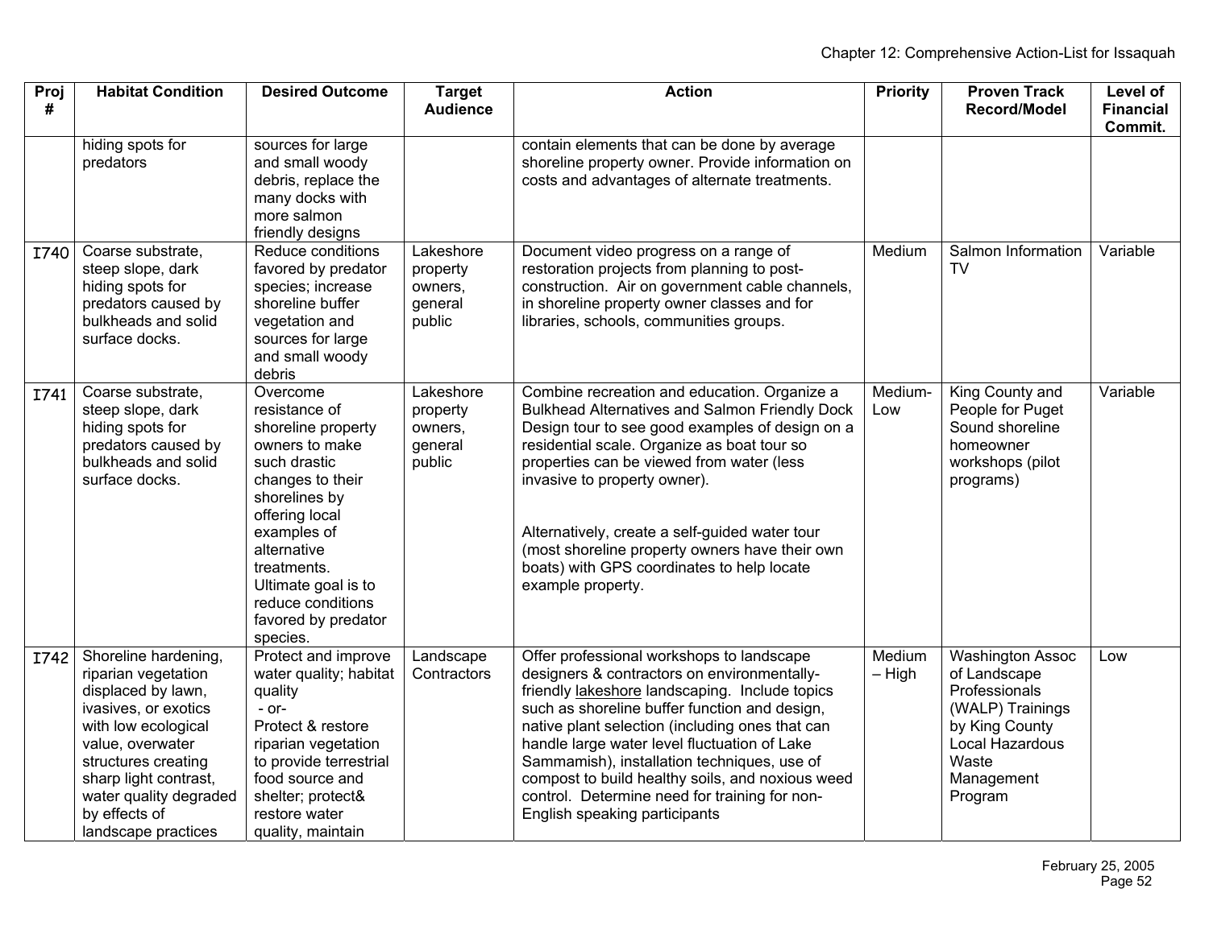| Proj # | Habitat Condition | Desired Outcome | Target Audience | Action | Priority | Proven Track Record/Model | Level of Financial Commit. |
|---|---|---|---|---|---|---|---|
| | hiding spots for predators | sources for large and small woody debris, replace the many docks with more salmon friendly designs | | contain elements that can be done by average shoreline property owner. Provide information on costs and advantages of alternate treatments. | | | |
| I740 | Coarse substrate, steep slope, dark hiding spots for predators caused by bulkheads and solid surface docks. | Reduce conditions favored by predator species; increase shoreline buffer vegetation and sources for large and small woody debris | Lakeshore property owners, general public | Document video progress on a range of restoration projects from planning to post-construction. Air on government cable channels, in shoreline property owner classes and for libraries, schools, communities groups. | Medium | Salmon Information TV | Variable |
| I741 | Coarse substrate, steep slope, dark hiding spots for predators caused by bulkheads and solid surface docks. | Overcome resistance of shoreline property owners to make such drastic changes to their shorelines by offering local examples of alternative treatments. Ultimate goal is to reduce conditions favored by predator species. | Lakeshore property owners, general public | Combine recreation and education. Organize a Bulkhead Alternatives and Salmon Friendly Dock Design tour to see good examples of design on a residential scale. Organize as boat tour so properties can be viewed from water (less invasive to property owner).<br><br>Alternatively, create a self-guided water tour (most shoreline property owners have their own boats) with GPS coordinates to help locate example property. | Medium-Low | King County and People for Puget Sound shoreline homeowner workshops (pilot programs) | Variable |
| I742 | Shoreline hardening, riparian vegetation displaced by lawn, ivasives, or exotics with low ecological value, overwater structures creating sharp light contrast, water quality degraded by effects of landscape practices | Protect and improve water quality; habitat quality<br>- or-<br>Protect & restore riparian vegetation to provide terrestrial food source and shelter; protect& restore water quality, maintain | Landscape Contractors | Offer professional workshops to landscape designers & contractors on environmentally-friendly lakeshore landscaping. Include topics such as shoreline buffer function and design, native plant selection (including ones that can handle large water level fluctuation of Lake Sammamish), installation techniques, use of compost to build healthy soils, and noxious weed control. Determine need for training for non-English speaking participants | Medium – High | Washington Assoc of Landscape Professionals (WALP) Trainings by King County Local Hazardous Waste Management Program | Low |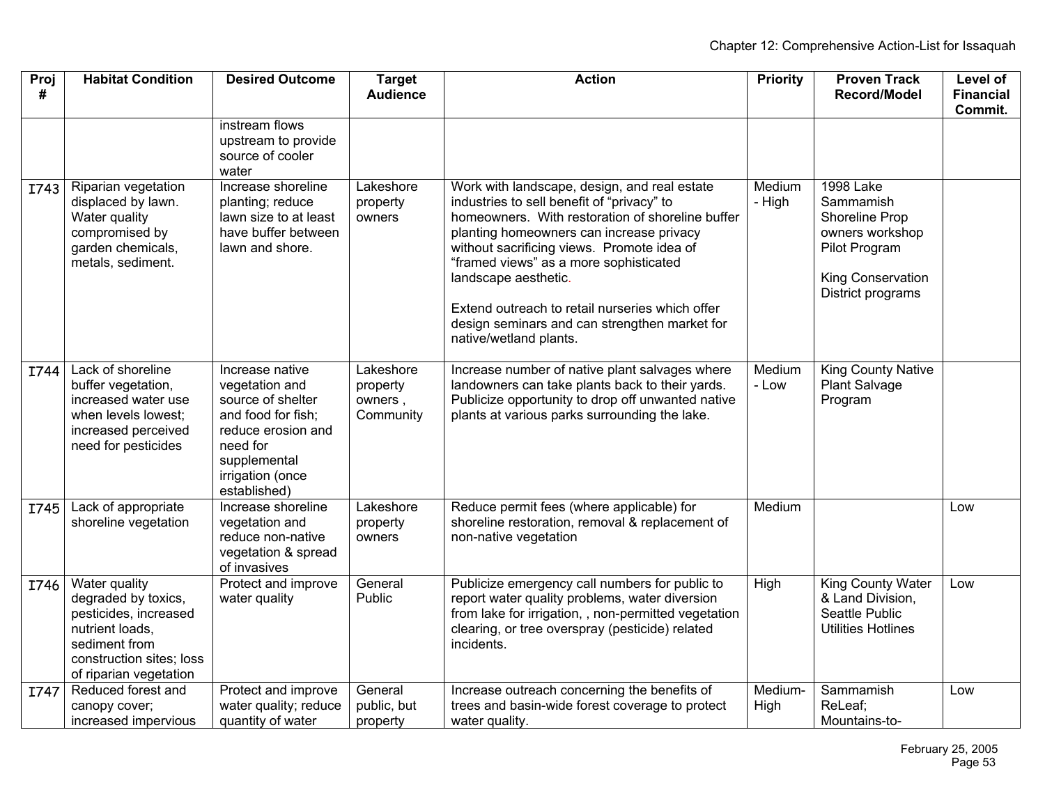| Proj # | Habitat Condition | Desired Outcome | Target Audience | Action | Priority | Proven Track Record/Model | Level of Financial Commit. |
|---|---|---|---|---|---|---|---|
| | | instream flows upstream to provide source of cooler water | | | | | |
| I743 | Riparian vegetation displaced by lawn. Water quality compromised by garden chemicals, metals, sediment. | Increase shoreline planting; reduce lawn size to at least have buffer between lawn and shore. | Lakeshore property owners | Work with landscape, design, and real estate industries to sell benefit of "privacy" to homeowners. With restoration of shoreline buffer planting homeowners can increase privacy without sacrificing views. Promote idea of "framed views" as a more sophisticated landscape aesthetic.<br><br>Extend outreach to retail nurseries which offer design seminars and can strengthen market for native/wetland plants. | Medium - High | 1998 Lake Sammamish Shoreline Prop owners workshop Pilot Program<br><br>King Conservation District programs | |
| I744 | Lack of shoreline buffer vegetation, increased water use when levels lowest; increased perceived need for pesticides | Increase native vegetation and source of shelter and food for fish; reduce erosion and need for supplemental irrigation (once established) | Lakeshore property owners , Community | Increase number of native plant salvages where landowners can take plants back to their yards. Publicize opportunity to drop off unwanted native plants at various parks surrounding the lake. | Medium - Low | King County Native Plant Salvage Program | |
| I745 | Lack of appropriate shoreline vegetation | Increase shoreline vegetation and reduce non-native vegetation & spread of invasives | Lakeshore property owners | Reduce permit fees (where applicable) for shoreline restoration, removal & replacement of non-native vegetation | Medium | | Low |
| I746 | Water quality degraded by toxics, pesticides, increased nutrient loads, sediment from construction sites; loss of riparian vegetation | Protect and improve water quality | General Public | Publicize emergency call numbers for public to report water quality problems, water diversion from lake for irrigation, , non-permitted vegetation clearing, or tree overspray (pesticide) related incidents. | High | King County Water & Land Division, Seattle Public Utilities Hotlines | Low |
| I747 | Reduced forest and canopy cover; increased impervious | Protect and improve water quality; reduce quantity of water | General public, but property | Increase outreach concerning the benefits of trees and basin-wide forest coverage to protect water quality. | Medium-High | Sammamish ReLeaf; Mountains-to- | Low |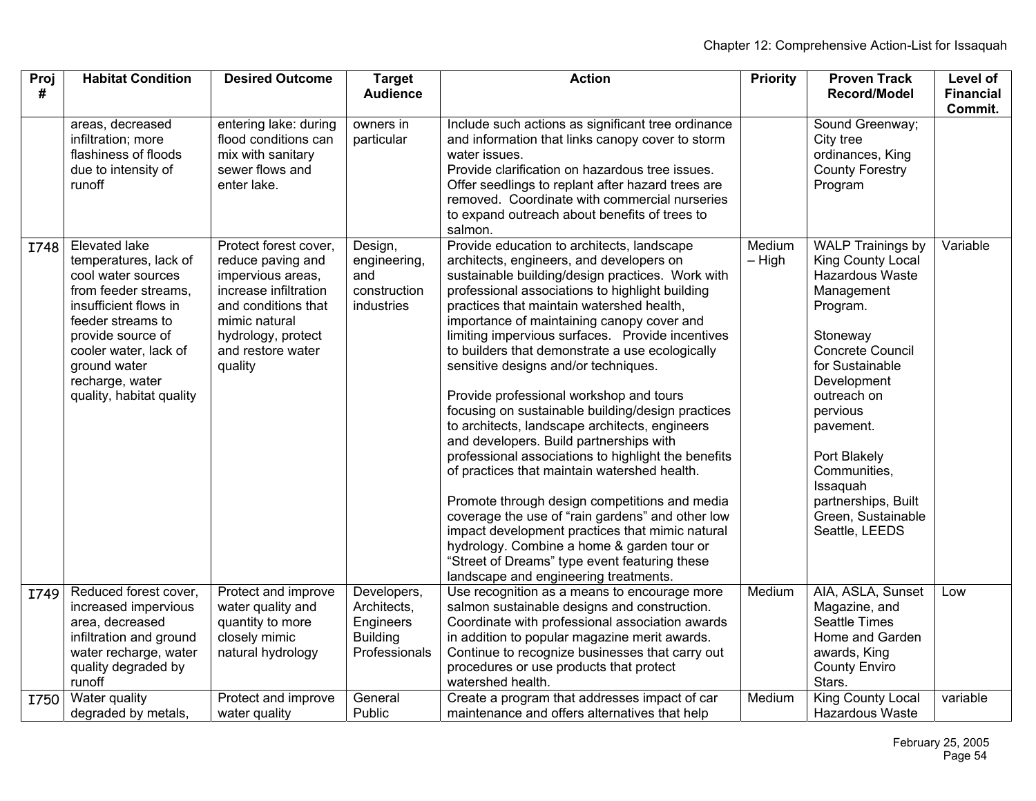| Proj # | Habitat Condition | Desired Outcome | Target Audience | Action | Priority | Proven Track Record/Model | Level of Financial Commit. |
|---|---|---|---|---|---|---|---|
| | areas, decreased infiltration; more flashiness of floods due to intensity of runoff | entering lake: during flood conditions can mix with sanitary sewer flows and enter lake. | owners in particular | Include such actions as significant tree ordinance and information that links canopy cover to storm water issues. Provide clarification on hazardous tree issues. Offer seedlings to replant after hazard trees are removed. Coordinate with commercial nurseries to expand outreach about benefits of trees to salmon. | | Sound Greenway; City tree ordinances, King County Forestry Program | |
| I748 | Elevated lake temperatures, lack of cool water sources from feeder streams, insufficient flows in feeder streams to provide source of cooler water, lack of ground water recharge, water quality, habitat quality | Protect forest cover, reduce paving and impervious areas, increase infiltration and conditions that mimic natural hydrology, protect and restore water quality | Design, engineering, and construction industries | Provide education to architects, landscape architects, engineers, and developers on sustainable building/design practices. Work with professional associations to highlight building practices that maintain watershed health, importance of maintaining canopy cover and limiting impervious surfaces. Provide incentives to builders that demonstrate a use ecologically sensitive designs and/or techniques.<br><br>Provide professional workshop and tours focusing on sustainable building/design practices to architects, landscape architects, engineers and developers. Build partnerships with professional associations to highlight the benefits of practices that maintain watershed health.<br><br>Promote through design competitions and media coverage the use of "rain gardens" and other low impact development practices that mimic natural hydrology. Combine a home & garden tour or "Street of Dreams" type event featuring these landscape and engineering treatments. | Medium – High | WALP Trainings by King County Local Hazardous Waste Management Program.<br><br>Stoneway Concrete Council for Sustainable Development outreach on pervious pavement.<br><br>Port Blakely Communities, Issaquah partnerships, Built Green, Sustainable Seattle, LEEDS | Variable |
| I749 | Reduced forest cover, increased impervious area, decreased infiltration and ground water recharge, water quality degraded by runoff | Protect and improve water quality and quantity to more closely mimic natural hydrology | Developers, Architects, Engineers Building Professionals | Use recognition as a means to encourage more salmon sustainable designs and construction. Coordinate with professional association awards in addition to popular magazine merit awards. Continue to recognize businesses that carry out procedures or use products that protect watershed health. | Medium | AIA, ASLA, Sunset Magazine, and Seattle Times Home and Garden awards, King County Enviro Stars. | Low |
| I750 | Water quality degraded by metals, | Protect and improve water quality | General Public | Create a program that addresses impact of car maintenance and offers alternatives that help | Medium | King County Local Hazardous Waste | variable |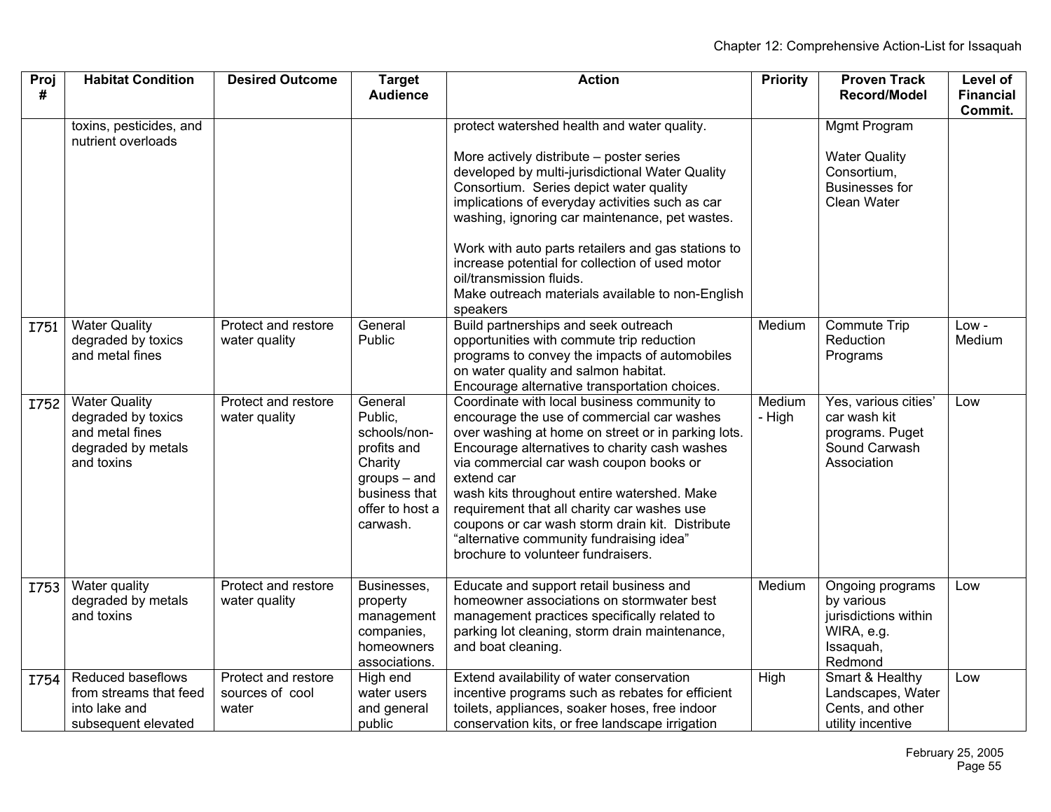| Proj # | Habitat Condition | Desired Outcome | Target Audience | Action | Priority | Proven Track Record/Model | Level of Financial Commit. |
|---|---|---|---|---|---|---|---|
| | toxins, pesticides, and nutrient overloads | | | protect watershed health and water quality.<br><br>More actively distribute – poster series developed by multi-jurisdictional Water Quality Consortium. Series depict water quality implications of everyday activities such as car washing, ignoring car maintenance, pet wastes.<br><br>Work with auto parts retailers and gas stations to increase potential for collection of used motor oil/transmission fluids.<br>Make outreach materials available to non-English speakers | | Mgmt Program<br><br>Water Quality Consortium, Businesses for Clean Water | |
| I751 | Water Quality degraded by toxics and metal fines | Protect and restore water quality | General Public | Build partnerships and seek outreach opportunities with commute trip reduction programs to convey the impacts of automobiles on water quality and salmon habitat.<br>Encourage alternative transportation choices. | Medium | Commute Trip Reduction Programs | Low - Medium |
| I752 | Water Quality degraded by toxics and metal fines degraded by metals and toxins | Protect and restore water quality | General Public, schools/non-profits and Charity groups – and business that offer to host a carwash. | Coordinate with local business community to encourage the use of commercial car washes over washing at home on street or in parking lots. Encourage alternatives to charity cash washes via commercial car wash coupon books or extend car<br>wash kits throughout entire watershed. Make requirement that all charity car washes use coupons or car wash storm drain kit. Distribute "alternative community fundraising idea" brochure to volunteer fundraisers. | Medium - High | Yes, various cities' car wash kit programs. Puget Sound Carwash Association | Low |
| I753 | Water quality degraded by metals and toxins | Protect and restore water quality | Businesses, property management companies, homeowners associations. | Educate and support retail business and homeowner associations on stormwater best management practices specifically related to parking lot cleaning, storm drain maintenance, and boat cleaning. | Medium | Ongoing programs by various jurisdictions within WIRA, e.g. Issaquah, Redmond | Low |
| I754 | Reduced baseflows from streams that feed into lake and subsequent elevated | Protect and restore sources of cool water | High end water users and general public | Extend availability of water conservation incentive programs such as rebates for efficient toilets, appliances, soaker hoses, free indoor conservation kits, or free landscape irrigation | High | Smart & Healthy Landscapes, Water Cents, and other utility incentive | Low |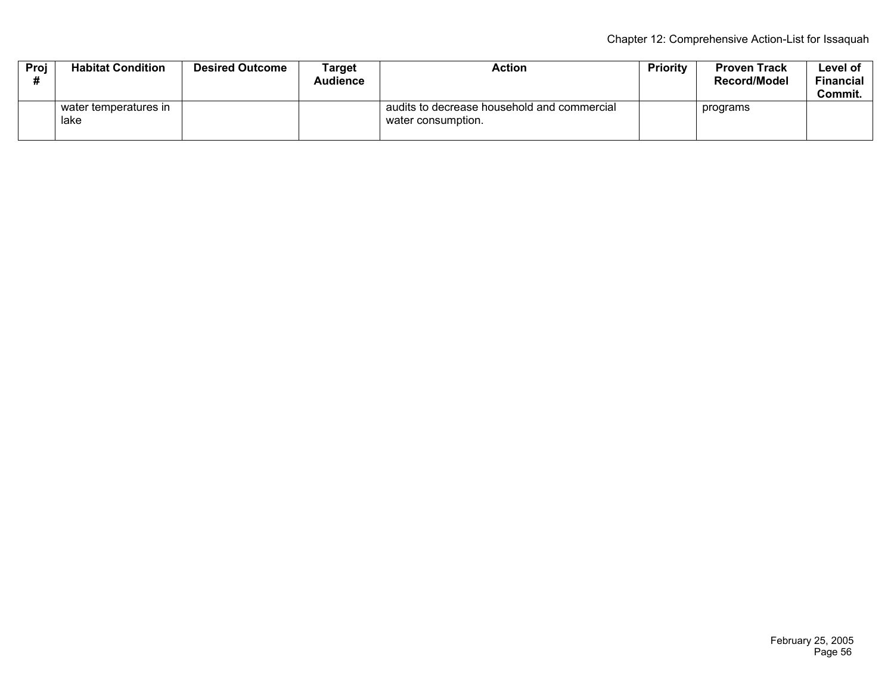| Proj # | Habitat Condition | Desired Outcome | Target Audience | Action | Priority | Proven Track Record/Model | Level of Financial Commit. |
|---|---|---|---|---|---|---|---|
| | water temperatures in lake | | | audits to decrease household and commercial water consumption. | | programs | |